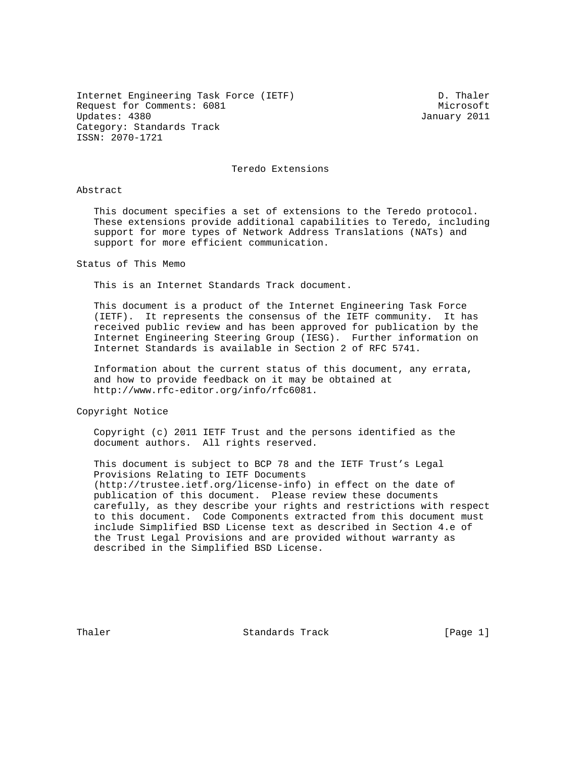Internet Engineering Task Force (IETF)                          D. Thaler
Request for Comments: 6081                                      Microsoft
Updates: 4380                                                January 2011
Category: Standards Track
ISSN: 2070-1721

# Teredo Extensions

## Abstract

This document specifies a set of extensions to the Teredo protocol. These extensions provide additional capabilities to Teredo, including support for more types of Network Address Translations (NATs) and support for more efficient communication.

## Status of This Memo

This is an Internet Standards Track document.

This document is a product of the Internet Engineering Task Force (IETF). It represents the consensus of the IETF community. It has received public review and has been approved for publication by the Internet Engineering Steering Group (IESG). Further information on Internet Standards is available in Section 2 of RFC 5741.

Information about the current status of this document, any errata, and how to provide feedback on it may be obtained at http://www.rfc-editor.org/info/rfc6081.

## Copyright Notice

Copyright (c) 2011 IETF Trust and the persons identified as the document authors. All rights reserved.

This document is subject to BCP 78 and the IETF Trust's Legal Provisions Relating to IETF Documents (http://trustee.ietf.org/license-info) in effect on the date of publication of this document. Please review these documents carefully, as they describe your rights and restrictions with respect to this document. Code Components extracted from this document must include Simplified BSD License text as described in Section 4.e of the Trust Legal Provisions and are provided without warranty as described in the Simplified BSD License.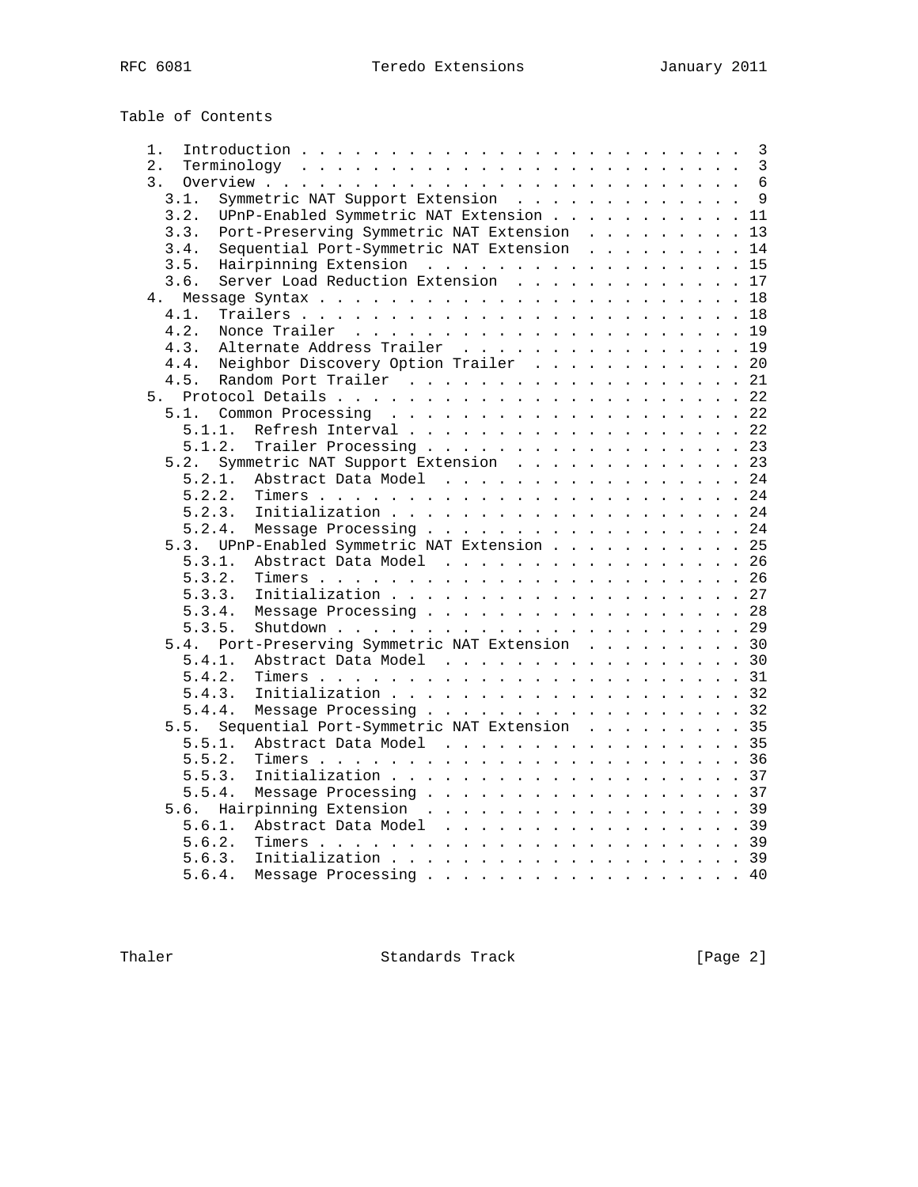Table of Contents

```
   1.  Introduction . . . . . . . . . . . . . . . . . . . . . . . . .  3
   2.  Terminology  . . . . . . . . . . . . . . . . . . . . . . . . .  3
   3.  Overview . . . . . . . . . . . . . . . . . . . . . . . . . . .  6
     3.1.  Symmetric NAT Support Extension  . . . . . . . . . . . . .  9
     3.2.  UPnP-Enabled Symmetric NAT Extension . . . . . . . . . . . 11
     3.3.  Port-Preserving Symmetric NAT Extension  . . . . . . . . . 13
     3.4.  Sequential Port-Symmetric NAT Extension  . . . . . . . . . 14
     3.5.  Hairpinning Extension  . . . . . . . . . . . . . . . . . . 15
     3.6.  Server Load Reduction Extension  . . . . . . . . . . . . . 17
   4.  Message Syntax . . . . . . . . . . . . . . . . . . . . . . . . 18
     4.1.  Trailers . . . . . . . . . . . . . . . . . . . . . . . . . 18
     4.2.  Nonce Trailer  . . . . . . . . . . . . . . . . . . . . . . 19
     4.3.  Alternate Address Trailer  . . . . . . . . . . . . . . . . 19
     4.4.  Neighbor Discovery Option Trailer  . . . . . . . . . . . . 20
     4.5.  Random Port Trailer  . . . . . . . . . . . . . . . . . . . 21
   5.  Protocol Details . . . . . . . . . . . . . . . . . . . . . . . 22
     5.1.  Common Processing  . . . . . . . . . . . . . . . . . . . . 22
       5.1.1.  Refresh Interval . . . . . . . . . . . . . . . . . . . 22
       5.1.2.  Trailer Processing . . . . . . . . . . . . . . . . . . 23
     5.2.  Symmetric NAT Support Extension  . . . . . . . . . . . . . 23
       5.2.1.  Abstract Data Model  . . . . . . . . . . . . . . . . . 24
       5.2.2.  Timers . . . . . . . . . . . . . . . . . . . . . . . . 24
       5.2.3.  Initialization . . . . . . . . . . . . . . . . . . . . 24
       5.2.4.  Message Processing . . . . . . . . . . . . . . . . . . 24
     5.3.  UPnP-Enabled Symmetric NAT Extension . . . . . . . . . . . 25
       5.3.1.  Abstract Data Model  . . . . . . . . . . . . . . . . . 26
       5.3.2.  Timers . . . . . . . . . . . . . . . . . . . . . . . . 26
       5.3.3.  Initialization . . . . . . . . . . . . . . . . . . . . 27
       5.3.4.  Message Processing . . . . . . . . . . . . . . . . . . 28
       5.3.5.  Shutdown . . . . . . . . . . . . . . . . . . . . . . . 29
     5.4.  Port-Preserving Symmetric NAT Extension  . . . . . . . . . 30
       5.4.1.  Abstract Data Model  . . . . . . . . . . . . . . . . . 30
       5.4.2.  Timers . . . . . . . . . . . . . . . . . . . . . . . . 31
       5.4.3.  Initialization . . . . . . . . . . . . . . . . . . . . 32
       5.4.4.  Message Processing . . . . . . . . . . . . . . . . . . 32
     5.5.  Sequential Port-Symmetric NAT Extension  . . . . . . . . . 35
       5.5.1.  Abstract Data Model  . . . . . . . . . . . . . . . . . 35
       5.5.2.  Timers . . . . . . . . . . . . . . . . . . . . . . . . 36
       5.5.3.  Initialization . . . . . . . . . . . . . . . . . . . . 37
       5.5.4.  Message Processing . . . . . . . . . . . . . . . . . . 37
     5.6.  Hairpinning Extension  . . . . . . . . . . . . . . . . . . 39
       5.6.1.  Abstract Data Model  . . . . . . . . . . . . . . . . . 39
       5.6.2.  Timers . . . . . . . . . . . . . . . . . . . . . . . . 39
       5.6.3.  Initialization . . . . . . . . . . . . . . . . . . . . 39
       5.6.4.  Message Processing . . . . . . . . . . . . . . . . . . 40
```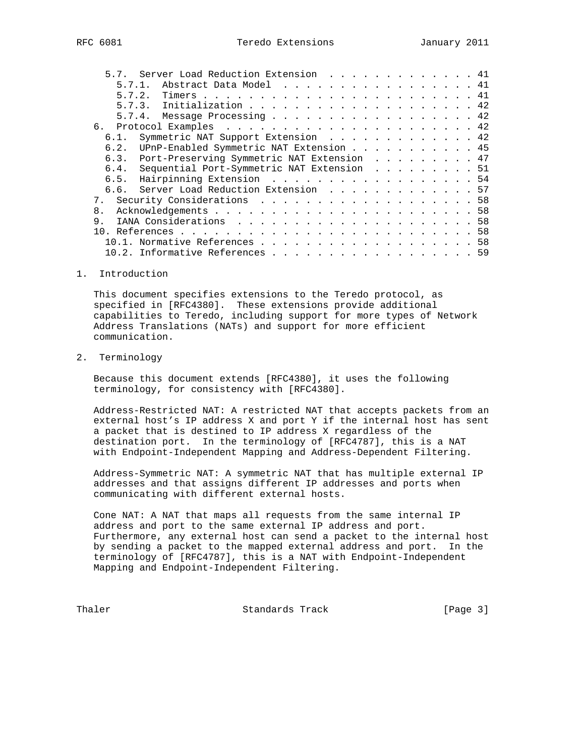5.7. Server Load Reduction Extension . . . . . . . . . . . . . . 41
   5.7.1. Abstract Data Model . . . . . . . . . . . . . . . . . . 41
   5.7.2. Timers . . . . . . . . . . . . . . . . . . . . . . . . 41
   5.7.3. Initialization . . . . . . . . . . . . . . . . . . . . 42
   5.7.4. Message Processing . . . . . . . . . . . . . . . . . . 42
6. Protocol Examples . . . . . . . . . . . . . . . . . . . . . . 42
   6.1. Symmetric NAT Support Extension . . . . . . . . . . . . . 42
   6.2. UPnP-Enabled Symmetric NAT Extension . . . . . . . . . . . 45
   6.3. Port-Preserving Symmetric NAT Extension . . . . . . . . . 47
   6.4. Sequential Port-Symmetric NAT Extension . . . . . . . . . 51
   6.5. Hairpinning Extension . . . . . . . . . . . . . . . . . . 54
   6.6. Server Load Reduction Extension . . . . . . . . . . . . . 57
7. Security Considerations . . . . . . . . . . . . . . . . . . . 58
8. Acknowledgements . . . . . . . . . . . . . . . . . . . . . . . 58
9. IANA Considerations . . . . . . . . . . . . . . . . . . . . . 58
10. References . . . . . . . . . . . . . . . . . . . . . . . . . 58
   10.1. Normative References . . . . . . . . . . . . . . . . . . 58
   10.2. Informative References . . . . . . . . . . . . . . . . . 59

# 1. Introduction

This document specifies extensions to the Teredo protocol, as specified in [RFC4380]. These extensions provide additional capabilities to Teredo, including support for more types of Network Address Translations (NATs) and support for more efficient communication.

# 2. Terminology

Because this document extends [RFC4380], it uses the following terminology, for consistency with [RFC4380].

Address-Restricted NAT: A restricted NAT that accepts packets from an external host's IP address X and port Y if the internal host has sent a packet that is destined to IP address X regardless of the destination port. In the terminology of [RFC4787], this is a NAT with Endpoint-Independent Mapping and Address-Dependent Filtering.

Address-Symmetric NAT: A symmetric NAT that has multiple external IP addresses and that assigns different IP addresses and ports when communicating with different external hosts.

Cone NAT: A NAT that maps all requests from the same internal IP address and port to the same external IP address and port. Furthermore, any external host can send a packet to the internal host by sending a packet to the mapped external address and port. In the terminology of [RFC4787], this is a NAT with Endpoint-Independent Mapping and Endpoint-Independent Filtering.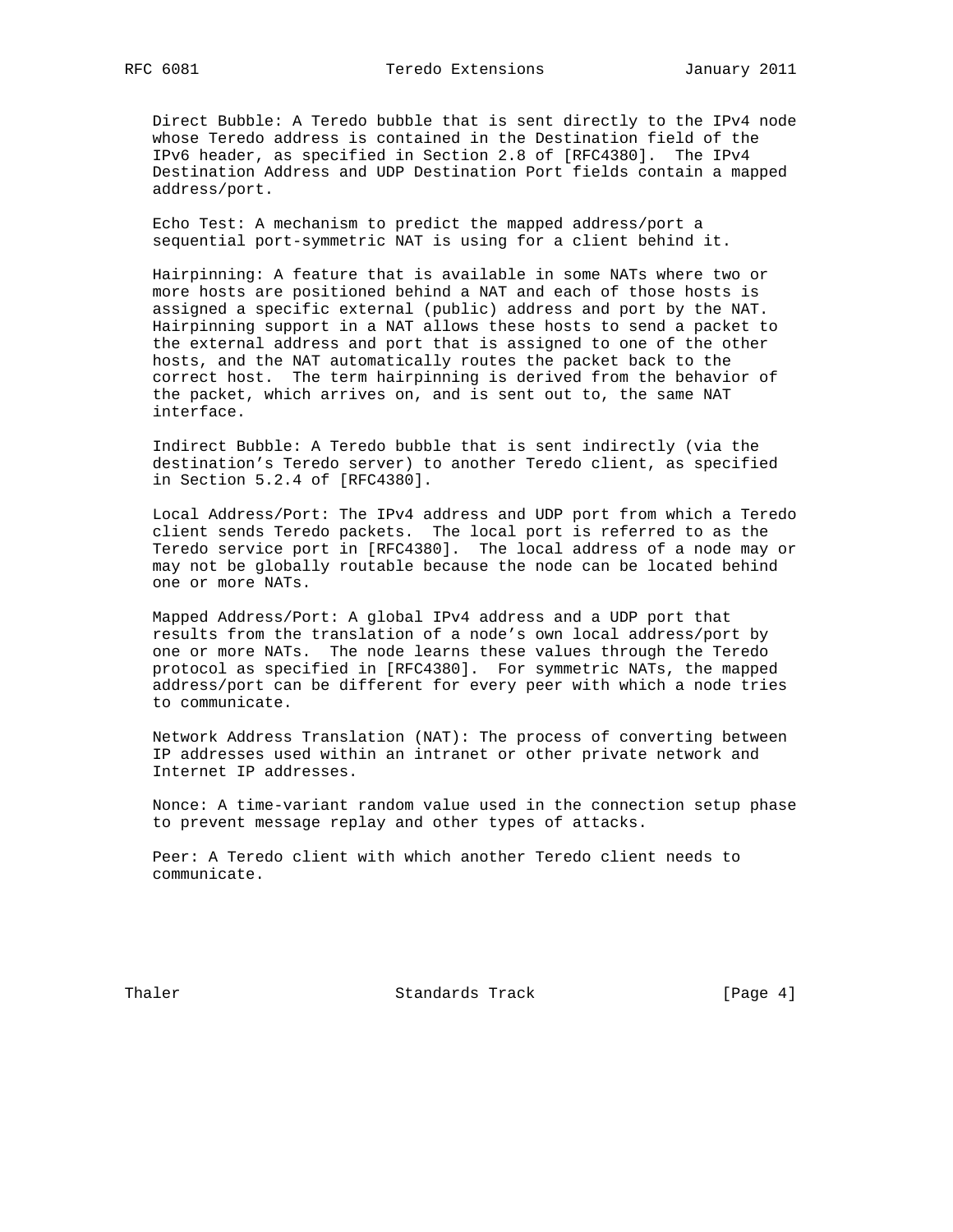Direct Bubble: A Teredo bubble that is sent directly to the IPv4 node whose Teredo address is contained in the Destination field of the IPv6 header, as specified in Section 2.8 of [RFC4380]. The IPv4 Destination Address and UDP Destination Port fields contain a mapped address/port.

Echo Test: A mechanism to predict the mapped address/port a sequential port-symmetric NAT is using for a client behind it.

Hairpinning: A feature that is available in some NATs where two or more hosts are positioned behind a NAT and each of those hosts is assigned a specific external (public) address and port by the NAT. Hairpinning support in a NAT allows these hosts to send a packet to the external address and port that is assigned to one of the other hosts, and the NAT automatically routes the packet back to the correct host. The term hairpinning is derived from the behavior of the packet, which arrives on, and is sent out to, the same NAT interface.

Indirect Bubble: A Teredo bubble that is sent indirectly (via the destination's Teredo server) to another Teredo client, as specified in Section 5.2.4 of [RFC4380].

Local Address/Port: The IPv4 address and UDP port from which a Teredo client sends Teredo packets. The local port is referred to as the Teredo service port in [RFC4380]. The local address of a node may or may not be globally routable because the node can be located behind one or more NATs.

Mapped Address/Port: A global IPv4 address and a UDP port that results from the translation of a node's own local address/port by one or more NATs. The node learns these values through the Teredo protocol as specified in [RFC4380]. For symmetric NATs, the mapped address/port can be different for every peer with which a node tries to communicate.

Network Address Translation (NAT): The process of converting between IP addresses used within an intranet or other private network and Internet IP addresses.

Nonce: A time-variant random value used in the connection setup phase to prevent message replay and other types of attacks.

Peer: A Teredo client with which another Teredo client needs to communicate.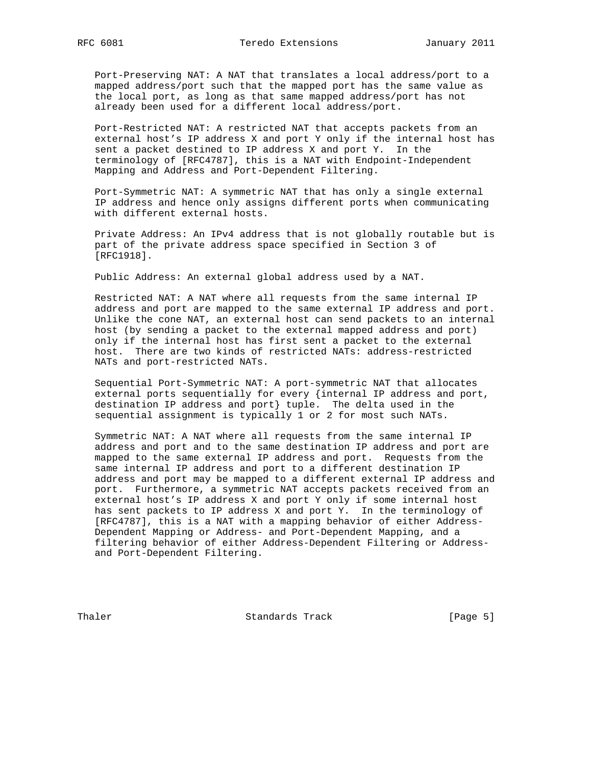Port-Preserving NAT: A NAT that translates a local address/port to a mapped address/port such that the mapped port has the same value as the local port, as long as that same mapped address/port has not already been used for a different local address/port.

Port-Restricted NAT: A restricted NAT that accepts packets from an external host's IP address X and port Y only if the internal host has sent a packet destined to IP address X and port Y. In the terminology of [RFC4787], this is a NAT with Endpoint-Independent Mapping and Address and Port-Dependent Filtering.

Port-Symmetric NAT: A symmetric NAT that has only a single external IP address and hence only assigns different ports when communicating with different external hosts.

Private Address: An IPv4 address that is not globally routable but is part of the private address space specified in Section 3 of [RFC1918].

Public Address: An external global address used by a NAT.

Restricted NAT: A NAT where all requests from the same internal IP address and port are mapped to the same external IP address and port. Unlike the cone NAT, an external host can send packets to an internal host (by sending a packet to the external mapped address and port) only if the internal host has first sent a packet to the external host. There are two kinds of restricted NATs: address-restricted NATs and port-restricted NATs.

Sequential Port-Symmetric NAT: A port-symmetric NAT that allocates external ports sequentially for every {internal IP address and port, destination IP address and port} tuple. The delta used in the sequential assignment is typically 1 or 2 for most such NATs.

Symmetric NAT: A NAT where all requests from the same internal IP address and port and to the same destination IP address and port are mapped to the same external IP address and port. Requests from the same internal IP address and port to a different destination IP address and port may be mapped to a different external IP address and port. Furthermore, a symmetric NAT accepts packets received from an external host's IP address X and port Y only if some internal host has sent packets to IP address X and port Y. In the terminology of [RFC4787], this is a NAT with a mapping behavior of either Address-Dependent Mapping or Address- and Port-Dependent Mapping, and a filtering behavior of either Address-Dependent Filtering or Address- and Port-Dependent Filtering.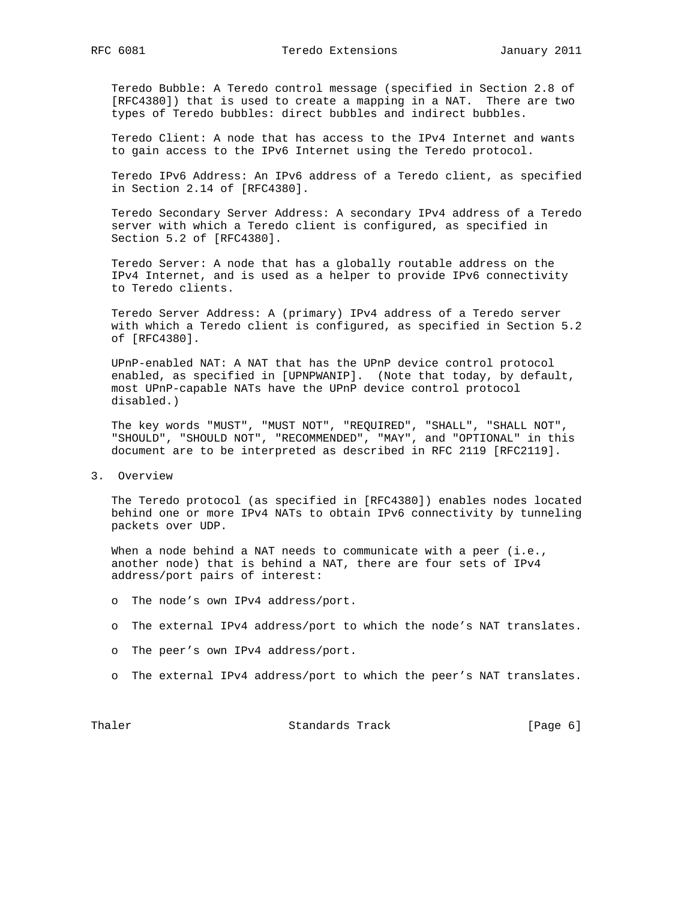Teredo Bubble: A Teredo control message (specified in Section 2.8 of [RFC4380]) that is used to create a mapping in a NAT. There are two types of Teredo bubbles: direct bubbles and indirect bubbles.

Teredo Client: A node that has access to the IPv4 Internet and wants to gain access to the IPv6 Internet using the Teredo protocol.

Teredo IPv6 Address: An IPv6 address of a Teredo client, as specified in Section 2.14 of [RFC4380].

Teredo Secondary Server Address: A secondary IPv4 address of a Teredo server with which a Teredo client is configured, as specified in Section 5.2 of [RFC4380].

Teredo Server: A node that has a globally routable address on the IPv4 Internet, and is used as a helper to provide IPv6 connectivity to Teredo clients.

Teredo Server Address: A (primary) IPv4 address of a Teredo server with which a Teredo client is configured, as specified in Section 5.2 of [RFC4380].

UPnP-enabled NAT: A NAT that has the UPnP device control protocol enabled, as specified in [UPNPWANIP]. (Note that today, by default, most UPnP-capable NATs have the UPnP device control protocol disabled.)

The key words "MUST", "MUST NOT", "REQUIRED", "SHALL", "SHALL NOT", "SHOULD", "SHOULD NOT", "RECOMMENDED", "MAY", and "OPTIONAL" in this document are to be interpreted as described in RFC 2119 [RFC2119].

## 3. Overview

The Teredo protocol (as specified in [RFC4380]) enables nodes located behind one or more IPv4 NATs to obtain IPv6 connectivity by tunneling packets over UDP.

When a node behind a NAT needs to communicate with a peer (i.e., another node) that is behind a NAT, there are four sets of IPv4 address/port pairs of interest:

- The node's own IPv4 address/port.
- The external IPv4 address/port to which the node's NAT translates.
- The peer's own IPv4 address/port.
- The external IPv4 address/port to which the peer's NAT translates.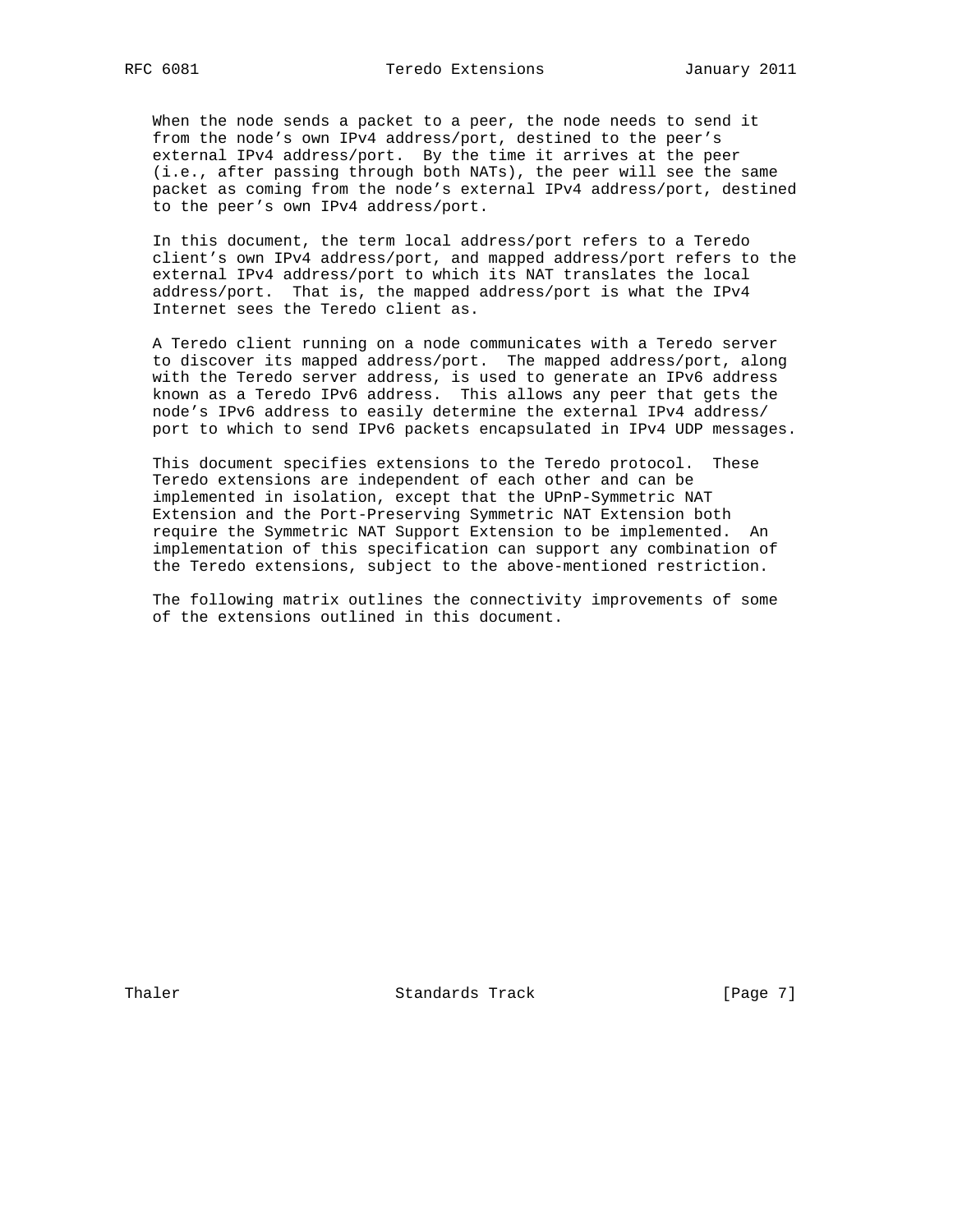When the node sends a packet to a peer, the node needs to send it from the node's own IPv4 address/port, destined to the peer's external IPv4 address/port. By the time it arrives at the peer (i.e., after passing through both NATs), the peer will see the same packet as coming from the node's external IPv4 address/port, destined to the peer's own IPv4 address/port.

In this document, the term local address/port refers to a Teredo client's own IPv4 address/port, and mapped address/port refers to the external IPv4 address/port to which its NAT translates the local address/port. That is, the mapped address/port is what the IPv4 Internet sees the Teredo client as.

A Teredo client running on a node communicates with a Teredo server to discover its mapped address/port. The mapped address/port, along with the Teredo server address, is used to generate an IPv6 address known as a Teredo IPv6 address. This allows any peer that gets the node's IPv6 address to easily determine the external IPv4 address/port to which to send IPv6 packets encapsulated in IPv4 UDP messages.

This document specifies extensions to the Teredo protocol. These Teredo extensions are independent of each other and can be implemented in isolation, except that the UPnP-Symmetric NAT Extension and the Port-Preserving Symmetric NAT Extension both require the Symmetric NAT Support Extension to be implemented. An implementation of this specification can support any combination of the Teredo extensions, subject to the above-mentioned restriction.

The following matrix outlines the connectivity improvements of some of the extensions outlined in this document.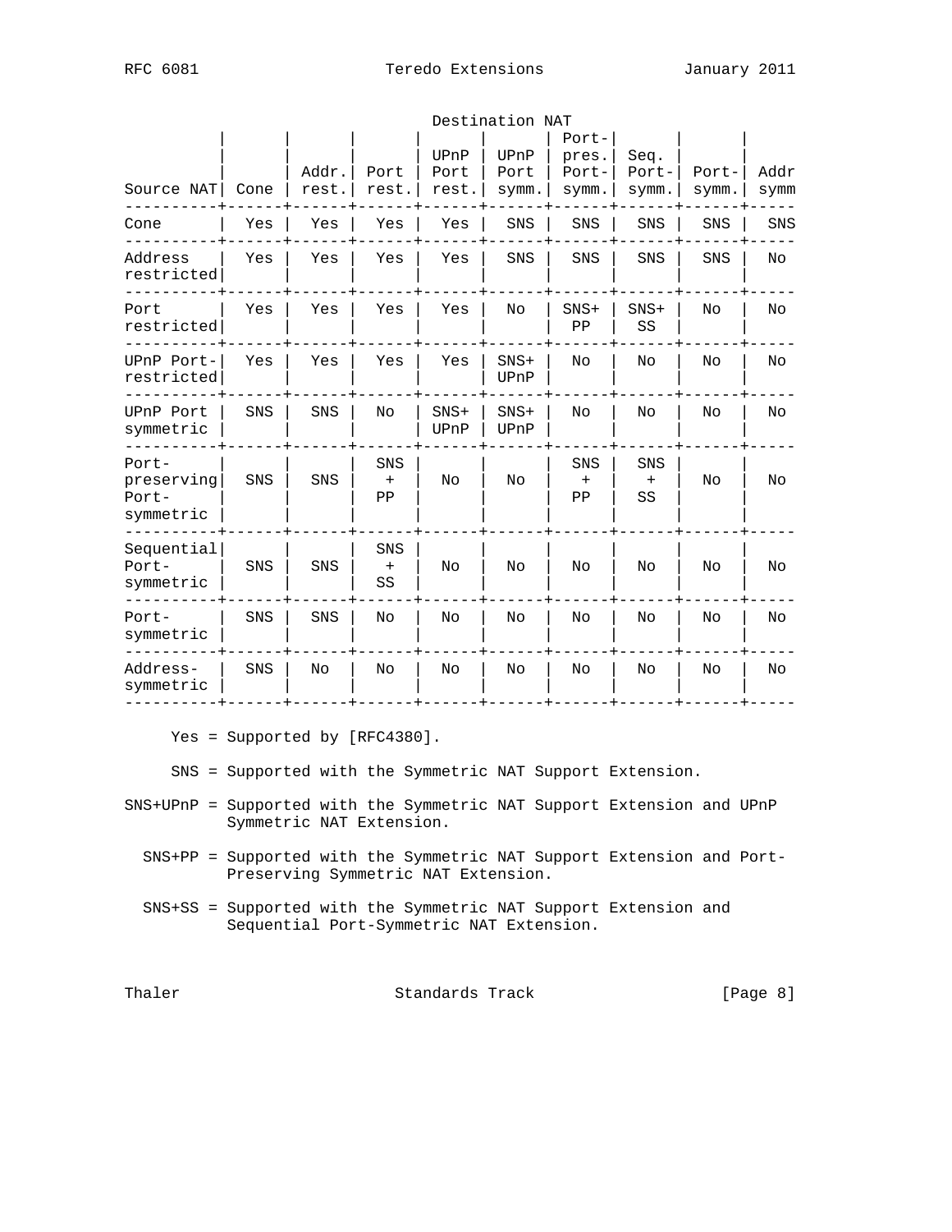Destination NAT

| Source NAT | Cone | Addr. rest. | Port rest. | UPnP Port rest. | UPnP Port symm. | Port-pres. Port-symm. | Seq. Port-symm. | Port-symm. | Addr symm |
|---|---|---|---|---|---|---|---|---|---|
| Cone | Yes | Yes | Yes | Yes | SNS | SNS | SNS | SNS | SNS |
| Address restricted | Yes | Yes | Yes | Yes | SNS | SNS | SNS | SNS | No |
| Port restricted | Yes | Yes | Yes | Yes | No | SNS+ PP | SNS+ SS | No | No |
| UPnP Port-restricted | Yes | Yes | Yes | Yes | SNS+ UPnP | No | No | No | No |
| UPnP Port symmetric | SNS | SNS | No | SNS+ UPnP | SNS+ UPnP | No | No | No | No |
| Port-preserving Port-symmetric | SNS | SNS | SNS + PP | No | No | SNS + PP | SNS + SS | No | No |
| Sequential Port-symmetric | SNS | SNS | SNS + SS | No | No | No | No | No | No |
| Port-symmetric | SNS | SNS | No | No | No | No | No | No | No |
| Address-symmetric | SNS | No | No | No | No | No | No | No | No |

Yes = Supported by [RFC4380].

SNS = Supported with the Symmetric NAT Support Extension.

SNS+UPnP = Supported with the Symmetric NAT Support Extension and UPnP Symmetric NAT Extension.

SNS+PP = Supported with the Symmetric NAT Support Extension and Port-Preserving Symmetric NAT Extension.

SNS+SS = Supported with the Symmetric NAT Support Extension and Sequential Port-Symmetric NAT Extension.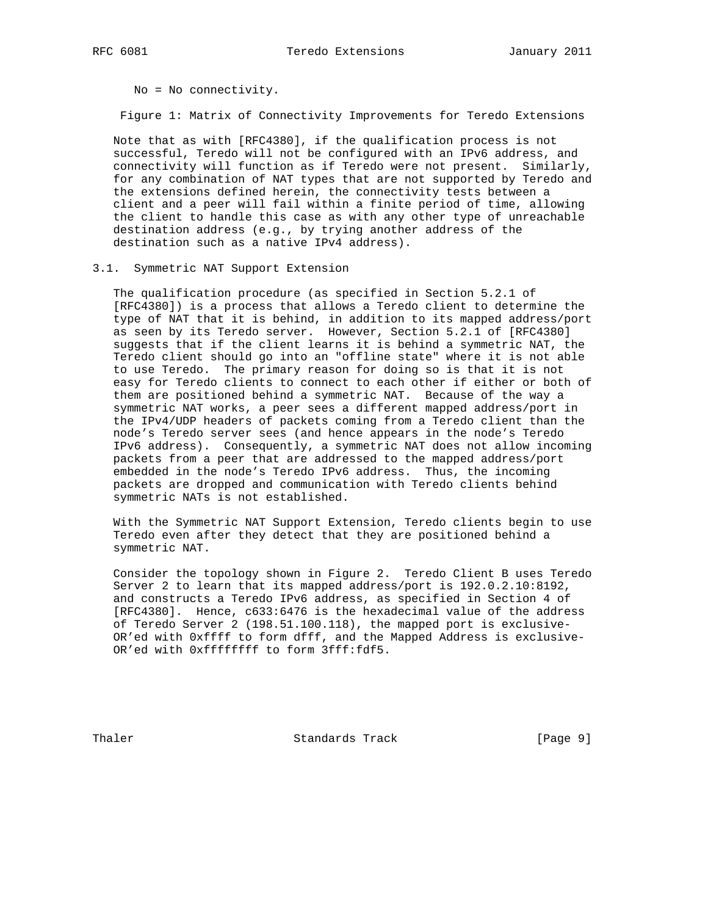No = No connectivity.

Figure 1: Matrix of Connectivity Improvements for Teredo Extensions

Note that as with [RFC4380], if the qualification process is not successful, Teredo will not be configured with an IPv6 address, and connectivity will function as if Teredo were not present. Similarly, for any combination of NAT types that are not supported by Teredo and the extensions defined herein, the connectivity tests between a client and a peer will fail within a finite period of time, allowing the client to handle this case as with any other type of unreachable destination address (e.g., by trying another address of the destination such as a native IPv4 address).

### 3.1. Symmetric NAT Support Extension

The qualification procedure (as specified in Section 5.2.1 of [RFC4380]) is a process that allows a Teredo client to determine the type of NAT that it is behind, in addition to its mapped address/port as seen by its Teredo server. However, Section 5.2.1 of [RFC4380] suggests that if the client learns it is behind a symmetric NAT, the Teredo client should go into an "offline state" where it is not able to use Teredo. The primary reason for doing so is that it is not easy for Teredo clients to connect to each other if either or both of them are positioned behind a symmetric NAT. Because of the way a symmetric NAT works, a peer sees a different mapped address/port in the IPv4/UDP headers of packets coming from a Teredo client than the node's Teredo server sees (and hence appears in the node's Teredo IPv6 address). Consequently, a symmetric NAT does not allow incoming packets from a peer that are addressed to the mapped address/port embedded in the node's Teredo IPv6 address. Thus, the incoming packets are dropped and communication with Teredo clients behind symmetric NATs is not established.

With the Symmetric NAT Support Extension, Teredo clients begin to use Teredo even after they detect that they are positioned behind a symmetric NAT.

Consider the topology shown in Figure 2. Teredo Client B uses Teredo Server 2 to learn that its mapped address/port is 192.0.2.10:8192, and constructs a Teredo IPv6 address, as specified in Section 4 of [RFC4380]. Hence, c633:6476 is the hexadecimal value of the address of Teredo Server 2 (198.51.100.118), the mapped port is exclusive-OR'ed with 0xffff to form dfff, and the Mapped Address is exclusive-OR'ed with 0xffffffff to form 3fff:fdf5.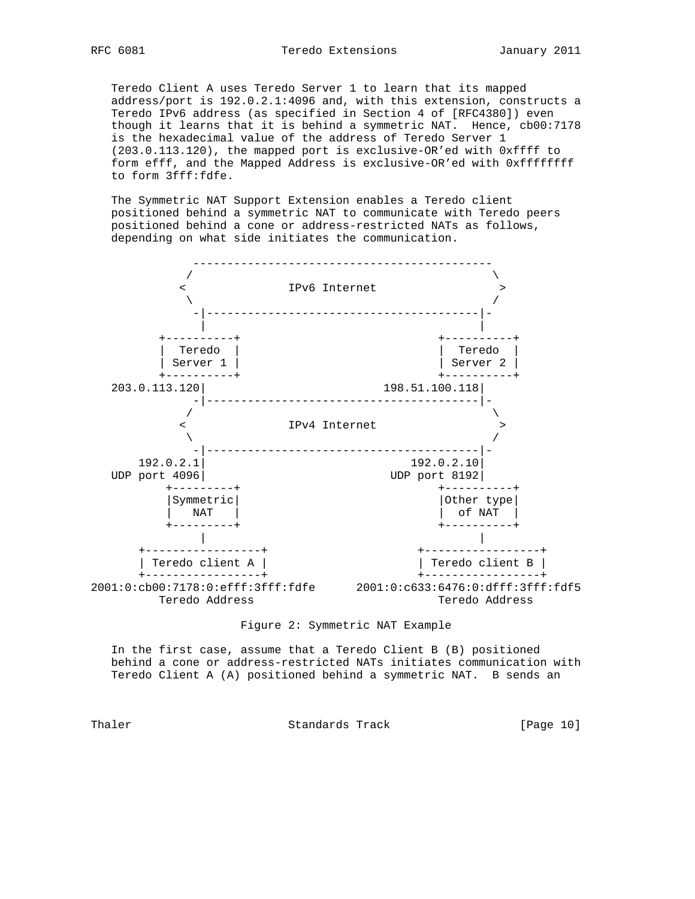Teredo Client A uses Teredo Server 1 to learn that its mapped address/port is 192.0.2.1:4096 and, with this extension, constructs a Teredo IPv6 address (as specified in Section 4 of [RFC4380]) even though it learns that it is behind a symmetric NAT. Hence, cb00:7178 is the hexadecimal value of the address of Teredo Server 1 (203.0.113.120), the mapped port is exclusive-OR'ed with 0xffff to form efff, and the Mapped Address is exclusive-OR'ed with 0xffffffff to form 3fff:fdfe.

The Symmetric NAT Support Extension enables a Teredo client positioned behind a symmetric NAT to communicate with Teredo peers positioned behind a cone or address-restricted NATs as follows, depending on what side initiates the communication.

```
              ------------------------------------------
             /                                          \
            <              IPv6 Internet                 >
             \                                          /
              -|----------------------------------------|-
               |                                        |
         +----------+                             +----------+
         |  Teredo  |                             |  Teredo  |
         | Server 1 |                             | Server 2 |
         +----------+                             +----------+
   203.0.113.120|                      198.51.100.118|
              -|----------------------------------------|-
             /                                          \
            <              IPv4 Internet                 >
             \                                          /
              -|----------------------------------------|-
      192.0.2.1|                            192.0.2.10|
   UDP port 4096|                        UDP port 8192|
          +---------+                         +----------+
          |Symmetric|                         |Other type|
          |   NAT   |                         |  of NAT  |
          +---------+                         +----------+
               |                                   |
      +-----------------+                  +-----------------+
      | Teredo client A |                  | Teredo client B |
      +-----------------+                  +-----------------+
2001:0:cb00:7178:0:efff:3fff:fdfe     2001:0:c633:6476:0:dfff:3fff:fdf5
         Teredo Address                        Teredo Address
```

Figure 2: Symmetric NAT Example

In the first case, assume that a Teredo Client B (B) positioned behind a cone or address-restricted NATs initiates communication with Teredo Client A (A) positioned behind a symmetric NAT. B sends an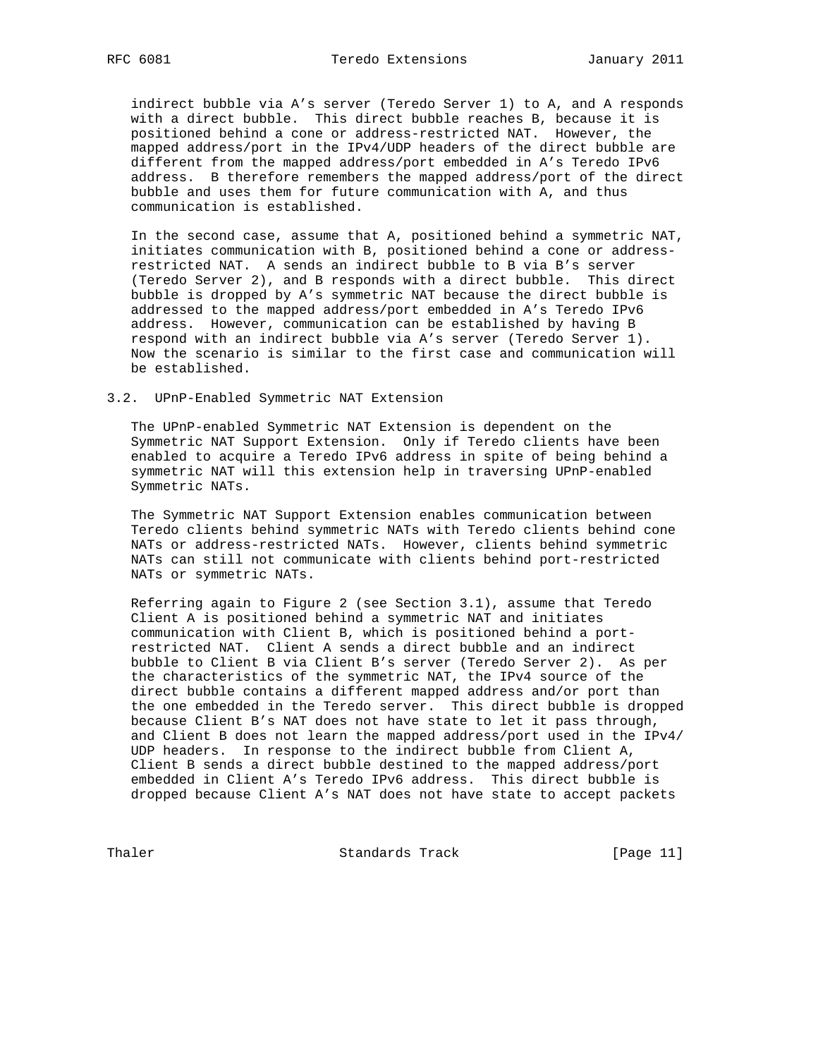indirect bubble via A's server (Teredo Server 1) to A, and A responds with a direct bubble. This direct bubble reaches B, because it is positioned behind a cone or address-restricted NAT. However, the mapped address/port in the IPv4/UDP headers of the direct bubble are different from the mapped address/port embedded in A's Teredo IPv6 address. B therefore remembers the mapped address/port of the direct bubble and uses them for future communication with A, and thus communication is established.

In the second case, assume that A, positioned behind a symmetric NAT, initiates communication with B, positioned behind a cone or address-restricted NAT. A sends an indirect bubble to B via B's server (Teredo Server 2), and B responds with a direct bubble. This direct bubble is dropped by A's symmetric NAT because the direct bubble is addressed to the mapped address/port embedded in A's Teredo IPv6 address. However, communication can be established by having B respond with an indirect bubble via A's server (Teredo Server 1). Now the scenario is similar to the first case and communication will be established.

### 3.2. UPnP-Enabled Symmetric NAT Extension

The UPnP-enabled Symmetric NAT Extension is dependent on the Symmetric NAT Support Extension. Only if Teredo clients have been enabled to acquire a Teredo IPv6 address in spite of being behind a symmetric NAT will this extension help in traversing UPnP-enabled Symmetric NATs.

The Symmetric NAT Support Extension enables communication between Teredo clients behind symmetric NATs with Teredo clients behind cone NATs or address-restricted NATs. However, clients behind symmetric NATs can still not communicate with clients behind port-restricted NATs or symmetric NATs.

Referring again to Figure 2 (see Section 3.1), assume that Teredo Client A is positioned behind a symmetric NAT and initiates communication with Client B, which is positioned behind a port-restricted NAT. Client A sends a direct bubble and an indirect bubble to Client B via Client B's server (Teredo Server 2). As per the characteristics of the symmetric NAT, the IPv4 source of the direct bubble contains a different mapped address and/or port than the one embedded in the Teredo server. This direct bubble is dropped because Client B's NAT does not have state to let it pass through, and Client B does not learn the mapped address/port used in the IPv4/UDP headers. In response to the indirect bubble from Client A, Client B sends a direct bubble destined to the mapped address/port embedded in Client A's Teredo IPv6 address. This direct bubble is dropped because Client A's NAT does not have state to accept packets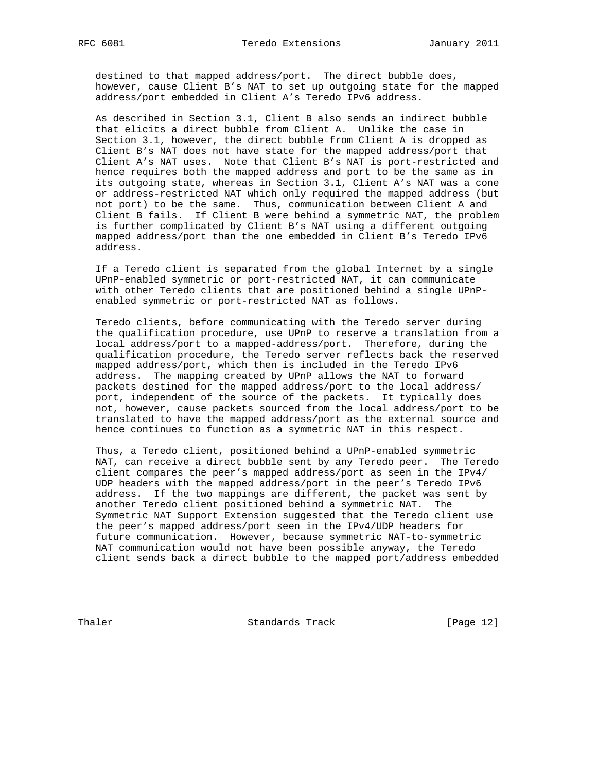destined to that mapped address/port. The direct bubble does, however, cause Client B's NAT to set up outgoing state for the mapped address/port embedded in Client A's Teredo IPv6 address.

As described in Section 3.1, Client B also sends an indirect bubble that elicits a direct bubble from Client A. Unlike the case in Section 3.1, however, the direct bubble from Client A is dropped as Client B's NAT does not have state for the mapped address/port that Client A's NAT uses. Note that Client B's NAT is port-restricted and hence requires both the mapped address and port to be the same as in its outgoing state, whereas in Section 3.1, Client A's NAT was a cone or address-restricted NAT which only required the mapped address (but not port) to be the same. Thus, communication between Client A and Client B fails. If Client B were behind a symmetric NAT, the problem is further complicated by Client B's NAT using a different outgoing mapped address/port than the one embedded in Client B's Teredo IPv6 address.

If a Teredo client is separated from the global Internet by a single UPnP-enabled symmetric or port-restricted NAT, it can communicate with other Teredo clients that are positioned behind a single UPnP-enabled symmetric or port-restricted NAT as follows.

Teredo clients, before communicating with the Teredo server during the qualification procedure, use UPnP to reserve a translation from a local address/port to a mapped-address/port. Therefore, during the qualification procedure, the Teredo server reflects back the reserved mapped address/port, which then is included in the Teredo IPv6 address. The mapping created by UPnP allows the NAT to forward packets destined for the mapped address/port to the local address/port, independent of the source of the packets. It typically does not, however, cause packets sourced from the local address/port to be translated to have the mapped address/port as the external source and hence continues to function as a symmetric NAT in this respect.

Thus, a Teredo client, positioned behind a UPnP-enabled symmetric NAT, can receive a direct bubble sent by any Teredo peer. The Teredo client compares the peer's mapped address/port as seen in the IPv4/UDP headers with the mapped address/port in the peer's Teredo IPv6 address. If the two mappings are different, the packet was sent by another Teredo client positioned behind a symmetric NAT. The Symmetric NAT Support Extension suggested that the Teredo client use the peer's mapped address/port seen in the IPv4/UDP headers for future communication. However, because symmetric NAT-to-symmetric NAT communication would not have been possible anyway, the Teredo client sends back a direct bubble to the mapped port/address embedded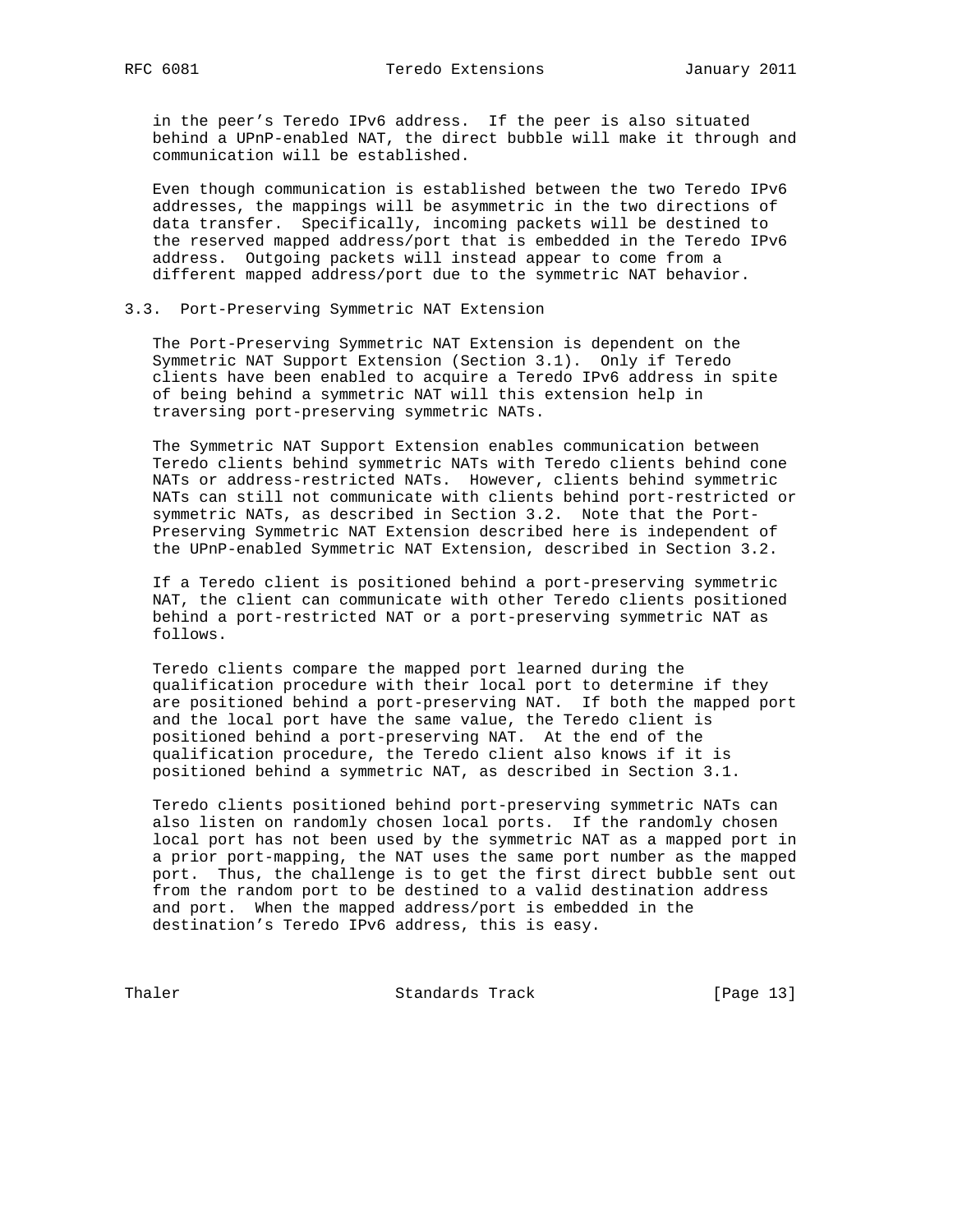in the peer's Teredo IPv6 address. If the peer is also situated behind a UPnP-enabled NAT, the direct bubble will make it through and communication will be established.

Even though communication is established between the two Teredo IPv6 addresses, the mappings will be asymmetric in the two directions of data transfer. Specifically, incoming packets will be destined to the reserved mapped address/port that is embedded in the Teredo IPv6 address. Outgoing packets will instead appear to come from a different mapped address/port due to the symmetric NAT behavior.

### 3.3. Port-Preserving Symmetric NAT Extension

The Port-Preserving Symmetric NAT Extension is dependent on the Symmetric NAT Support Extension (Section 3.1). Only if Teredo clients have been enabled to acquire a Teredo IPv6 address in spite of being behind a symmetric NAT will this extension help in traversing port-preserving symmetric NATs.

The Symmetric NAT Support Extension enables communication between Teredo clients behind symmetric NATs with Teredo clients behind cone NATs or address-restricted NATs. However, clients behind symmetric NATs can still not communicate with clients behind port-restricted or symmetric NATs, as described in Section 3.2. Note that the Port-Preserving Symmetric NAT Extension described here is independent of the UPnP-enabled Symmetric NAT Extension, described in Section 3.2.

If a Teredo client is positioned behind a port-preserving symmetric NAT, the client can communicate with other Teredo clients positioned behind a port-restricted NAT or a port-preserving symmetric NAT as follows.

Teredo clients compare the mapped port learned during the qualification procedure with their local port to determine if they are positioned behind a port-preserving NAT. If both the mapped port and the local port have the same value, the Teredo client is positioned behind a port-preserving NAT. At the end of the qualification procedure, the Teredo client also knows if it is positioned behind a symmetric NAT, as described in Section 3.1.

Teredo clients positioned behind port-preserving symmetric NATs can also listen on randomly chosen local ports. If the randomly chosen local port has not been used by the symmetric NAT as a mapped port in a prior port-mapping, the NAT uses the same port number as the mapped port. Thus, the challenge is to get the first direct bubble sent out from the random port to be destined to a valid destination address and port. When the mapped address/port is embedded in the destination's Teredo IPv6 address, this is easy.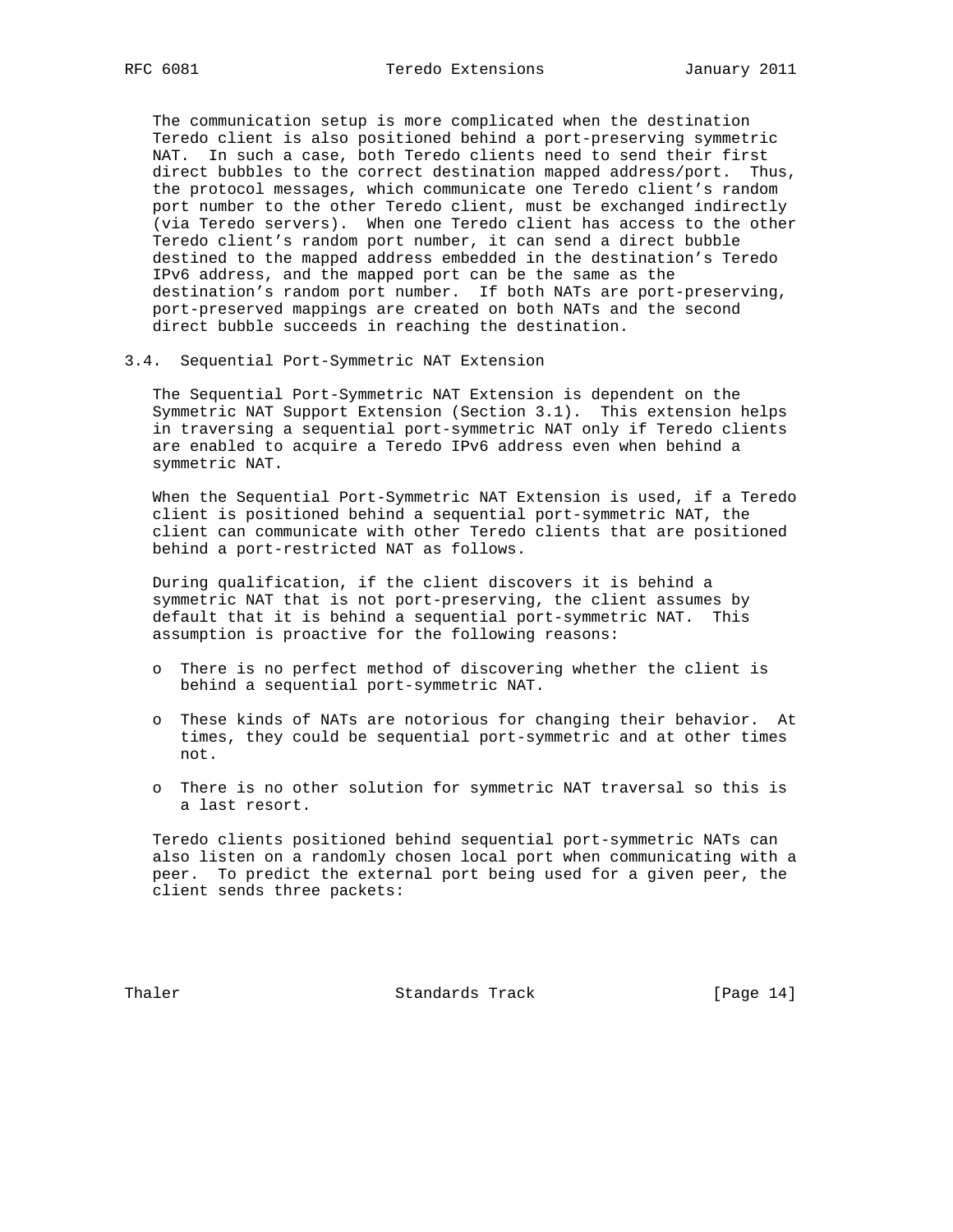The communication setup is more complicated when the destination Teredo client is also positioned behind a port-preserving symmetric NAT. In such a case, both Teredo clients need to send their first direct bubbles to the correct destination mapped address/port. Thus, the protocol messages, which communicate one Teredo client's random port number to the other Teredo client, must be exchanged indirectly (via Teredo servers). When one Teredo client has access to the other Teredo client's random port number, it can send a direct bubble destined to the mapped address embedded in the destination's Teredo IPv6 address, and the mapped port can be the same as the destination's random port number. If both NATs are port-preserving, port-preserved mappings are created on both NATs and the second direct bubble succeeds in reaching the destination.

### 3.4. Sequential Port-Symmetric NAT Extension

The Sequential Port-Symmetric NAT Extension is dependent on the Symmetric NAT Support Extension (Section 3.1). This extension helps in traversing a sequential port-symmetric NAT only if Teredo clients are enabled to acquire a Teredo IPv6 address even when behind a symmetric NAT.

When the Sequential Port-Symmetric NAT Extension is used, if a Teredo client is positioned behind a sequential port-symmetric NAT, the client can communicate with other Teredo clients that are positioned behind a port-restricted NAT as follows.

During qualification, if the client discovers it is behind a symmetric NAT that is not port-preserving, the client assumes by default that it is behind a sequential port-symmetric NAT. This assumption is proactive for the following reasons:

- There is no perfect method of discovering whether the client is behind a sequential port-symmetric NAT.
- These kinds of NATs are notorious for changing their behavior. At times, they could be sequential port-symmetric and at other times not.
- There is no other solution for symmetric NAT traversal so this is a last resort.

Teredo clients positioned behind sequential port-symmetric NATs can also listen on a randomly chosen local port when communicating with a peer. To predict the external port being used for a given peer, the client sends three packets: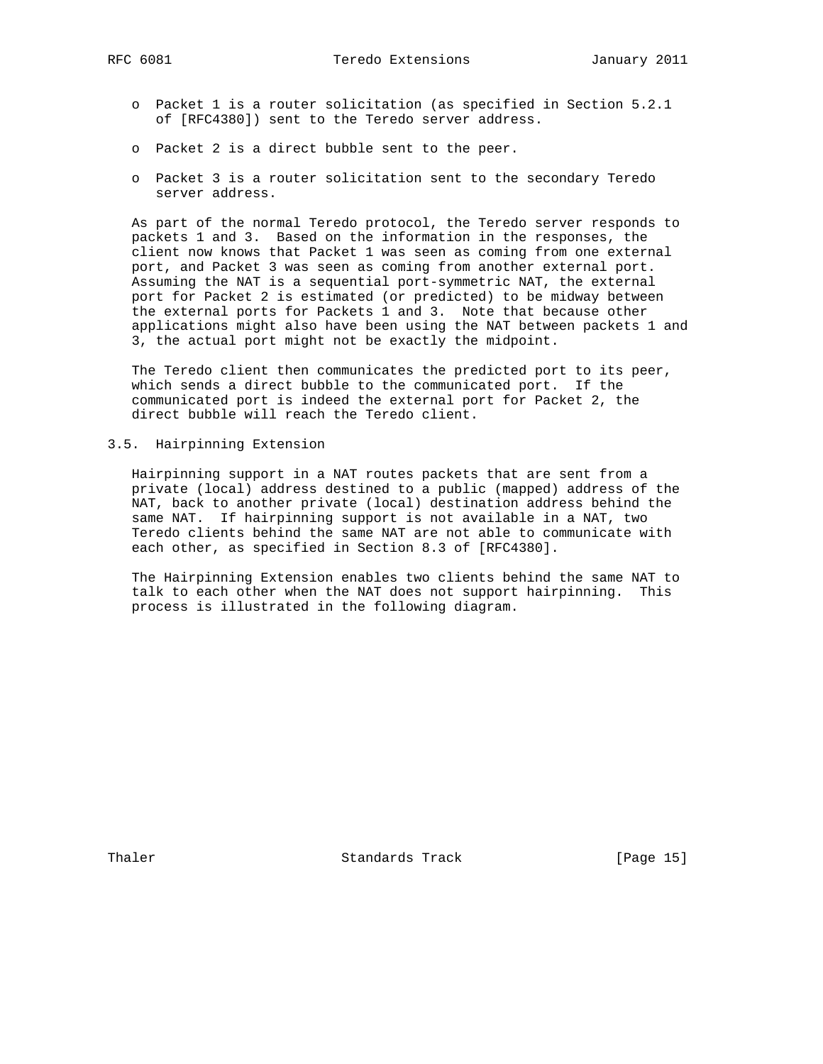- Packet 1 is a router solicitation (as specified in Section 5.2.1 of [RFC4380]) sent to the Teredo server address.
- Packet 2 is a direct bubble sent to the peer.
- Packet 3 is a router solicitation sent to the secondary Teredo server address.

As part of the normal Teredo protocol, the Teredo server responds to packets 1 and 3. Based on the information in the responses, the client now knows that Packet 1 was seen as coming from one external port, and Packet 3 was seen as coming from another external port. Assuming the NAT is a sequential port-symmetric NAT, the external port for Packet 2 is estimated (or predicted) to be midway between the external ports for Packets 1 and 3. Note that because other applications might also have been using the NAT between packets 1 and 3, the actual port might not be exactly the midpoint.

The Teredo client then communicates the predicted port to its peer, which sends a direct bubble to the communicated port. If the communicated port is indeed the external port for Packet 2, the direct bubble will reach the Teredo client.

### 3.5. Hairpinning Extension

Hairpinning support in a NAT routes packets that are sent from a private (local) address destined to a public (mapped) address of the NAT, back to another private (local) destination address behind the same NAT. If hairpinning support is not available in a NAT, two Teredo clients behind the same NAT are not able to communicate with each other, as specified in Section 8.3 of [RFC4380].

The Hairpinning Extension enables two clients behind the same NAT to talk to each other when the NAT does not support hairpinning. This process is illustrated in the following diagram.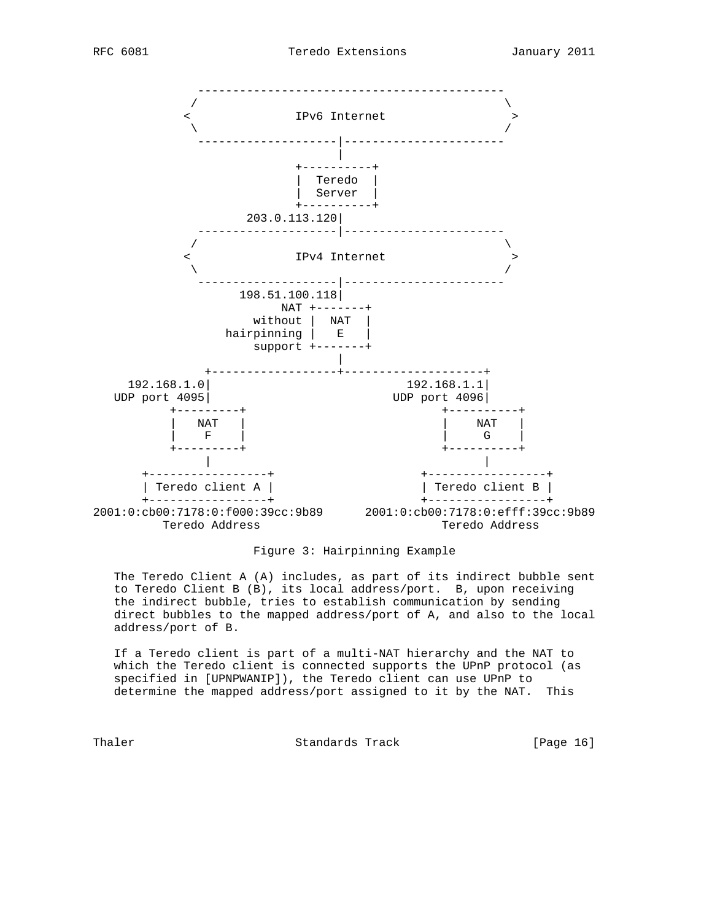```
             --------------------------------------------
           /                                              \
          <               IPv6 Internet                    >
           \                                              /
             --------------------|-----------------------
                                 |
                            +----------+
                            |  Teredo  |
                            |  Server  |
                            +----------+
                     203.0.113.120|
             --------------------|-----------------------
           /                                              \
          <               IPv4 Internet                    >
           \                                              /
             --------------------|-----------------------
                    198.51.100.118|
                          NAT +-------+
                      without |  NAT  |
                  hairpinning |   E   |
                      support +-------+
                                 |
             +-------------------+--------------------+
     192.168.1.0|                              192.168.1.1|
   UDP port 4095|                            UDP port 4096|
         +---------+                           +----------+
         |   NAT   |                           |    NAT   |
         |    F    |                           |     G    |
         +---------+                           +----------+
              |                                      |
     +-----------------+                   +-----------------+
     | Teredo client A |                   | Teredo client B |
     +-----------------+                   +-----------------+
2001:0:cb00:7178:0:f000:39cc:9b89      2001:0:cb00:7178:0:efff:39cc:9b89
          Teredo Address                        Teredo Address
```

Figure 3: Hairpinning Example

The Teredo Client A (A) includes, as part of its indirect bubble sent to Teredo Client B (B), its local address/port. B, upon receiving the indirect bubble, tries to establish communication by sending direct bubbles to the mapped address/port of A, and also to the local address/port of B.

If a Teredo client is part of a multi-NAT hierarchy and the NAT to which the Teredo client is connected supports the UPnP protocol (as specified in [UPNPWANIP]), the Teredo client can use UPnP to determine the mapped address/port assigned to it by the NAT. This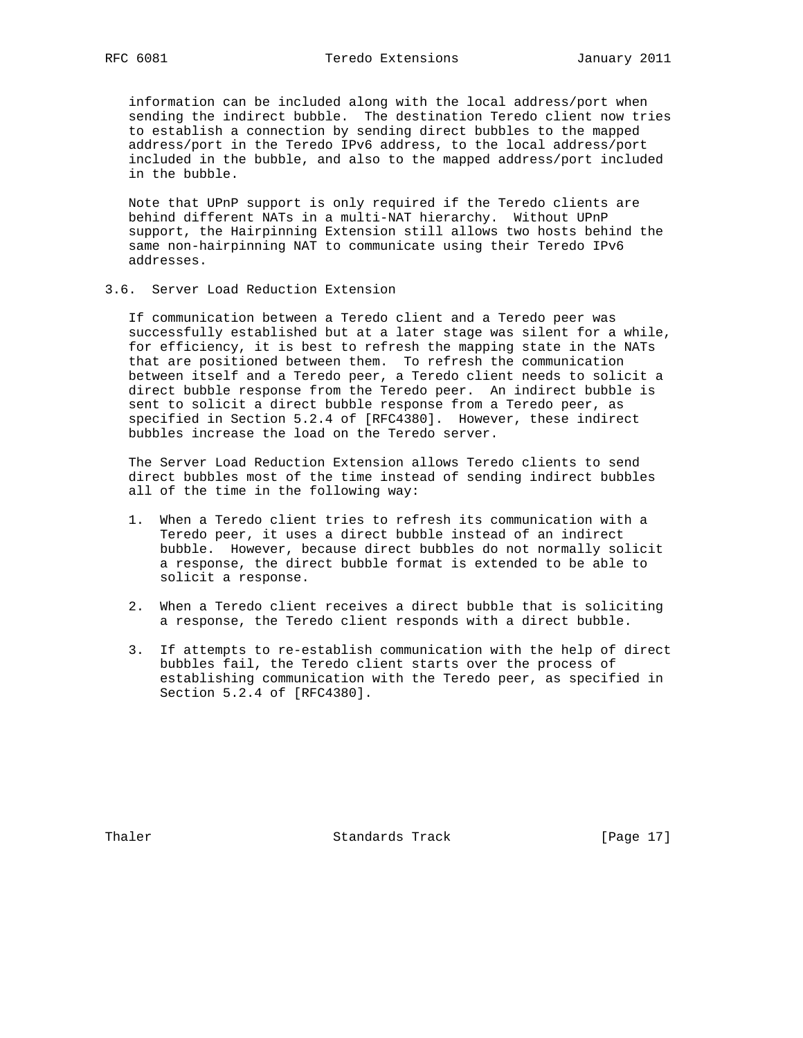information can be included along with the local address/port when sending the indirect bubble. The destination Teredo client now tries to establish a connection by sending direct bubbles to the mapped address/port in the Teredo IPv6 address, to the local address/port included in the bubble, and also to the mapped address/port included in the bubble.

Note that UPnP support is only required if the Teredo clients are behind different NATs in a multi-NAT hierarchy. Without UPnP support, the Hairpinning Extension still allows two hosts behind the same non-hairpinning NAT to communicate using their Teredo IPv6 addresses.

### 3.6. Server Load Reduction Extension

If communication between a Teredo client and a Teredo peer was successfully established but at a later stage was silent for a while, for efficiency, it is best to refresh the mapping state in the NATs that are positioned between them. To refresh the communication between itself and a Teredo peer, a Teredo client needs to solicit a direct bubble response from the Teredo peer. An indirect bubble is sent to solicit a direct bubble response from a Teredo peer, as specified in Section 5.2.4 of [RFC4380]. However, these indirect bubbles increase the load on the Teredo server.

The Server Load Reduction Extension allows Teredo clients to send direct bubbles most of the time instead of sending indirect bubbles all of the time in the following way:

1. When a Teredo client tries to refresh its communication with a Teredo peer, it uses a direct bubble instead of an indirect bubble. However, because direct bubbles do not normally solicit a response, the direct bubble format is extended to be able to solicit a response.

2. When a Teredo client receives a direct bubble that is soliciting a response, the Teredo client responds with a direct bubble.

3. If attempts to re-establish communication with the help of direct bubbles fail, the Teredo client starts over the process of establishing communication with the Teredo peer, as specified in Section 5.2.4 of [RFC4380].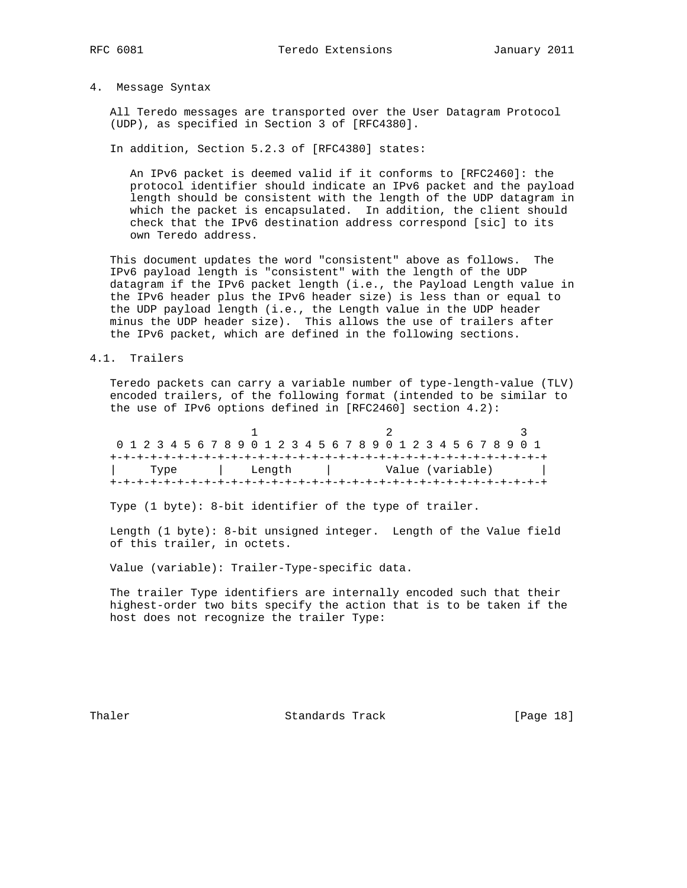## 4. Message Syntax

All Teredo messages are transported over the User Datagram Protocol (UDP), as specified in Section 3 of [RFC4380].

In addition, Section 5.2.3 of [RFC4380] states:

> An IPv6 packet is deemed valid if it conforms to [RFC2460]: the protocol identifier should indicate an IPv6 packet and the payload length should be consistent with the length of the UDP datagram in which the packet is encapsulated. In addition, the client should check that the IPv6 destination address correspond [sic] to its own Teredo address.

This document updates the word "consistent" above as follows. The IPv6 payload length is "consistent" with the length of the UDP datagram if the IPv6 packet length (i.e., the Payload Length value in the IPv6 header plus the IPv6 header size) is less than or equal to the UDP payload length (i.e., the Length value in the UDP header minus the UDP header size). This allows the use of trailers after the IPv6 packet, which are defined in the following sections.

### 4.1. Trailers

Teredo packets can carry a variable number of type-length-value (TLV) encoded trailers, of the following format (intended to be similar to the use of IPv6 options defined in [RFC2460] section 4.2):

```
                     1                   2                   3
 0 1 2 3 4 5 6 7 8 9 0 1 2 3 4 5 6 7 8 9 0 1 2 3 4 5 6 7 8 9 0 1
+-+-+-+-+-+-+-+-+-+-+-+-+-+-+-+-+-+-+-+-+-+-+-+-+-+-+-+-+-+-+-+-+
|     Type      |    Length     |        Value (variable)       |
+-+-+-+-+-+-+-+-+-+-+-+-+-+-+-+-+-+-+-+-+-+-+-+-+-+-+-+-+-+-+-+-+
```

Type (1 byte): 8-bit identifier of the type of trailer.

Length (1 byte): 8-bit unsigned integer. Length of the Value field of this trailer, in octets.

Value (variable): Trailer-Type-specific data.

The trailer Type identifiers are internally encoded such that their highest-order two bits specify the action that is to be taken if the host does not recognize the trailer Type: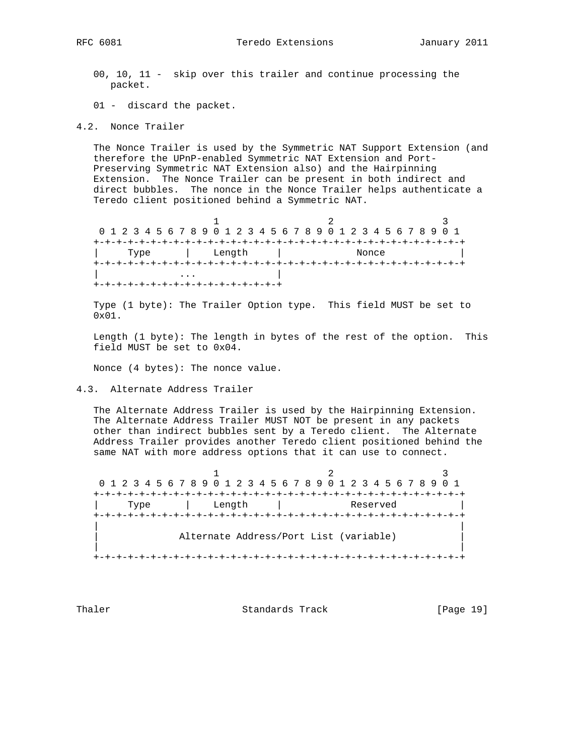00, 10, 11 - skip over this trailer and continue processing the packet.

01 - discard the packet.

### 4.2. Nonce Trailer

The Nonce Trailer is used by the Symmetric NAT Support Extension (and therefore the UPnP-enabled Symmetric NAT Extension and Port-Preserving Symmetric NAT Extension also) and the Hairpinning Extension. The Nonce Trailer can be present in both indirect and direct bubbles. The nonce in the Nonce Trailer helps authenticate a Teredo client positioned behind a Symmetric NAT.

```
                     1                   2                   3
 0 1 2 3 4 5 6 7 8 9 0 1 2 3 4 5 6 7 8 9 0 1 2 3 4 5 6 7 8 9 0 1
+-+-+-+-+-+-+-+-+-+-+-+-+-+-+-+-+-+-+-+-+-+-+-+-+-+-+-+-+-+-+-+-+
|     Type      |    Length     |             Nonce             |
+-+-+-+-+-+-+-+-+-+-+-+-+-+-+-+-+-+-+-+-+-+-+-+-+-+-+-+-+-+-+-+-+
|              ...              |
+-+-+-+-+-+-+-+-+-+-+-+-+-+-+-+-+
```

Type (1 byte): The Trailer Option type. This field MUST be set to 0x01.

Length (1 byte): The length in bytes of the rest of the option. This field MUST be set to 0x04.

Nonce (4 bytes): The nonce value.

### 4.3. Alternate Address Trailer

The Alternate Address Trailer is used by the Hairpinning Extension. The Alternate Address Trailer MUST NOT be present in any packets other than indirect bubbles sent by a Teredo client. The Alternate Address Trailer provides another Teredo client positioned behind the same NAT with more address options that it can use to connect.

```
                     1                   2                   3
 0 1 2 3 4 5 6 7 8 9 0 1 2 3 4 5 6 7 8 9 0 1 2 3 4 5 6 7 8 9 0 1
+-+-+-+-+-+-+-+-+-+-+-+-+-+-+-+-+-+-+-+-+-+-+-+-+-+-+-+-+-+-+-+-+
|     Type      |    Length     |           Reserved            |
+-+-+-+-+-+-+-+-+-+-+-+-+-+-+-+-+-+-+-+-+-+-+-+-+-+-+-+-+-+-+-+-+
|                                                               |
|             Alternate Address/Port List (variable)            |
|                                                               |
+-+-+-+-+-+-+-+-+-+-+-+-+-+-+-+-+-+-+-+-+-+-+-+-+-+-+-+-+-+-+-+-+
```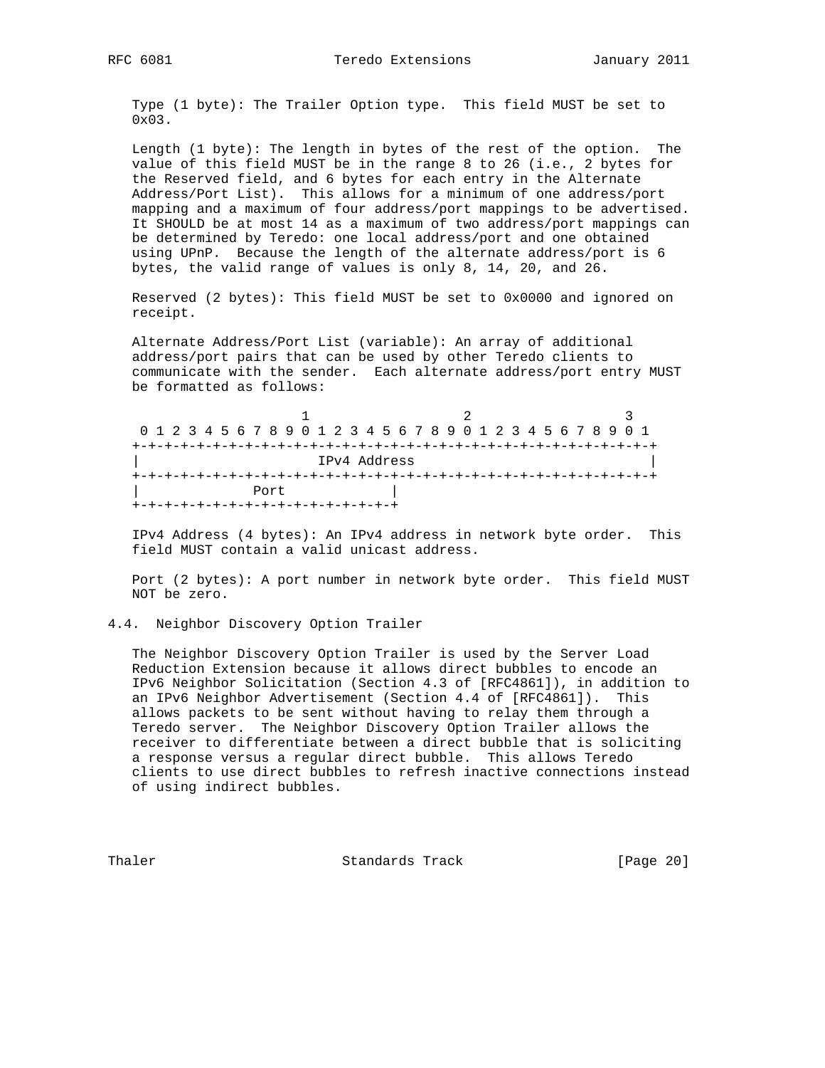Type (1 byte): The Trailer Option type. This field MUST be set to 0x03.

Length (1 byte): The length in bytes of the rest of the option. The value of this field MUST be in the range 8 to 26 (i.e., 2 bytes for the Reserved field, and 6 bytes for each entry in the Alternate Address/Port List). This allows for a minimum of one address/port mapping and a maximum of four address/port mappings to be advertised. It SHOULD be at most 14 as a maximum of two address/port mappings can be determined by Teredo: one local address/port and one obtained using UPnP. Because the length of the alternate address/port is 6 bytes, the valid range of values is only 8, 14, 20, and 26.

Reserved (2 bytes): This field MUST be set to 0x0000 and ignored on receipt.

Alternate Address/Port List (variable): An array of additional address/port pairs that can be used by other Teredo clients to communicate with the sender. Each alternate address/port entry MUST be formatted as follows:

```
                     1                   2                   3
 0 1 2 3 4 5 6 7 8 9 0 1 2 3 4 5 6 7 8 9 0 1 2 3 4 5 6 7 8 9 0 1
+-+-+-+-+-+-+-+-+-+-+-+-+-+-+-+-+-+-+-+-+-+-+-+-+-+-+-+-+-+-+-+-+
|                         IPv4 Address                          |
+-+-+-+-+-+-+-+-+-+-+-+-+-+-+-+-+-+-+-+-+-+-+-+-+-+-+-+-+-+-+-+-+
|             Port              |
+-+-+-+-+-+-+-+-+-+-+-+-+-+-+-+-+
```

IPv4 Address (4 bytes): An IPv4 address in network byte order. This field MUST contain a valid unicast address.

Port (2 bytes): A port number in network byte order. This field MUST NOT be zero.

### 4.4. Neighbor Discovery Option Trailer

The Neighbor Discovery Option Trailer is used by the Server Load Reduction Extension because it allows direct bubbles to encode an IPv6 Neighbor Solicitation (Section 4.3 of [RFC4861]), in addition to an IPv6 Neighbor Advertisement (Section 4.4 of [RFC4861]). This allows packets to be sent without having to relay them through a Teredo server. The Neighbor Discovery Option Trailer allows the receiver to differentiate between a direct bubble that is soliciting a response versus a regular direct bubble. This allows Teredo clients to use direct bubbles to refresh inactive connections instead of using indirect bubbles.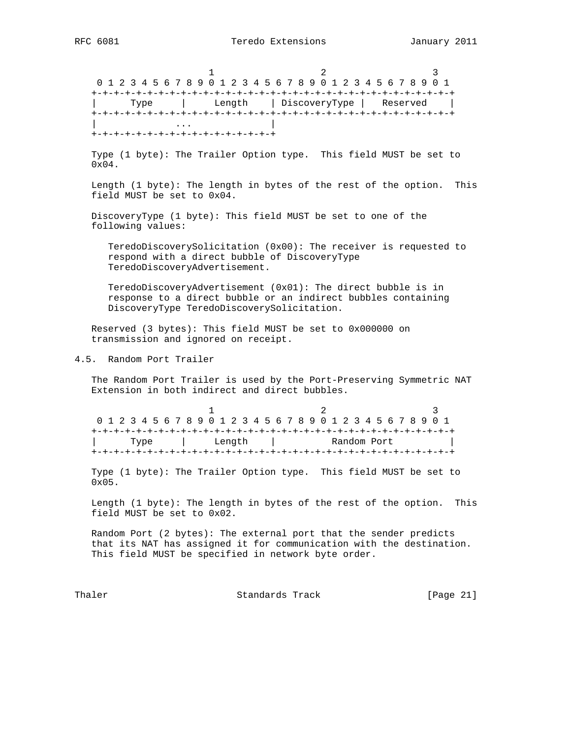```
                     1                   2                   3
 0 1 2 3 4 5 6 7 8 9 0 1 2 3 4 5 6 7 8 9 0 1 2 3 4 5 6 7 8 9 0 1
+-+-+-+-+-+-+-+-+-+-+-+-+-+-+-+-+-+-+-+-+-+-+-+-+-+-+-+-+-+-+-+-+
|      Type     |     Length    | DiscoveryType |   Reserved    |
+-+-+-+-+-+-+-+-+-+-+-+-+-+-+-+-+-+-+-+-+-+-+-+-+-+-+-+-+-+-+-+-+
|              ...              |
+-+-+-+-+-+-+-+-+-+-+-+-+-+-+-+-+
```

Type (1 byte): The Trailer Option type. This field MUST be set to 0x04.

Length (1 byte): The length in bytes of the rest of the option. This field MUST be set to 0x04.

DiscoveryType (1 byte): This field MUST be set to one of the following values:

TeredoDiscoverySolicitation (0x00): The receiver is requested to respond with a direct bubble of DiscoveryType TeredoDiscoveryAdvertisement.

TeredoDiscoveryAdvertisement (0x01): The direct bubble is in response to a direct bubble or an indirect bubbles containing DiscoveryType TeredoDiscoverySolicitation.

Reserved (3 bytes): This field MUST be set to 0x000000 on transmission and ignored on receipt.

### 4.5. Random Port Trailer

The Random Port Trailer is used by the Port-Preserving Symmetric NAT Extension in both indirect and direct bubbles.

```
                     1                   2                   3
 0 1 2 3 4 5 6 7 8 9 0 1 2 3 4 5 6 7 8 9 0 1 2 3 4 5 6 7 8 9 0 1
+-+-+-+-+-+-+-+-+-+-+-+-+-+-+-+-+-+-+-+-+-+-+-+-+-+-+-+-+-+-+-+-+
|      Type     |     Length    |          Random Port          |
+-+-+-+-+-+-+-+-+-+-+-+-+-+-+-+-+-+-+-+-+-+-+-+-+-+-+-+-+-+-+-+-+
```

Type (1 byte): The Trailer Option type. This field MUST be set to 0x05.

Length (1 byte): The length in bytes of the rest of the option. This field MUST be set to 0x02.

Random Port (2 bytes): The external port that the sender predicts that its NAT has assigned it for communication with the destination. This field MUST be specified in network byte order.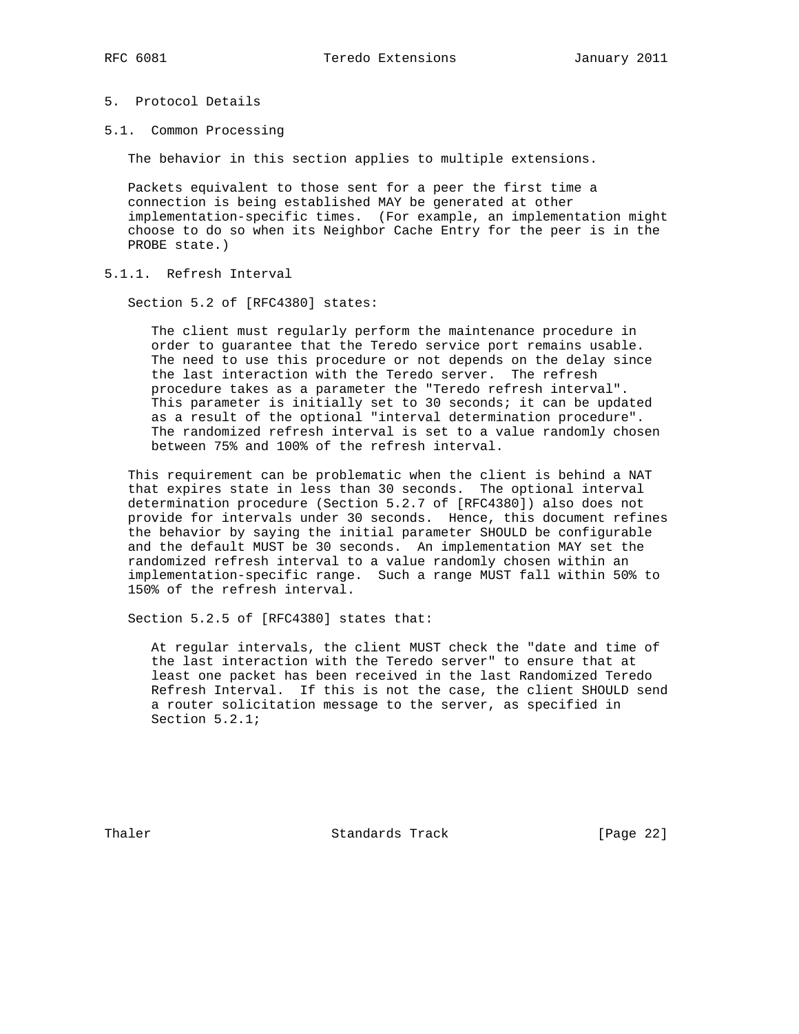# 5. Protocol Details

## 5.1. Common Processing

The behavior in this section applies to multiple extensions.

Packets equivalent to those sent for a peer the first time a connection is being established MAY be generated at other implementation-specific times. (For example, an implementation might choose to do so when its Neighbor Cache Entry for the peer is in the PROBE state.)

### 5.1.1. Refresh Interval

Section 5.2 of [RFC4380] states:

> The client must regularly perform the maintenance procedure in order to guarantee that the Teredo service port remains usable. The need to use this procedure or not depends on the delay since the last interaction with the Teredo server. The refresh procedure takes as a parameter the "Teredo refresh interval". This parameter is initially set to 30 seconds; it can be updated as a result of the optional "interval determination procedure". The randomized refresh interval is set to a value randomly chosen between 75% and 100% of the refresh interval.

This requirement can be problematic when the client is behind a NAT that expires state in less than 30 seconds. The optional interval determination procedure (Section 5.2.7 of [RFC4380]) also does not provide for intervals under 30 seconds. Hence, this document refines the behavior by saying the initial parameter SHOULD be configurable and the default MUST be 30 seconds. An implementation MAY set the randomized refresh interval to a value randomly chosen within an implementation-specific range. Such a range MUST fall within 50% to 150% of the refresh interval.

Section 5.2.5 of [RFC4380] states that:

> At regular intervals, the client MUST check the "date and time of the last interaction with the Teredo server" to ensure that at least one packet has been received in the last Randomized Teredo Refresh Interval. If this is not the case, the client SHOULD send a router solicitation message to the server, as specified in Section 5.2.1;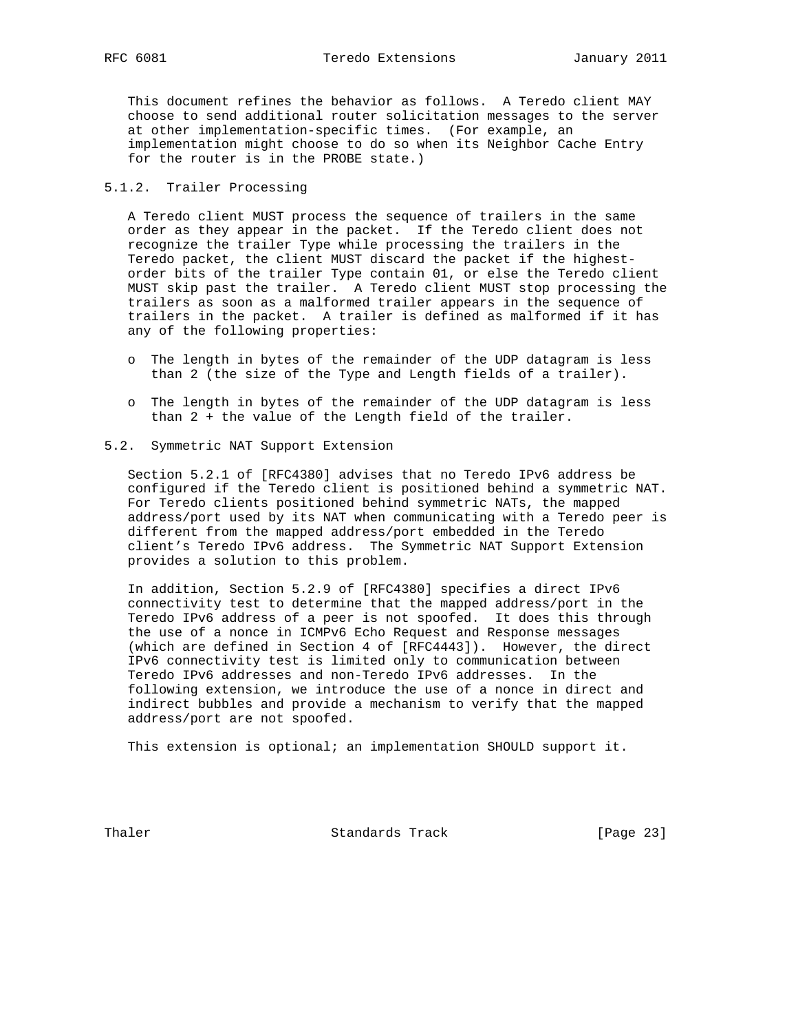This document refines the behavior as follows. A Teredo client MAY choose to send additional router solicitation messages to the server at other implementation-specific times. (For example, an implementation might choose to do so when its Neighbor Cache Entry for the router is in the PROBE state.)

#### 5.1.2. Trailer Processing

A Teredo client MUST process the sequence of trailers in the same order as they appear in the packet. If the Teredo client does not recognize the trailer Type while processing the trailers in the Teredo packet, the client MUST discard the packet if the highest-order bits of the trailer Type contain 01, or else the Teredo client MUST skip past the trailer. A Teredo client MUST stop processing the trailers as soon as a malformed trailer appears in the sequence of trailers in the packet. A trailer is defined as malformed if it has any of the following properties:

- The length in bytes of the remainder of the UDP datagram is less than 2 (the size of the Type and Length fields of a trailer).
- The length in bytes of the remainder of the UDP datagram is less than 2 + the value of the Length field of the trailer.

### 5.2. Symmetric NAT Support Extension

Section 5.2.1 of [RFC4380] advises that no Teredo IPv6 address be configured if the Teredo client is positioned behind a symmetric NAT. For Teredo clients positioned behind symmetric NATs, the mapped address/port used by its NAT when communicating with a Teredo peer is different from the mapped address/port embedded in the Teredo client's Teredo IPv6 address. The Symmetric NAT Support Extension provides a solution to this problem.

In addition, Section 5.2.9 of [RFC4380] specifies a direct IPv6 connectivity test to determine that the mapped address/port in the Teredo IPv6 address of a peer is not spoofed. It does this through the use of a nonce in ICMPv6 Echo Request and Response messages (which are defined in Section 4 of [RFC4443]). However, the direct IPv6 connectivity test is limited only to communication between Teredo IPv6 addresses and non-Teredo IPv6 addresses. In the following extension, we introduce the use of a nonce in direct and indirect bubbles and provide a mechanism to verify that the mapped address/port are not spoofed.

This extension is optional; an implementation SHOULD support it.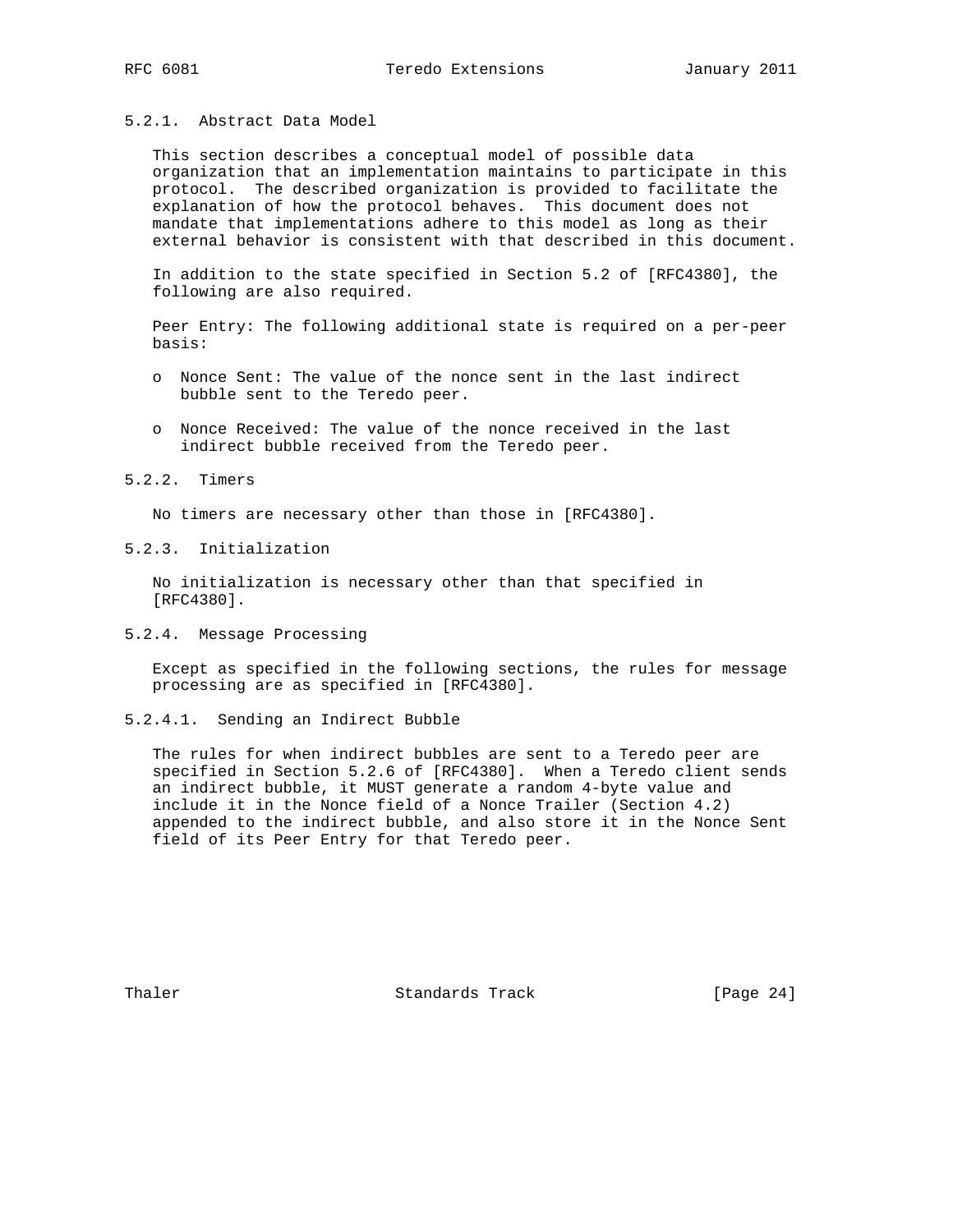### 5.2.1. Abstract Data Model

This section describes a conceptual model of possible data organization that an implementation maintains to participate in this protocol. The described organization is provided to facilitate the explanation of how the protocol behaves. This document does not mandate that implementations adhere to this model as long as their external behavior is consistent with that described in this document.

In addition to the state specified in Section 5.2 of [RFC4380], the following are also required.

Peer Entry: The following additional state is required on a per-peer basis:

- Nonce Sent: The value of the nonce sent in the last indirect bubble sent to the Teredo peer.
- Nonce Received: The value of the nonce received in the last indirect bubble received from the Teredo peer.

### 5.2.2. Timers

No timers are necessary other than those in [RFC4380].

### 5.2.3. Initialization

No initialization is necessary other than that specified in [RFC4380].

### 5.2.4. Message Processing

Except as specified in the following sections, the rules for message processing are as specified in [RFC4380].

#### 5.2.4.1. Sending an Indirect Bubble

The rules for when indirect bubbles are sent to a Teredo peer are specified in Section 5.2.6 of [RFC4380]. When a Teredo client sends an indirect bubble, it MUST generate a random 4-byte value and include it in the Nonce field of a Nonce Trailer (Section 4.2) appended to the indirect bubble, and also store it in the Nonce Sent field of its Peer Entry for that Teredo peer.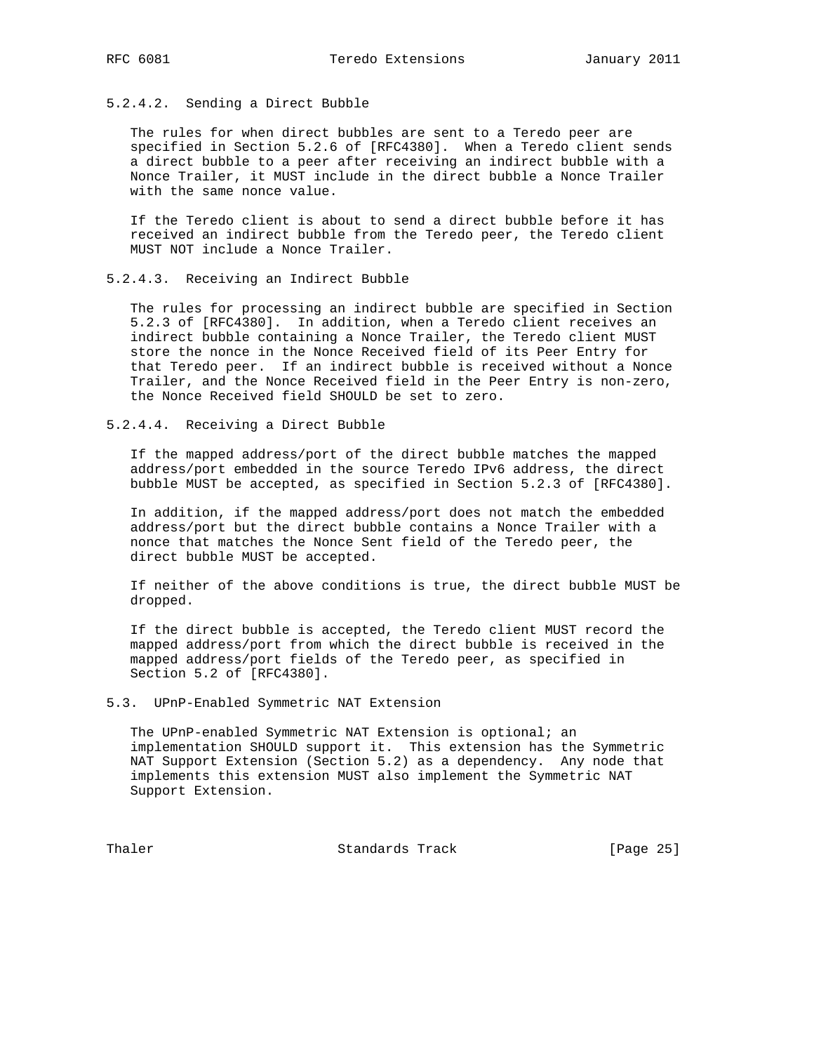#### 5.2.4.2. Sending a Direct Bubble

The rules for when direct bubbles are sent to a Teredo peer are specified in Section 5.2.6 of [RFC4380]. When a Teredo client sends a direct bubble to a peer after receiving an indirect bubble with a Nonce Trailer, it MUST include in the direct bubble a Nonce Trailer with the same nonce value.

If the Teredo client is about to send a direct bubble before it has received an indirect bubble from the Teredo peer, the Teredo client MUST NOT include a Nonce Trailer.

#### 5.2.4.3. Receiving an Indirect Bubble

The rules for processing an indirect bubble are specified in Section 5.2.3 of [RFC4380]. In addition, when a Teredo client receives an indirect bubble containing a Nonce Trailer, the Teredo client MUST store the nonce in the Nonce Received field of its Peer Entry for that Teredo peer. If an indirect bubble is received without a Nonce Trailer, and the Nonce Received field in the Peer Entry is non-zero, the Nonce Received field SHOULD be set to zero.

#### 5.2.4.4. Receiving a Direct Bubble

If the mapped address/port of the direct bubble matches the mapped address/port embedded in the source Teredo IPv6 address, the direct bubble MUST be accepted, as specified in Section 5.2.3 of [RFC4380].

In addition, if the mapped address/port does not match the embedded address/port but the direct bubble contains a Nonce Trailer with a nonce that matches the Nonce Sent field of the Teredo peer, the direct bubble MUST be accepted.

If neither of the above conditions is true, the direct bubble MUST be dropped.

If the direct bubble is accepted, the Teredo client MUST record the mapped address/port from which the direct bubble is received in the mapped address/port fields of the Teredo peer, as specified in Section 5.2 of [RFC4380].

### 5.3. UPnP-Enabled Symmetric NAT Extension

The UPnP-enabled Symmetric NAT Extension is optional; an implementation SHOULD support it. This extension has the Symmetric NAT Support Extension (Section 5.2) as a dependency. Any node that implements this extension MUST also implement the Symmetric NAT Support Extension.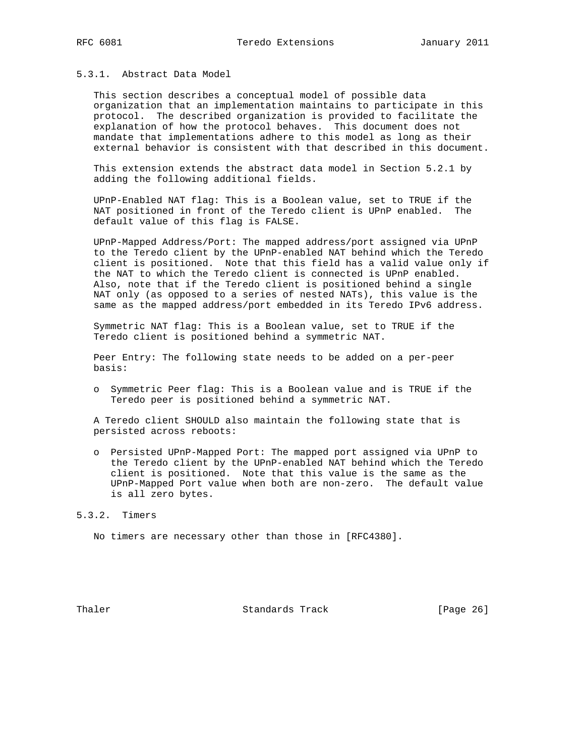### 5.3.1. Abstract Data Model

This section describes a conceptual model of possible data organization that an implementation maintains to participate in this protocol. The described organization is provided to facilitate the explanation of how the protocol behaves. This document does not mandate that implementations adhere to this model as long as their external behavior is consistent with that described in this document.

This extension extends the abstract data model in Section 5.2.1 by adding the following additional fields.

UPnP-Enabled NAT flag: This is a Boolean value, set to TRUE if the NAT positioned in front of the Teredo client is UPnP enabled. The default value of this flag is FALSE.

UPnP-Mapped Address/Port: The mapped address/port assigned via UPnP to the Teredo client by the UPnP-enabled NAT behind which the Teredo client is positioned. Note that this field has a valid value only if the NAT to which the Teredo client is connected is UPnP enabled. Also, note that if the Teredo client is positioned behind a single NAT only (as opposed to a series of nested NATs), this value is the same as the mapped address/port embedded in its Teredo IPv6 address.

Symmetric NAT flag: This is a Boolean value, set to TRUE if the Teredo client is positioned behind a symmetric NAT.

Peer Entry: The following state needs to be added on a per-peer basis:

- Symmetric Peer flag: This is a Boolean value and is TRUE if the Teredo peer is positioned behind a symmetric NAT.

A Teredo client SHOULD also maintain the following state that is persisted across reboots:

- Persisted UPnP-Mapped Port: The mapped port assigned via UPnP to the Teredo client by the UPnP-enabled NAT behind which the Teredo client is positioned. Note that this value is the same as the UPnP-Mapped Port value when both are non-zero. The default value is all zero bytes.

### 5.3.2. Timers

No timers are necessary other than those in [RFC4380].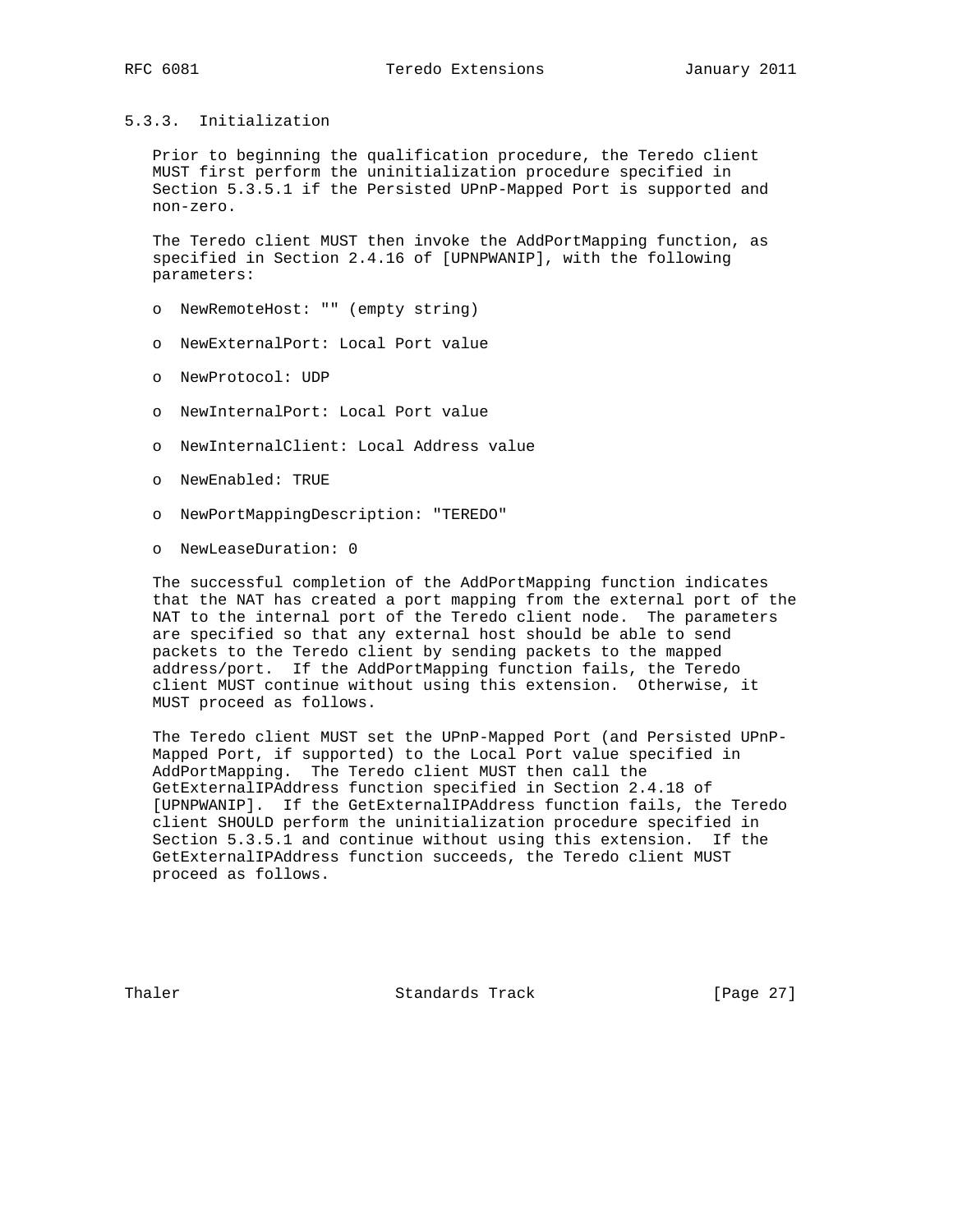### 5.3.3. Initialization

Prior to beginning the qualification procedure, the Teredo client MUST first perform the uninitialization procedure specified in Section 5.3.5.1 if the Persisted UPnP-Mapped Port is supported and non-zero.

The Teredo client MUST then invoke the AddPortMapping function, as specified in Section 2.4.16 of [UPNPWANIP], with the following parameters:

- NewRemoteHost: "" (empty string)
- NewExternalPort: Local Port value
- NewProtocol: UDP
- NewInternalPort: Local Port value
- NewInternalClient: Local Address value
- NewEnabled: TRUE
- NewPortMappingDescription: "TEREDO"
- NewLeaseDuration: 0

The successful completion of the AddPortMapping function indicates that the NAT has created a port mapping from the external port of the NAT to the internal port of the Teredo client node. The parameters are specified so that any external host should be able to send packets to the Teredo client by sending packets to the mapped address/port. If the AddPortMapping function fails, the Teredo client MUST continue without using this extension. Otherwise, it MUST proceed as follows.

The Teredo client MUST set the UPnP-Mapped Port (and Persisted UPnP-Mapped Port, if supported) to the Local Port value specified in AddPortMapping. The Teredo client MUST then call the GetExternalIPAddress function specified in Section 2.4.18 of [UPNPWANIP]. If the GetExternalIPAddress function fails, the Teredo client SHOULD perform the uninitialization procedure specified in Section 5.3.5.1 and continue without using this extension. If the GetExternalIPAddress function succeeds, the Teredo client MUST proceed as follows.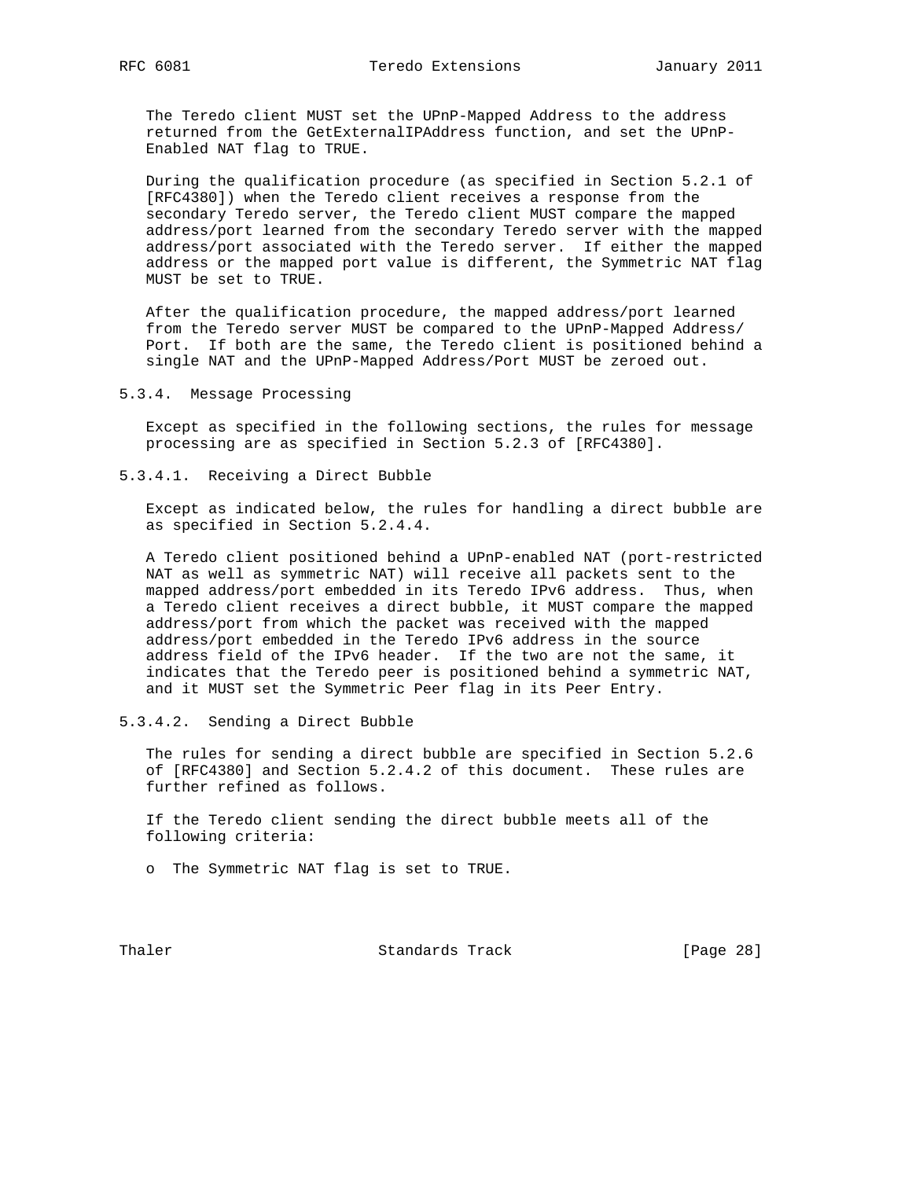The Teredo client MUST set the UPnP-Mapped Address to the address returned from the GetExternalIPAddress function, and set the UPnP-Enabled NAT flag to TRUE.

During the qualification procedure (as specified in Section 5.2.1 of [RFC4380]) when the Teredo client receives a response from the secondary Teredo server, the Teredo client MUST compare the mapped address/port learned from the secondary Teredo server with the mapped address/port associated with the Teredo server. If either the mapped address or the mapped port value is different, the Symmetric NAT flag MUST be set to TRUE.

After the qualification procedure, the mapped address/port learned from the Teredo server MUST be compared to the UPnP-Mapped Address/Port. If both are the same, the Teredo client is positioned behind a single NAT and the UPnP-Mapped Address/Port MUST be zeroed out.

#### 5.3.4. Message Processing

Except as specified in the following sections, the rules for message processing are as specified in Section 5.2.3 of [RFC4380].

##### 5.3.4.1. Receiving a Direct Bubble

Except as indicated below, the rules for handling a direct bubble are as specified in Section 5.2.4.4.

A Teredo client positioned behind a UPnP-enabled NAT (port-restricted NAT as well as symmetric NAT) will receive all packets sent to the mapped address/port embedded in its Teredo IPv6 address. Thus, when a Teredo client receives a direct bubble, it MUST compare the mapped address/port from which the packet was received with the mapped address/port embedded in the Teredo IPv6 address in the source address field of the IPv6 header. If the two are not the same, it indicates that the Teredo peer is positioned behind a symmetric NAT, and it MUST set the Symmetric Peer flag in its Peer Entry.

##### 5.3.4.2. Sending a Direct Bubble

The rules for sending a direct bubble are specified in Section 5.2.6 of [RFC4380] and Section 5.2.4.2 of this document. These rules are further refined as follows.

If the Teredo client sending the direct bubble meets all of the following criteria:

- The Symmetric NAT flag is set to TRUE.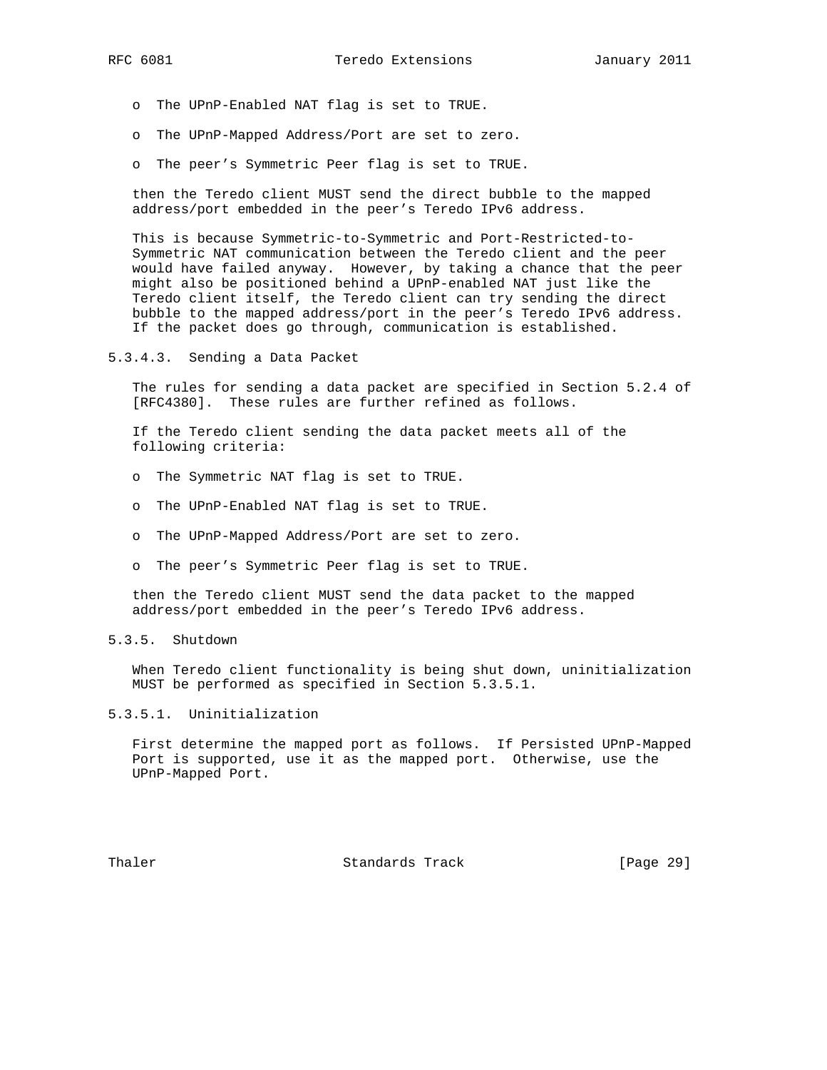- The UPnP-Enabled NAT flag is set to TRUE.

- The UPnP-Mapped Address/Port are set to zero.

- The peer's Symmetric Peer flag is set to TRUE.

then the Teredo client MUST send the direct bubble to the mapped address/port embedded in the peer's Teredo IPv6 address.

This is because Symmetric-to-Symmetric and Port-Restricted-to-Symmetric NAT communication between the Teredo client and the peer would have failed anyway. However, by taking a chance that the peer might also be positioned behind a UPnP-enabled NAT just like the Teredo client itself, the Teredo client can try sending the direct bubble to the mapped address/port in the peer's Teredo IPv6 address. If the packet does go through, communication is established.

#### 5.3.4.3. Sending a Data Packet

The rules for sending a data packet are specified in Section 5.2.4 of [RFC4380]. These rules are further refined as follows.

If the Teredo client sending the data packet meets all of the following criteria:

- The Symmetric NAT flag is set to TRUE.

- The UPnP-Enabled NAT flag is set to TRUE.

- The UPnP-Mapped Address/Port are set to zero.

- The peer's Symmetric Peer flag is set to TRUE.

then the Teredo client MUST send the data packet to the mapped address/port embedded in the peer's Teredo IPv6 address.

### 5.3.5. Shutdown

When Teredo client functionality is being shut down, uninitialization MUST be performed as specified in Section 5.3.5.1.

#### 5.3.5.1. Uninitialization

First determine the mapped port as follows. If Persisted UPnP-Mapped Port is supported, use it as the mapped port. Otherwise, use the UPnP-Mapped Port.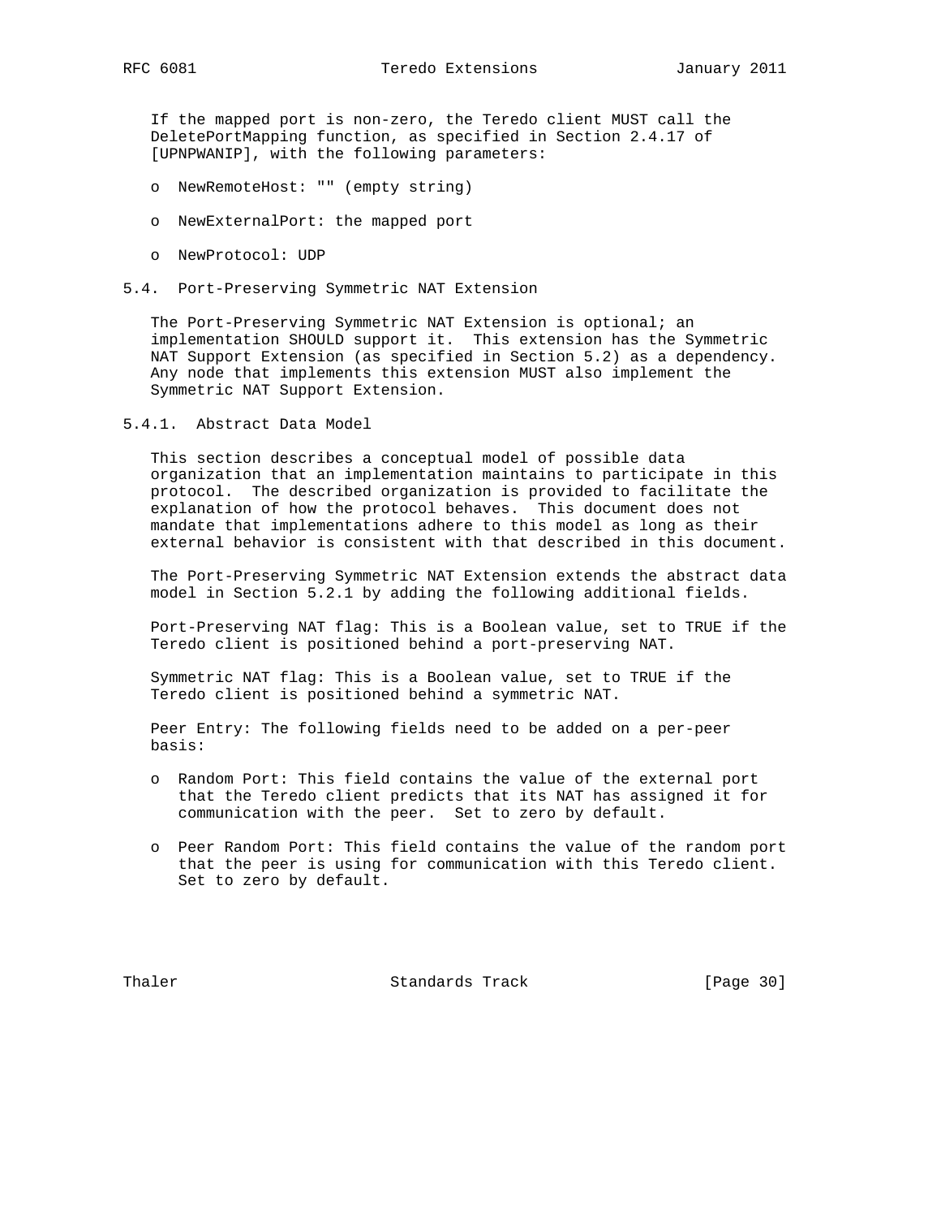If the mapped port is non-zero, the Teredo client MUST call the DeletePortMapping function, as specified in Section 2.4.17 of [UPNPWANIP], with the following parameters:

- NewRemoteHost: "" (empty string)
- NewExternalPort: the mapped port
- NewProtocol: UDP

## 5.4. Port-Preserving Symmetric NAT Extension

The Port-Preserving Symmetric NAT Extension is optional; an implementation SHOULD support it. This extension has the Symmetric NAT Support Extension (as specified in Section 5.2) as a dependency. Any node that implements this extension MUST also implement the Symmetric NAT Support Extension.

### 5.4.1. Abstract Data Model

This section describes a conceptual model of possible data organization that an implementation maintains to participate in this protocol. The described organization is provided to facilitate the explanation of how the protocol behaves. This document does not mandate that implementations adhere to this model as long as their external behavior is consistent with that described in this document.

The Port-Preserving Symmetric NAT Extension extends the abstract data model in Section 5.2.1 by adding the following additional fields.

Port-Preserving NAT flag: This is a Boolean value, set to TRUE if the Teredo client is positioned behind a port-preserving NAT.

Symmetric NAT flag: This is a Boolean value, set to TRUE if the Teredo client is positioned behind a symmetric NAT.

Peer Entry: The following fields need to be added on a per-peer basis:

- Random Port: This field contains the value of the external port that the Teredo client predicts that its NAT has assigned it for communication with the peer. Set to zero by default.
- Peer Random Port: This field contains the value of the random port that the peer is using for communication with this Teredo client. Set to zero by default.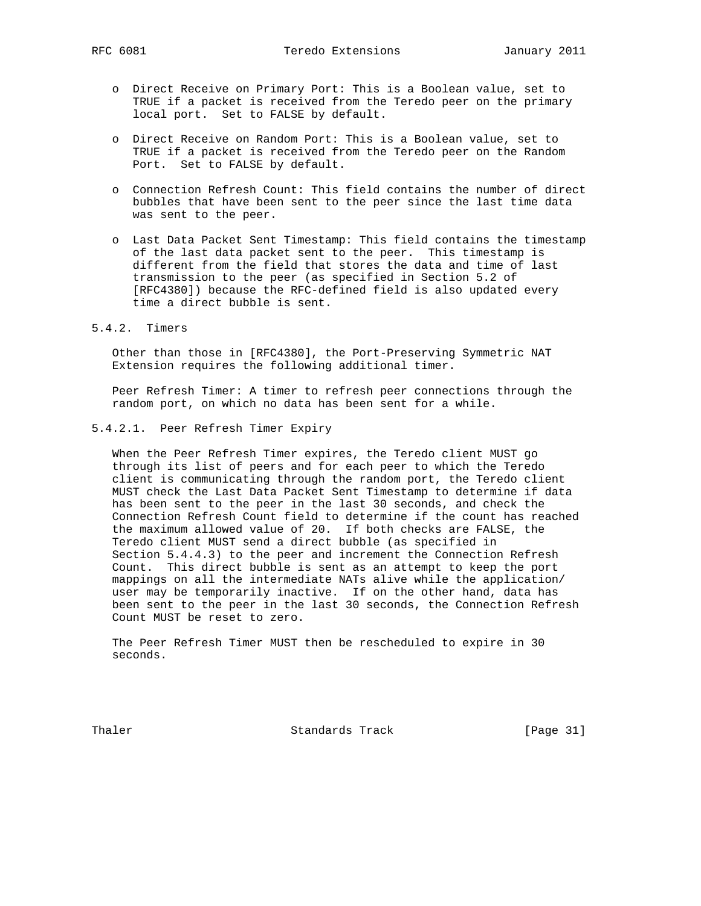- Direct Receive on Primary Port: This is a Boolean value, set to TRUE if a packet is received from the Teredo peer on the primary local port. Set to FALSE by default.

- Direct Receive on Random Port: This is a Boolean value, set to TRUE if a packet is received from the Teredo peer on the Random Port. Set to FALSE by default.

- Connection Refresh Count: This field contains the number of direct bubbles that have been sent to the peer since the last time data was sent to the peer.

- Last Data Packet Sent Timestamp: This field contains the timestamp of the last data packet sent to the peer. This timestamp is different from the field that stores the data and time of last transmission to the peer (as specified in Section 5.2 of [RFC4380]) because the RFC-defined field is also updated every time a direct bubble is sent.

### 5.4.2. Timers

Other than those in [RFC4380], the Port-Preserving Symmetric NAT Extension requires the following additional timer.

Peer Refresh Timer: A timer to refresh peer connections through the random port, on which no data has been sent for a while.

#### 5.4.2.1. Peer Refresh Timer Expiry

When the Peer Refresh Timer expires, the Teredo client MUST go through its list of peers and for each peer to which the Teredo client is communicating through the random port, the Teredo client MUST check the Last Data Packet Sent Timestamp to determine if data has been sent to the peer in the last 30 seconds, and check the Connection Refresh Count field to determine if the count has reached the maximum allowed value of 20. If both checks are FALSE, the Teredo client MUST send a direct bubble (as specified in Section 5.4.4.3) to the peer and increment the Connection Refresh Count. This direct bubble is sent as an attempt to keep the port mappings on all the intermediate NATs alive while the application/user may be temporarily inactive. If on the other hand, data has been sent to the peer in the last 30 seconds, the Connection Refresh Count MUST be reset to zero.

The Peer Refresh Timer MUST then be rescheduled to expire in 30 seconds.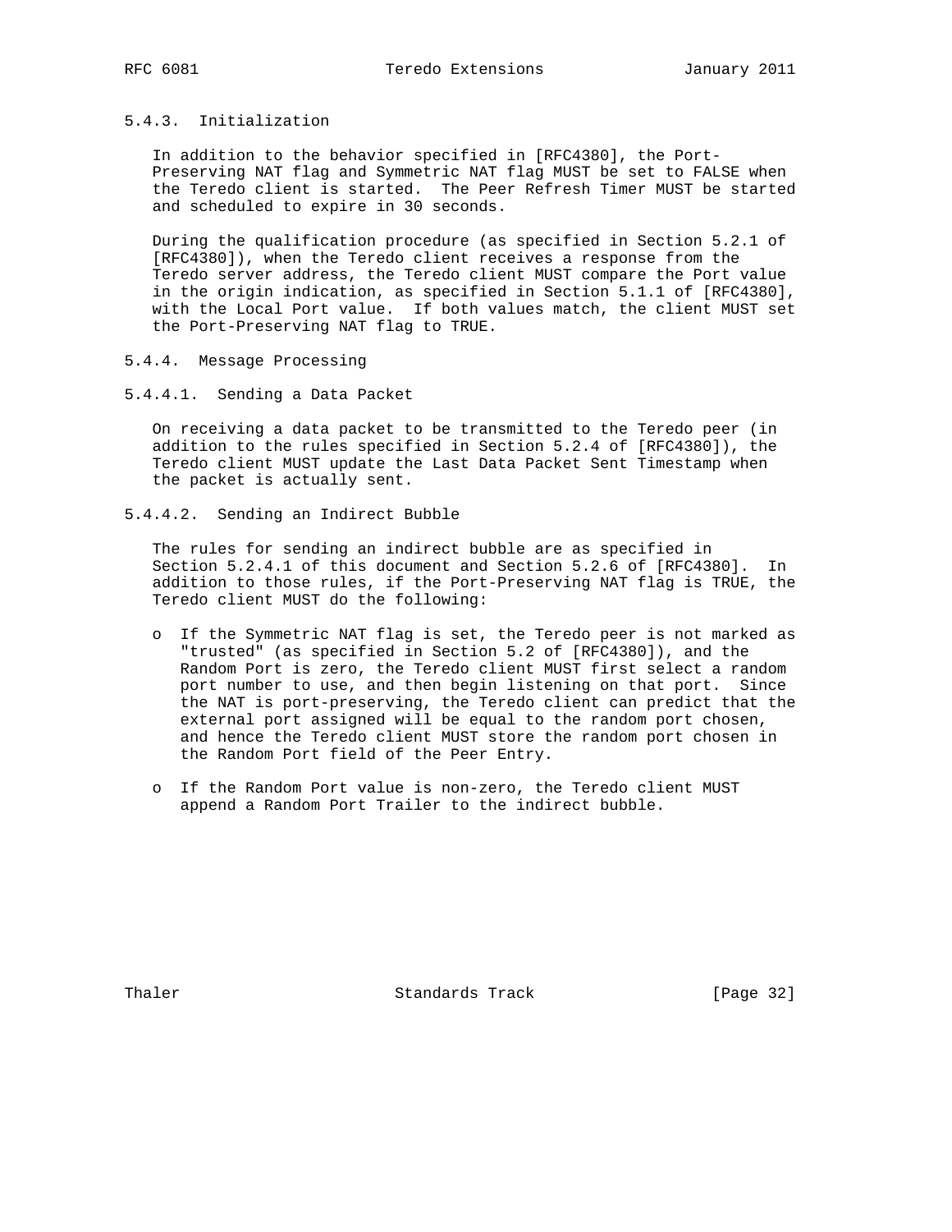### 5.4.3. Initialization

In addition to the behavior specified in [RFC4380], the Port-Preserving NAT flag and Symmetric NAT flag MUST be set to FALSE when the Teredo client is started. The Peer Refresh Timer MUST be started and scheduled to expire in 30 seconds.

During the qualification procedure (as specified in Section 5.2.1 of [RFC4380]), when the Teredo client receives a response from the Teredo server address, the Teredo client MUST compare the Port value in the origin indication, as specified in Section 5.1.1 of [RFC4380], with the Local Port value. If both values match, the client MUST set the Port-Preserving NAT flag to TRUE.

### 5.4.4. Message Processing

#### 5.4.4.1. Sending a Data Packet

On receiving a data packet to be transmitted to the Teredo peer (in addition to the rules specified in Section 5.2.4 of [RFC4380]), the Teredo client MUST update the Last Data Packet Sent Timestamp when the packet is actually sent.

#### 5.4.4.2. Sending an Indirect Bubble

The rules for sending an indirect bubble are as specified in Section 5.2.4.1 of this document and Section 5.2.6 of [RFC4380]. In addition to those rules, if the Port-Preserving NAT flag is TRUE, the Teredo client MUST do the following:

- If the Symmetric NAT flag is set, the Teredo peer is not marked as "trusted" (as specified in Section 5.2 of [RFC4380]), and the Random Port is zero, the Teredo client MUST first select a random port number to use, and then begin listening on that port. Since the NAT is port-preserving, the Teredo client can predict that the external port assigned will be equal to the random port chosen, and hence the Teredo client MUST store the random port chosen in the Random Port field of the Peer Entry.

- If the Random Port value is non-zero, the Teredo client MUST append a Random Port Trailer to the indirect bubble.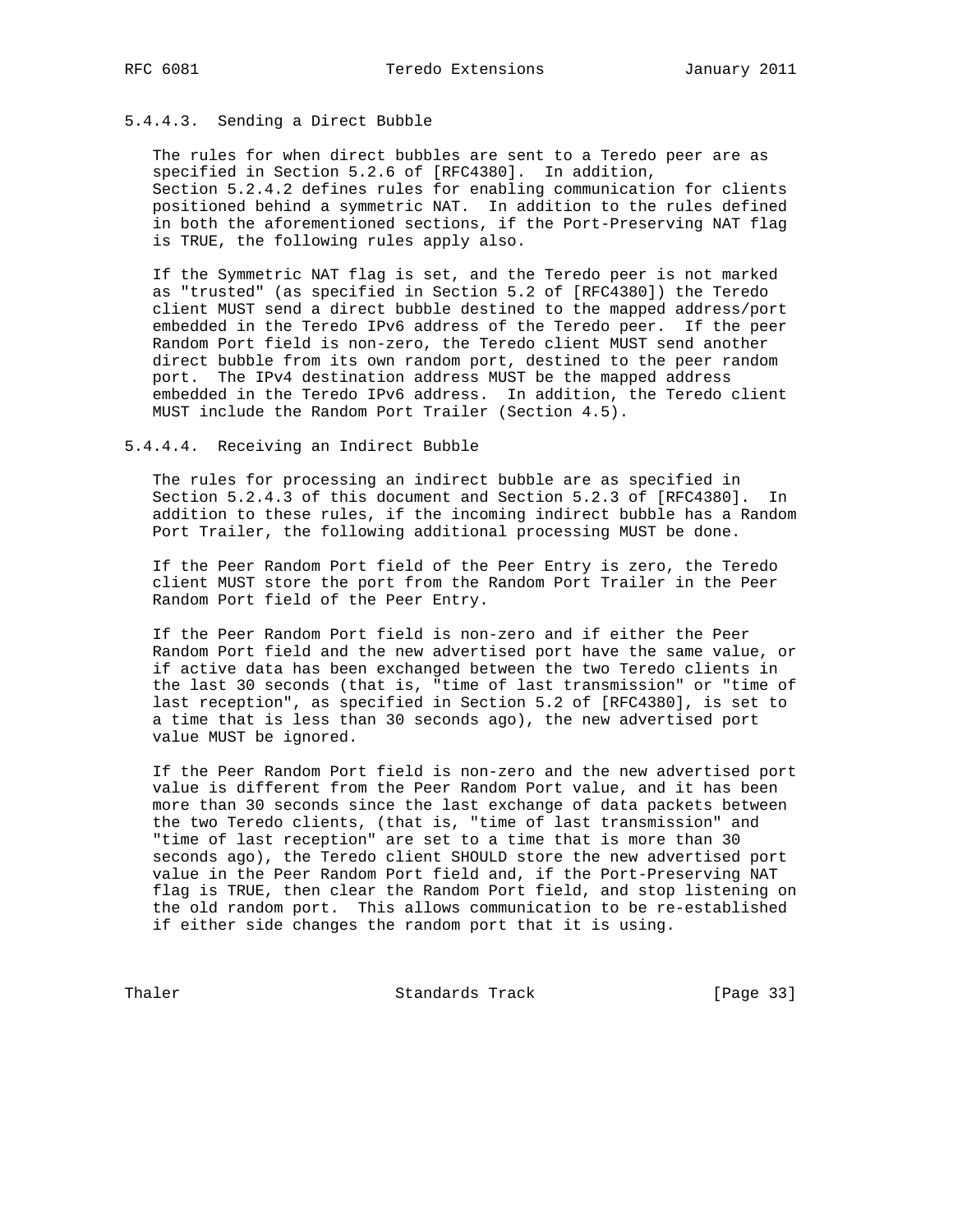#### 5.4.4.3. Sending a Direct Bubble

The rules for when direct bubbles are sent to a Teredo peer are as specified in Section 5.2.6 of [RFC4380]. In addition, Section 5.2.4.2 defines rules for enabling communication for clients positioned behind a symmetric NAT. In addition to the rules defined in both the aforementioned sections, if the Port-Preserving NAT flag is TRUE, the following rules apply also.

If the Symmetric NAT flag is set, and the Teredo peer is not marked as "trusted" (as specified in Section 5.2 of [RFC4380]) the Teredo client MUST send a direct bubble destined to the mapped address/port embedded in the Teredo IPv6 address of the Teredo peer. If the peer Random Port field is non-zero, the Teredo client MUST send another direct bubble from its own random port, destined to the peer random port. The IPv4 destination address MUST be the mapped address embedded in the Teredo IPv6 address. In addition, the Teredo client MUST include the Random Port Trailer (Section 4.5).

#### 5.4.4.4. Receiving an Indirect Bubble

The rules for processing an indirect bubble are as specified in Section 5.2.4.3 of this document and Section 5.2.3 of [RFC4380]. In addition to these rules, if the incoming indirect bubble has a Random Port Trailer, the following additional processing MUST be done.

If the Peer Random Port field of the Peer Entry is zero, the Teredo client MUST store the port from the Random Port Trailer in the Peer Random Port field of the Peer Entry.

If the Peer Random Port field is non-zero and if either the Peer Random Port field and the new advertised port have the same value, or if active data has been exchanged between the two Teredo clients in the last 30 seconds (that is, "time of last transmission" or "time of last reception", as specified in Section 5.2 of [RFC4380], is set to a time that is less than 30 seconds ago), the new advertised port value MUST be ignored.

If the Peer Random Port field is non-zero and the new advertised port value is different from the Peer Random Port value, and it has been more than 30 seconds since the last exchange of data packets between the two Teredo clients, (that is, "time of last transmission" and "time of last reception" are set to a time that is more than 30 seconds ago), the Teredo client SHOULD store the new advertised port value in the Peer Random Port field and, if the Port-Preserving NAT flag is TRUE, then clear the Random Port field, and stop listening on the old random port. This allows communication to be re-established if either side changes the random port that it is using.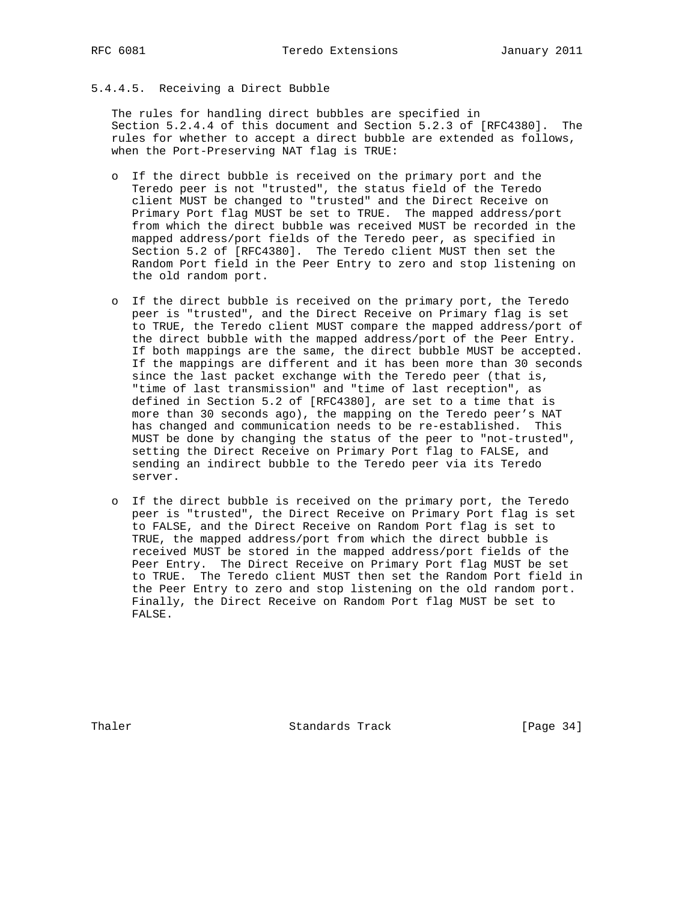#### 5.4.4.5. Receiving a Direct Bubble

The rules for handling direct bubbles are specified in Section 5.2.4.4 of this document and Section 5.2.3 of [RFC4380]. The rules for whether to accept a direct bubble are extended as follows, when the Port-Preserving NAT flag is TRUE:

- If the direct bubble is received on the primary port and the Teredo peer is not "trusted", the status field of the Teredo client MUST be changed to "trusted" and the Direct Receive on Primary Port flag MUST be set to TRUE. The mapped address/port from which the direct bubble was received MUST be recorded in the mapped address/port fields of the Teredo peer, as specified in Section 5.2 of [RFC4380]. The Teredo client MUST then set the Random Port field in the Peer Entry to zero and stop listening on the old random port.

- If the direct bubble is received on the primary port, the Teredo peer is "trusted", and the Direct Receive on Primary flag is set to TRUE, the Teredo client MUST compare the mapped address/port of the direct bubble with the mapped address/port of the Peer Entry. If both mappings are the same, the direct bubble MUST be accepted. If the mappings are different and it has been more than 30 seconds since the last packet exchange with the Teredo peer (that is, "time of last transmission" and "time of last reception", as defined in Section 5.2 of [RFC4380], are set to a time that is more than 30 seconds ago), the mapping on the Teredo peer's NAT has changed and communication needs to be re-established. This MUST be done by changing the status of the peer to "not-trusted", setting the Direct Receive on Primary Port flag to FALSE, and sending an indirect bubble to the Teredo peer via its Teredo server.

- If the direct bubble is received on the primary port, the Teredo peer is "trusted", the Direct Receive on Primary Port flag is set to FALSE, and the Direct Receive on Random Port flag is set to TRUE, the mapped address/port from which the direct bubble is received MUST be stored in the mapped address/port fields of the Peer Entry. The Direct Receive on Primary Port flag MUST be set to TRUE. The Teredo client MUST then set the Random Port field in the Peer Entry to zero and stop listening on the old random port. Finally, the Direct Receive on Random Port flag MUST be set to FALSE.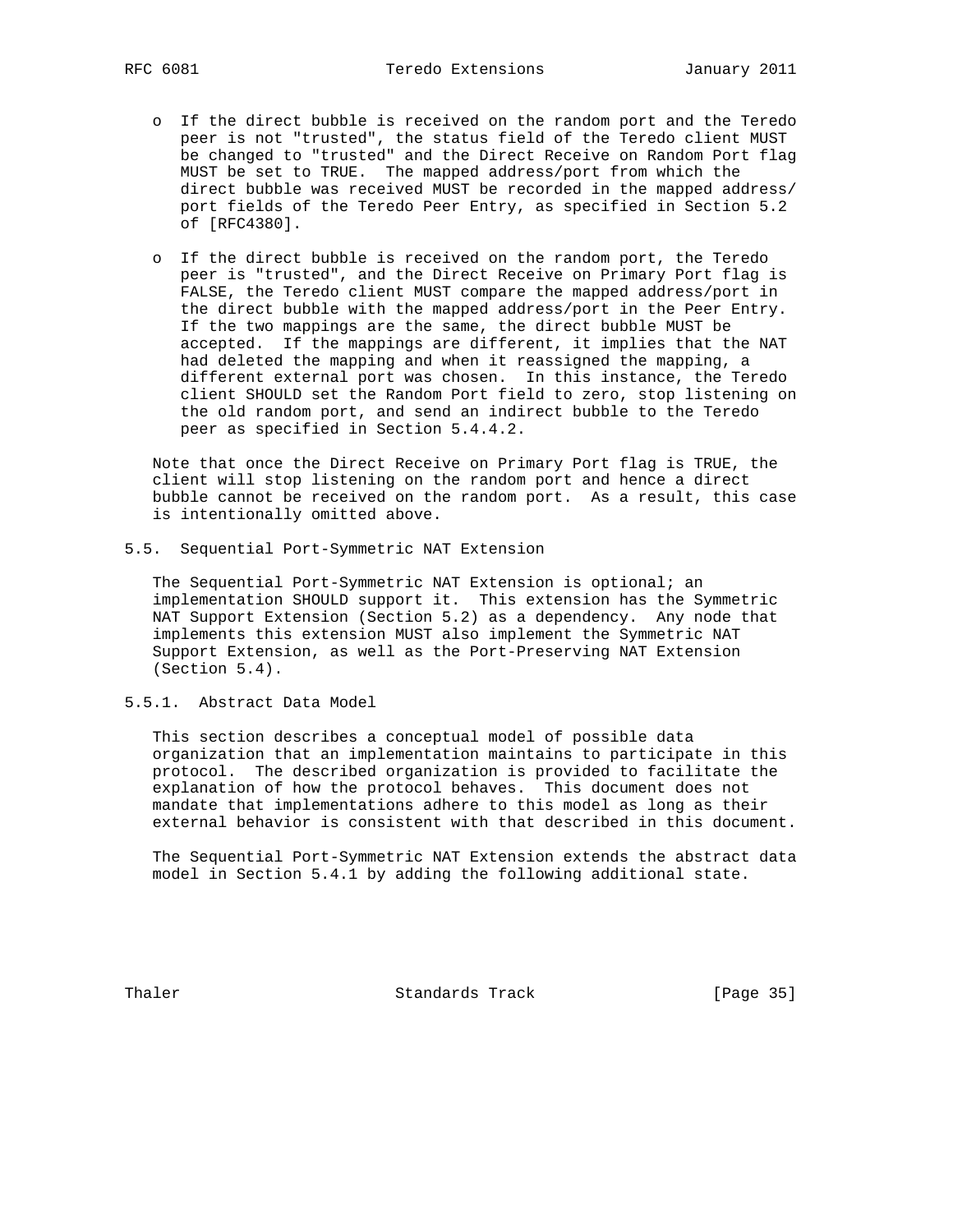- If the direct bubble is received on the random port and the Teredo peer is not "trusted", the status field of the Teredo client MUST be changed to "trusted" and the Direct Receive on Random Port flag MUST be set to TRUE. The mapped address/port from which the direct bubble was received MUST be recorded in the mapped address/port fields of the Teredo Peer Entry, as specified in Section 5.2 of [RFC4380].

- If the direct bubble is received on the random port, the Teredo peer is "trusted", and the Direct Receive on Primary Port flag is FALSE, the Teredo client MUST compare the mapped address/port in the direct bubble with the mapped address/port in the Peer Entry. If the two mappings are the same, the direct bubble MUST be accepted. If the mappings are different, it implies that the NAT had deleted the mapping and when it reassigned the mapping, a different external port was chosen. In this instance, the Teredo client SHOULD set the Random Port field to zero, stop listening on the old random port, and send an indirect bubble to the Teredo peer as specified in Section 5.4.4.2.

Note that once the Direct Receive on Primary Port flag is TRUE, the client will stop listening on the random port and hence a direct bubble cannot be received on the random port. As a result, this case is intentionally omitted above.

## 5.5. Sequential Port-Symmetric NAT Extension

The Sequential Port-Symmetric NAT Extension is optional; an implementation SHOULD support it. This extension has the Symmetric NAT Support Extension (Section 5.2) as a dependency. Any node that implements this extension MUST also implement the Symmetric NAT Support Extension, as well as the Port-Preserving NAT Extension (Section 5.4).

### 5.5.1. Abstract Data Model

This section describes a conceptual model of possible data organization that an implementation maintains to participate in this protocol. The described organization is provided to facilitate the explanation of how the protocol behaves. This document does not mandate that implementations adhere to this model as long as their external behavior is consistent with that described in this document.

The Sequential Port-Symmetric NAT Extension extends the abstract data model in Section 5.4.1 by adding the following additional state.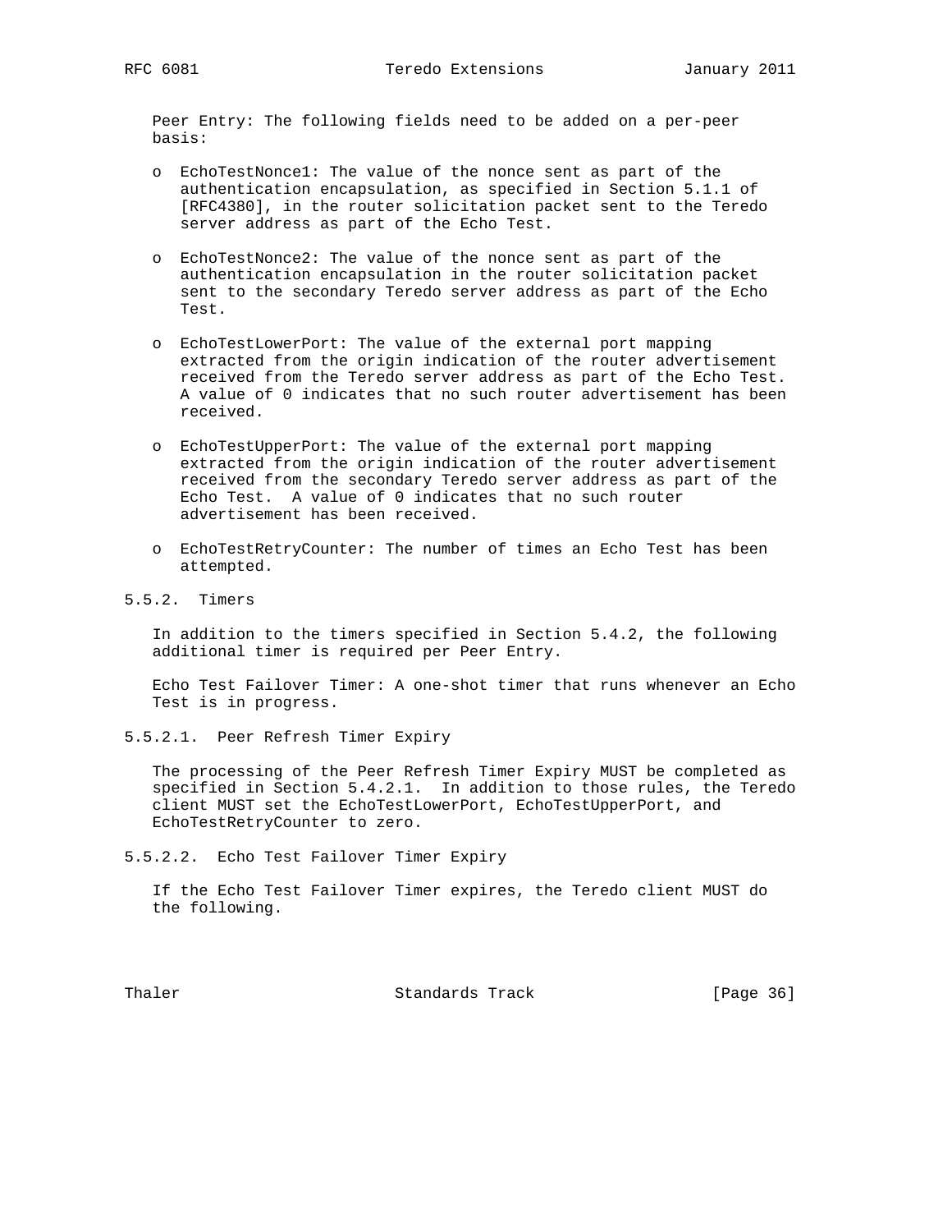Peer Entry: The following fields need to be added on a per-peer basis:

- EchoTestNonce1: The value of the nonce sent as part of the authentication encapsulation, as specified in Section 5.1.1 of [RFC4380], in the router solicitation packet sent to the Teredo server address as part of the Echo Test.

- EchoTestNonce2: The value of the nonce sent as part of the authentication encapsulation in the router solicitation packet sent to the secondary Teredo server address as part of the Echo Test.

- EchoTestLowerPort: The value of the external port mapping extracted from the origin indication of the router advertisement received from the Teredo server address as part of the Echo Test. A value of 0 indicates that no such router advertisement has been received.

- EchoTestUpperPort: The value of the external port mapping extracted from the origin indication of the router advertisement received from the secondary Teredo server address as part of the Echo Test. A value of 0 indicates that no such router advertisement has been received.

- EchoTestRetryCounter: The number of times an Echo Test has been attempted.

#### 5.5.2. Timers

In addition to the timers specified in Section 5.4.2, the following additional timer is required per Peer Entry.

Echo Test Failover Timer: A one-shot timer that runs whenever an Echo Test is in progress.

##### 5.5.2.1. Peer Refresh Timer Expiry

The processing of the Peer Refresh Timer Expiry MUST be completed as specified in Section 5.4.2.1. In addition to those rules, the Teredo client MUST set the EchoTestLowerPort, EchoTestUpperPort, and EchoTestRetryCounter to zero.

##### 5.5.2.2. Echo Test Failover Timer Expiry

If the Echo Test Failover Timer expires, the Teredo client MUST do the following.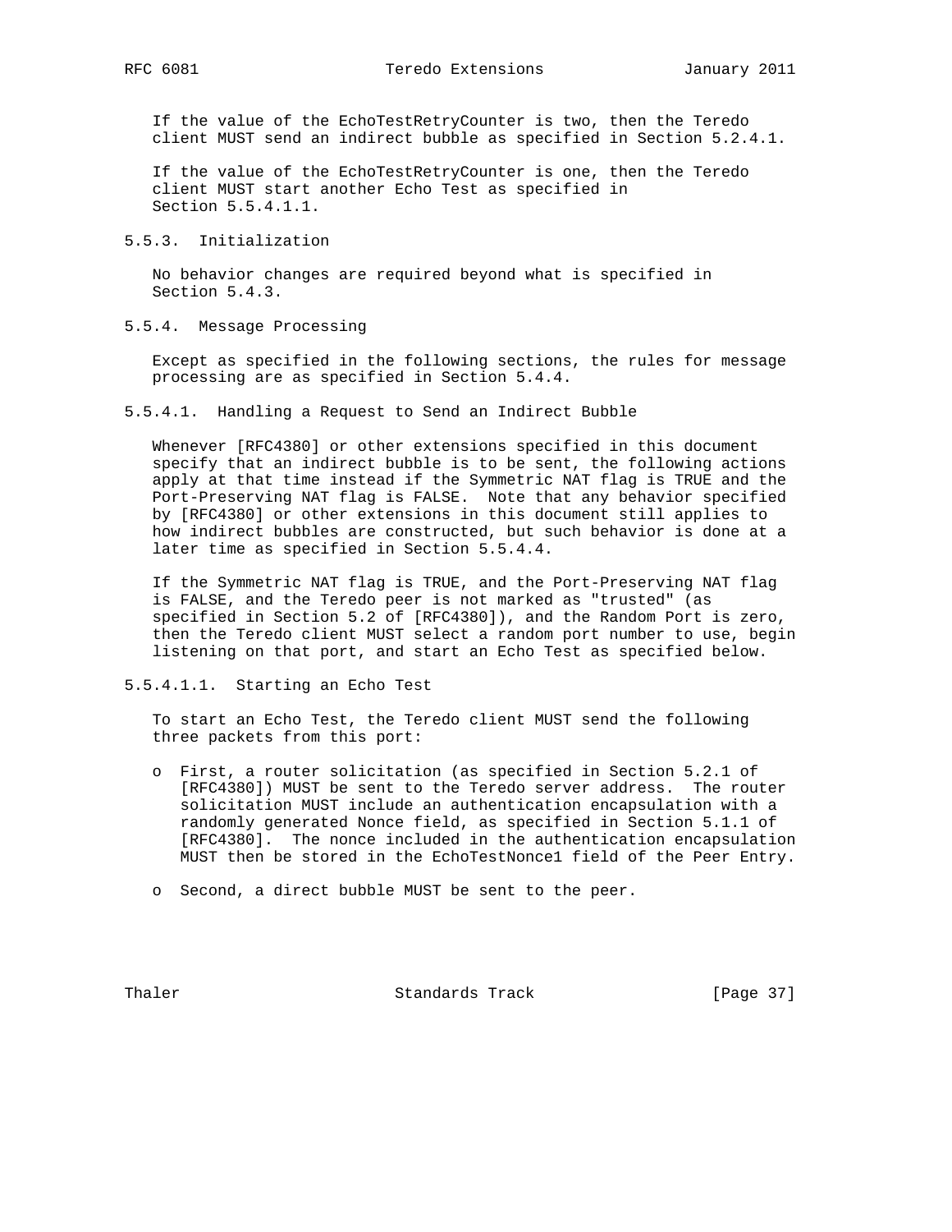If the value of the EchoTestRetryCounter is two, then the Teredo client MUST send an indirect bubble as specified in Section 5.2.4.1.

If the value of the EchoTestRetryCounter is one, then the Teredo client MUST start another Echo Test as specified in Section 5.5.4.1.1.

### 5.5.3. Initialization

No behavior changes are required beyond what is specified in Section 5.4.3.

### 5.5.4. Message Processing

Except as specified in the following sections, the rules for message processing are as specified in Section 5.4.4.

#### 5.5.4.1. Handling a Request to Send an Indirect Bubble

Whenever [RFC4380] or other extensions specified in this document specify that an indirect bubble is to be sent, the following actions apply at that time instead if the Symmetric NAT flag is TRUE and the Port-Preserving NAT flag is FALSE. Note that any behavior specified by [RFC4380] or other extensions in this document still applies to how indirect bubbles are constructed, but such behavior is done at a later time as specified in Section 5.5.4.4.

If the Symmetric NAT flag is TRUE, and the Port-Preserving NAT flag is FALSE, and the Teredo peer is not marked as "trusted" (as specified in Section 5.2 of [RFC4380]), and the Random Port is zero, then the Teredo client MUST select a random port number to use, begin listening on that port, and start an Echo Test as specified below.

##### 5.5.4.1.1. Starting an Echo Test

To start an Echo Test, the Teredo client MUST send the following three packets from this port:

- First, a router solicitation (as specified in Section 5.2.1 of [RFC4380]) MUST be sent to the Teredo server address. The router solicitation MUST include an authentication encapsulation with a randomly generated Nonce field, as specified in Section 5.1.1 of [RFC4380]. The nonce included in the authentication encapsulation MUST then be stored in the EchoTestNonce1 field of the Peer Entry.

- Second, a direct bubble MUST be sent to the peer.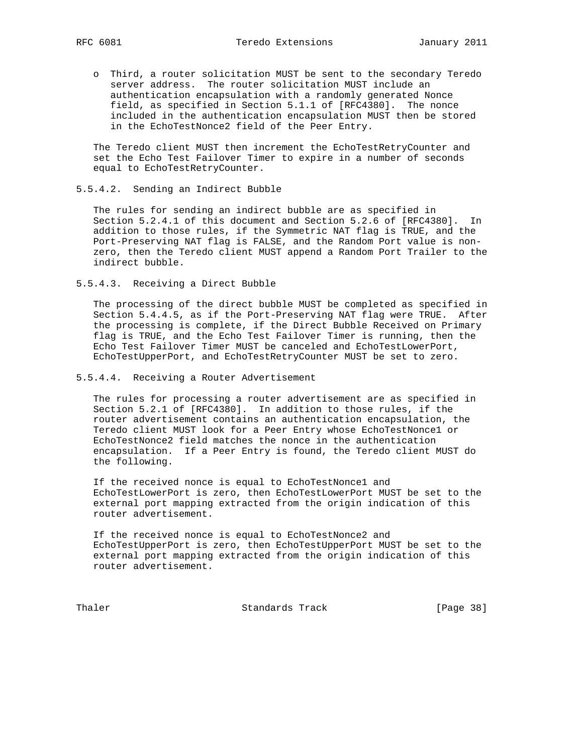- Third, a router solicitation MUST be sent to the secondary Teredo server address. The router solicitation MUST include an authentication encapsulation with a randomly generated Nonce field, as specified in Section 5.1.1 of [RFC4380]. The nonce included in the authentication encapsulation MUST then be stored in the EchoTestNonce2 field of the Peer Entry.

The Teredo client MUST then increment the EchoTestRetryCounter and set the Echo Test Failover Timer to expire in a number of seconds equal to EchoTestRetryCounter.

#### 5.5.4.2. Sending an Indirect Bubble

The rules for sending an indirect bubble are as specified in Section 5.2.4.1 of this document and Section 5.2.6 of [RFC4380]. In addition to those rules, if the Symmetric NAT flag is TRUE, and the Port-Preserving NAT flag is FALSE, and the Random Port value is non-zero, then the Teredo client MUST append a Random Port Trailer to the indirect bubble.

#### 5.5.4.3. Receiving a Direct Bubble

The processing of the direct bubble MUST be completed as specified in Section 5.4.4.5, as if the Port-Preserving NAT flag were TRUE. After the processing is complete, if the Direct Bubble Received on Primary flag is TRUE, and the Echo Test Failover Timer is running, then the Echo Test Failover Timer MUST be canceled and EchoTestLowerPort, EchoTestUpperPort, and EchoTestRetryCounter MUST be set to zero.

#### 5.5.4.4. Receiving a Router Advertisement

The rules for processing a router advertisement are as specified in Section 5.2.1 of [RFC4380]. In addition to those rules, if the router advertisement contains an authentication encapsulation, the Teredo client MUST look for a Peer Entry whose EchoTestNonce1 or EchoTestNonce2 field matches the nonce in the authentication encapsulation. If a Peer Entry is found, the Teredo client MUST do the following.

If the received nonce is equal to EchoTestNonce1 and EchoTestLowerPort is zero, then EchoTestLowerPort MUST be set to the external port mapping extracted from the origin indication of this router advertisement.

If the received nonce is equal to EchoTestNonce2 and EchoTestUpperPort is zero, then EchoTestUpperPort MUST be set to the external port mapping extracted from the origin indication of this router advertisement.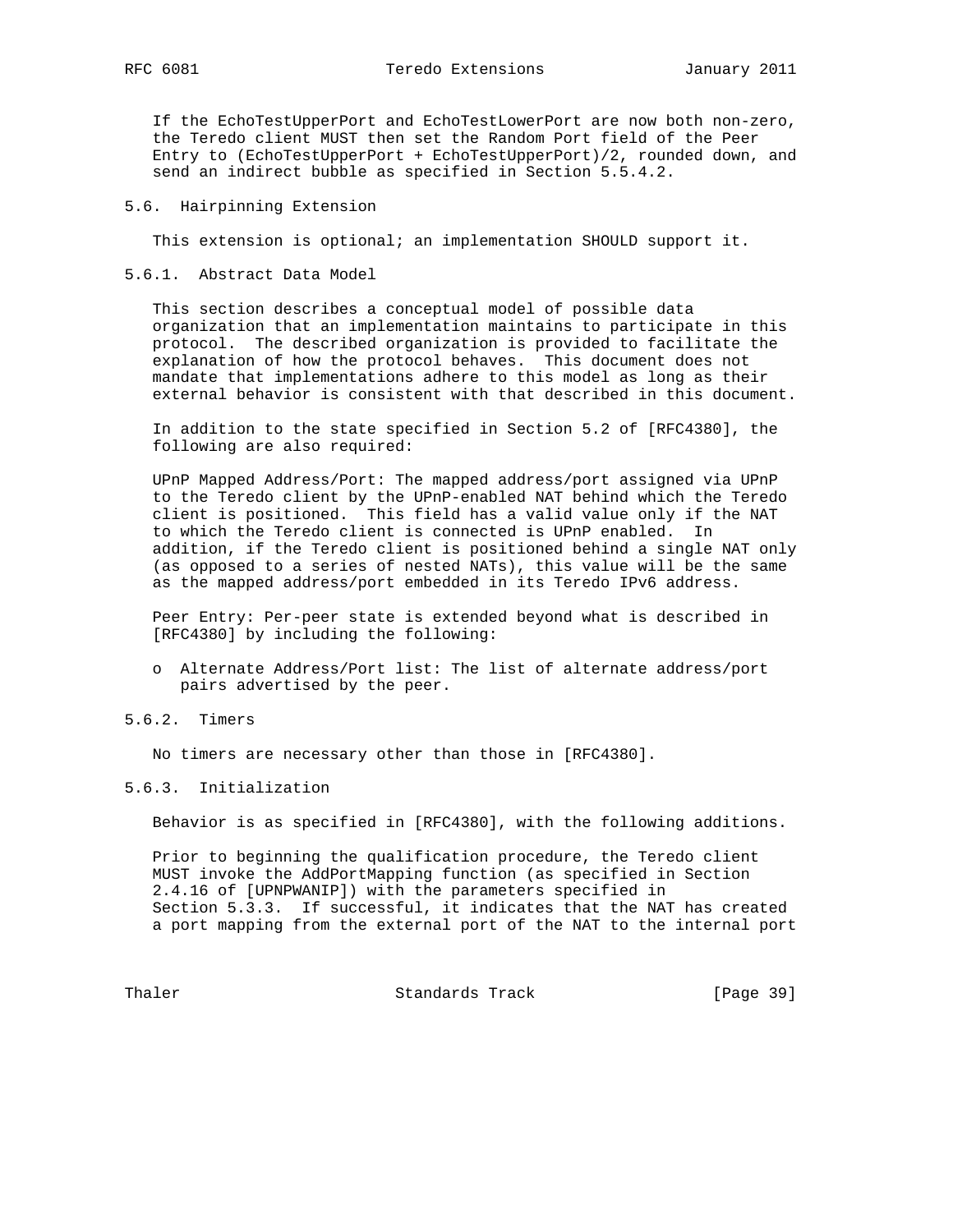If the EchoTestUpperPort and EchoTestLowerPort are now both non-zero, the Teredo client MUST then set the Random Port field of the Peer Entry to (EchoTestUpperPort + EchoTestUpperPort)/2, rounded down, and send an indirect bubble as specified in Section 5.5.4.2.

## 5.6. Hairpinning Extension

This extension is optional; an implementation SHOULD support it.

### 5.6.1. Abstract Data Model

This section describes a conceptual model of possible data organization that an implementation maintains to participate in this protocol. The described organization is provided to facilitate the explanation of how the protocol behaves. This document does not mandate that implementations adhere to this model as long as their external behavior is consistent with that described in this document.

In addition to the state specified in Section 5.2 of [RFC4380], the following are also required:

UPnP Mapped Address/Port: The mapped address/port assigned via UPnP to the Teredo client by the UPnP-enabled NAT behind which the Teredo client is positioned. This field has a valid value only if the NAT to which the Teredo client is connected is UPnP enabled. In addition, if the Teredo client is positioned behind a single NAT only (as opposed to a series of nested NATs), this value will be the same as the mapped address/port embedded in its Teredo IPv6 address.

Peer Entry: Per-peer state is extended beyond what is described in [RFC4380] by including the following:

- Alternate Address/Port list: The list of alternate address/port pairs advertised by the peer.

### 5.6.2. Timers

No timers are necessary other than those in [RFC4380].

### 5.6.3. Initialization

Behavior is as specified in [RFC4380], with the following additions.

Prior to beginning the qualification procedure, the Teredo client MUST invoke the AddPortMapping function (as specified in Section 2.4.16 of [UPNPWANIP]) with the parameters specified in Section 5.3.3. If successful, it indicates that the NAT has created a port mapping from the external port of the NAT to the internal port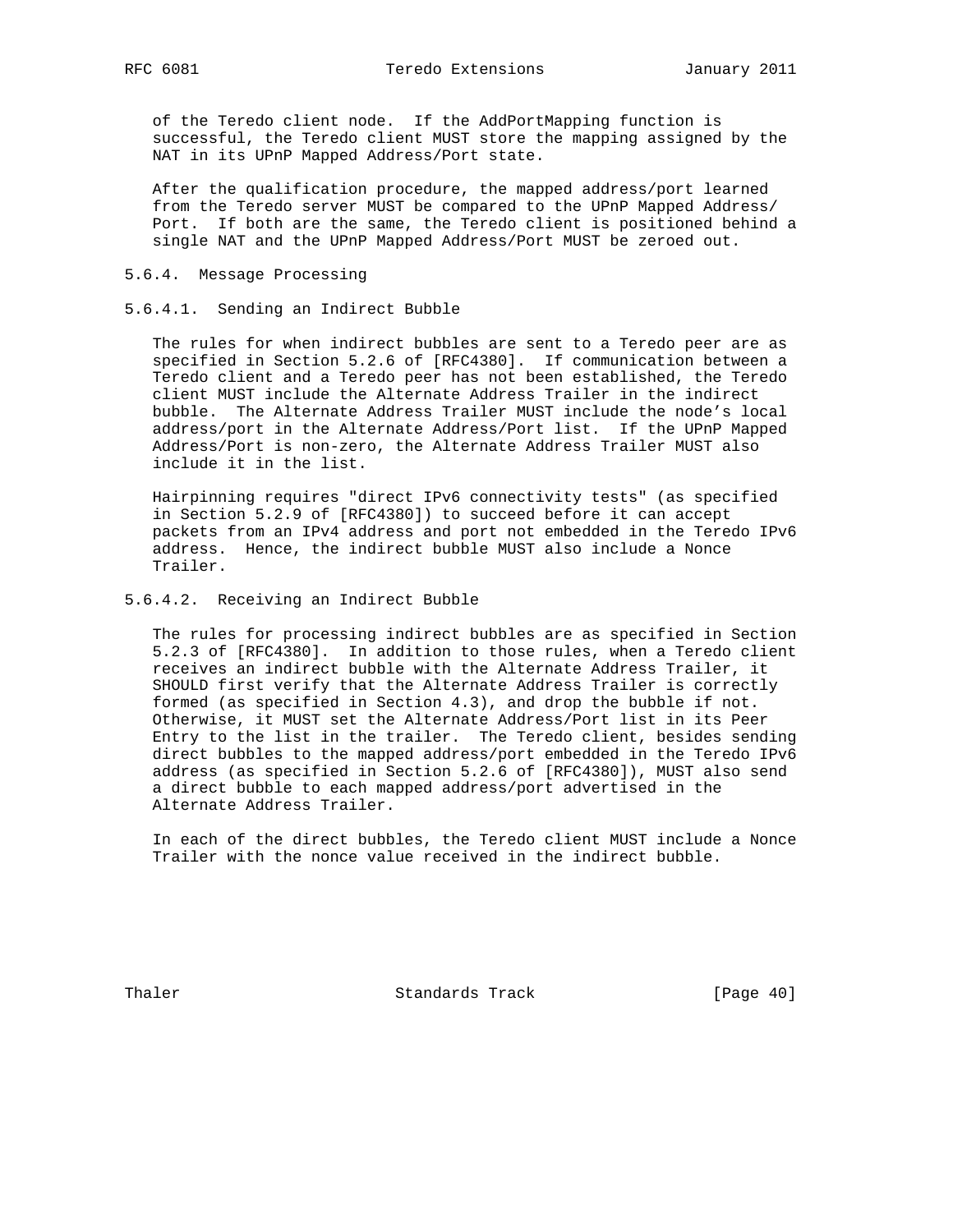of the Teredo client node. If the AddPortMapping function is successful, the Teredo client MUST store the mapping assigned by the NAT in its UPnP Mapped Address/Port state.

After the qualification procedure, the mapped address/port learned from the Teredo server MUST be compared to the UPnP Mapped Address/Port. If both are the same, the Teredo client is positioned behind a single NAT and the UPnP Mapped Address/Port MUST be zeroed out.

#### 5.6.4. Message Processing

##### 5.6.4.1. Sending an Indirect Bubble

The rules for when indirect bubbles are sent to a Teredo peer are as specified in Section 5.2.6 of [RFC4380]. If communication between a Teredo client and a Teredo peer has not been established, the Teredo client MUST include the Alternate Address Trailer in the indirect bubble. The Alternate Address Trailer MUST include the node's local address/port in the Alternate Address/Port list. If the UPnP Mapped Address/Port is non-zero, the Alternate Address Trailer MUST also include it in the list.

Hairpinning requires "direct IPv6 connectivity tests" (as specified in Section 5.2.9 of [RFC4380]) to succeed before it can accept packets from an IPv4 address and port not embedded in the Teredo IPv6 address. Hence, the indirect bubble MUST also include a Nonce Trailer.

##### 5.6.4.2. Receiving an Indirect Bubble

The rules for processing indirect bubbles are as specified in Section 5.2.3 of [RFC4380]. In addition to those rules, when a Teredo client receives an indirect bubble with the Alternate Address Trailer, it SHOULD first verify that the Alternate Address Trailer is correctly formed (as specified in Section 4.3), and drop the bubble if not. Otherwise, it MUST set the Alternate Address/Port list in its Peer Entry to the list in the trailer. The Teredo client, besides sending direct bubbles to the mapped address/port embedded in the Teredo IPv6 address (as specified in Section 5.2.6 of [RFC4380]), MUST also send a direct bubble to each mapped address/port advertised in the Alternate Address Trailer.

In each of the direct bubbles, the Teredo client MUST include a Nonce Trailer with the nonce value received in the indirect bubble.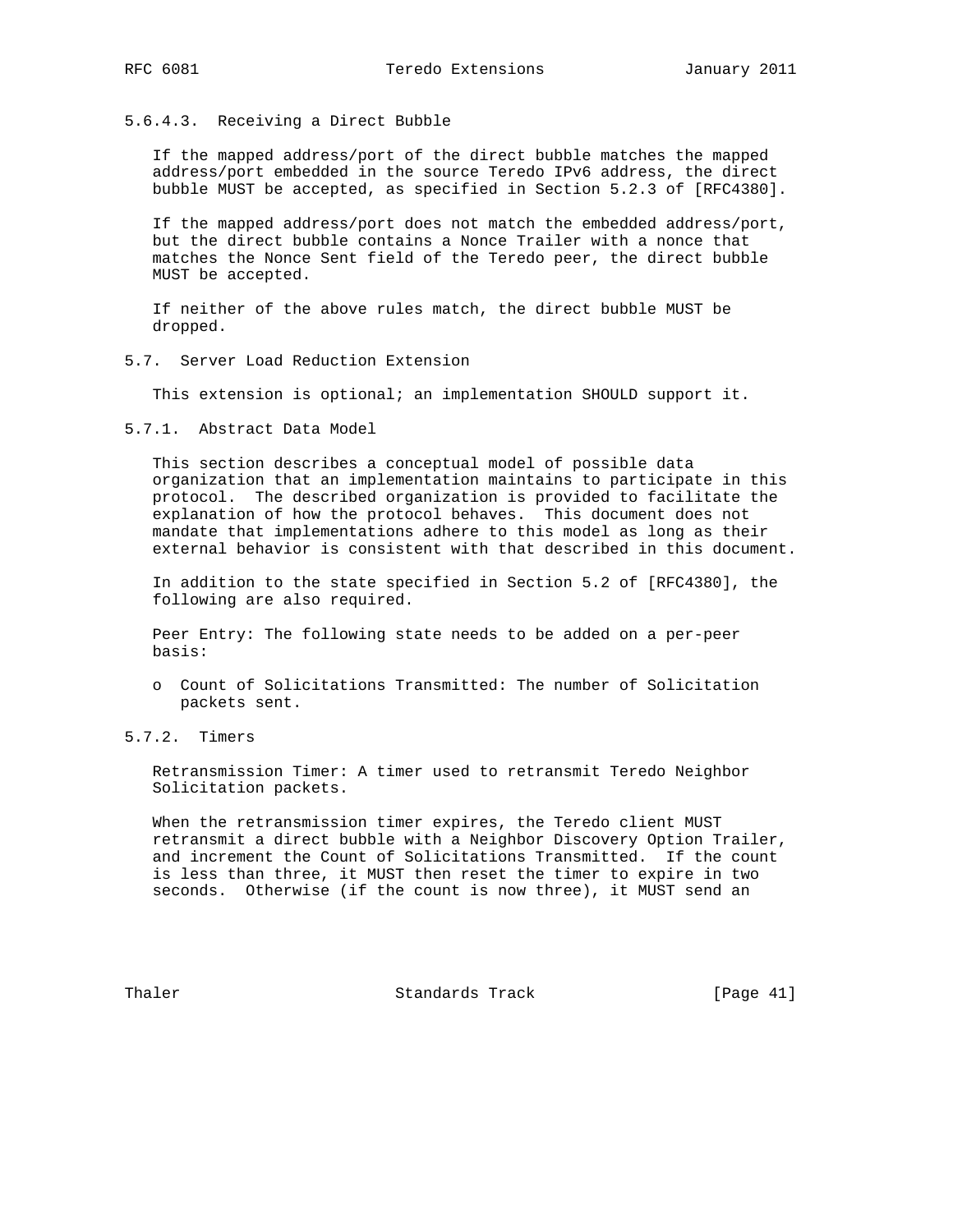#### 5.6.4.3. Receiving a Direct Bubble

If the mapped address/port of the direct bubble matches the mapped address/port embedded in the source Teredo IPv6 address, the direct bubble MUST be accepted, as specified in Section 5.2.3 of [RFC4380].

If the mapped address/port does not match the embedded address/port, but the direct bubble contains a Nonce Trailer with a nonce that matches the Nonce Sent field of the Teredo peer, the direct bubble MUST be accepted.

If neither of the above rules match, the direct bubble MUST be dropped.

### 5.7. Server Load Reduction Extension

This extension is optional; an implementation SHOULD support it.

#### 5.7.1. Abstract Data Model

This section describes a conceptual model of possible data organization that an implementation maintains to participate in this protocol. The described organization is provided to facilitate the explanation of how the protocol behaves. This document does not mandate that implementations adhere to this model as long as their external behavior is consistent with that described in this document.

In addition to the state specified in Section 5.2 of [RFC4380], the following are also required.

Peer Entry: The following state needs to be added on a per-peer basis:

- Count of Solicitations Transmitted: The number of Solicitation packets sent.

#### 5.7.2. Timers

Retransmission Timer: A timer used to retransmit Teredo Neighbor Solicitation packets.

When the retransmission timer expires, the Teredo client MUST retransmit a direct bubble with a Neighbor Discovery Option Trailer, and increment the Count of Solicitations Transmitted. If the count is less than three, it MUST then reset the timer to expire in two seconds. Otherwise (if the count is now three), it MUST send an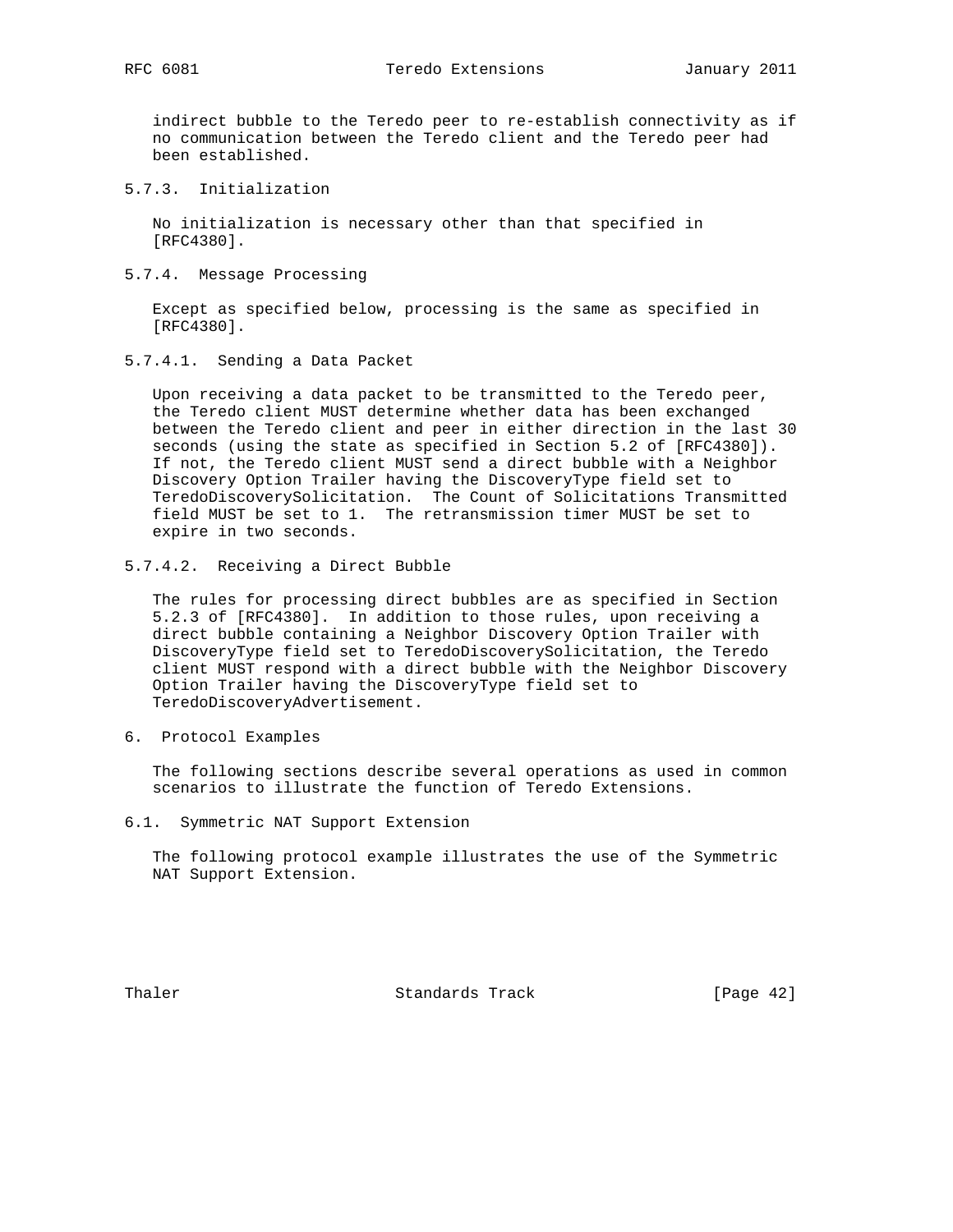indirect bubble to the Teredo peer to re-establish connectivity as if no communication between the Teredo client and the Teredo peer had been established.

#### 5.7.3. Initialization

No initialization is necessary other than that specified in [RFC4380].

#### 5.7.4. Message Processing

Except as specified below, processing is the same as specified in [RFC4380].

##### 5.7.4.1. Sending a Data Packet

Upon receiving a data packet to be transmitted to the Teredo peer, the Teredo client MUST determine whether data has been exchanged between the Teredo client and peer in either direction in the last 30 seconds (using the state as specified in Section 5.2 of [RFC4380]). If not, the Teredo client MUST send a direct bubble with a Neighbor Discovery Option Trailer having the DiscoveryType field set to TeredoDiscoverySolicitation. The Count of Solicitations Transmitted field MUST be set to 1. The retransmission timer MUST be set to expire in two seconds.

##### 5.7.4.2. Receiving a Direct Bubble

The rules for processing direct bubbles are as specified in Section 5.2.3 of [RFC4380]. In addition to those rules, upon receiving a direct bubble containing a Neighbor Discovery Option Trailer with DiscoveryType field set to TeredoDiscoverySolicitation, the Teredo client MUST respond with a direct bubble with the Neighbor Discovery Option Trailer having the DiscoveryType field set to TeredoDiscoveryAdvertisement.

## 6. Protocol Examples

The following sections describe several operations as used in common scenarios to illustrate the function of Teredo Extensions.

### 6.1. Symmetric NAT Support Extension

The following protocol example illustrates the use of the Symmetric NAT Support Extension.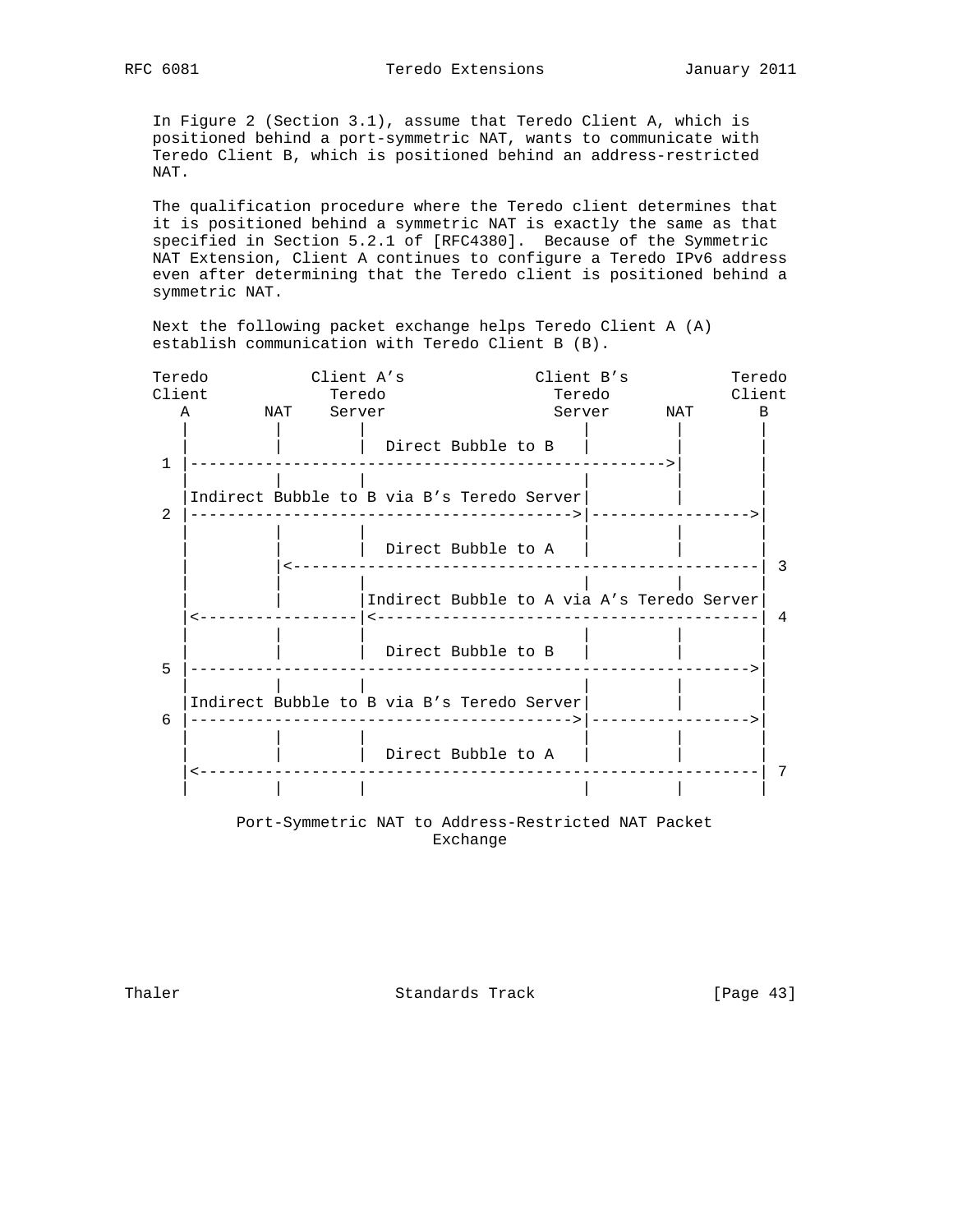In Figure 2 (Section 3.1), assume that Teredo Client A, which is positioned behind a port-symmetric NAT, wants to communicate with Teredo Client B, which is positioned behind an address-restricted NAT.

The qualification procedure where the Teredo client determines that it is positioned behind a symmetric NAT is exactly the same as that specified in Section 5.2.1 of [RFC4380]. Because of the Symmetric NAT Extension, Client A continues to configure a Teredo IPv6 address even after determining that the Teredo client is positioned behind a symmetric NAT.

Next the following packet exchange helps Teredo Client A (A) establish communication with Teredo Client B (B).

```
Teredo          Client A's              Client B's          Teredo
Client            Teredo                  Teredo            Client
   A       NAT    Server                  Server      NAT       B
   |         |       |                       |         |        |
   |         |       |  Direct Bubble to B   |         |        |
 1 |------------------------------------------------->|        |
   |         |       |                       |         |        |
   |Indirect Bubble to B via B's Teredo Server|        |        |
 2 |---------------------------------------->|----------------->|
   |         |       |                       |         |        |
   |         |       |  Direct Bubble to A   |         |        |
   |         |<-------------------------------------------------| 3
   |         |       |                       |         |        |
   |         |       |Indirect Bubble to A via A's Teredo Server|
   |<----------------|<-----------------------------------------| 4
   |         |       |                       |         |        |
   |         |       |  Direct Bubble to B   |         |        |
 5 |----------------------------------------------------------->|
   |         |       |                       |         |        |
   |Indirect Bubble to B via B's Teredo Server|        |        |
 6 |---------------------------------------->|----------------->|
   |         |       |                       |         |        |
   |         |       |  Direct Bubble to A   |         |        |
   |<-----------------------------------------------------------| 7
   |         |       |                       |         |        |
```

Port-Symmetric NAT to Address-Restricted NAT Packet Exchange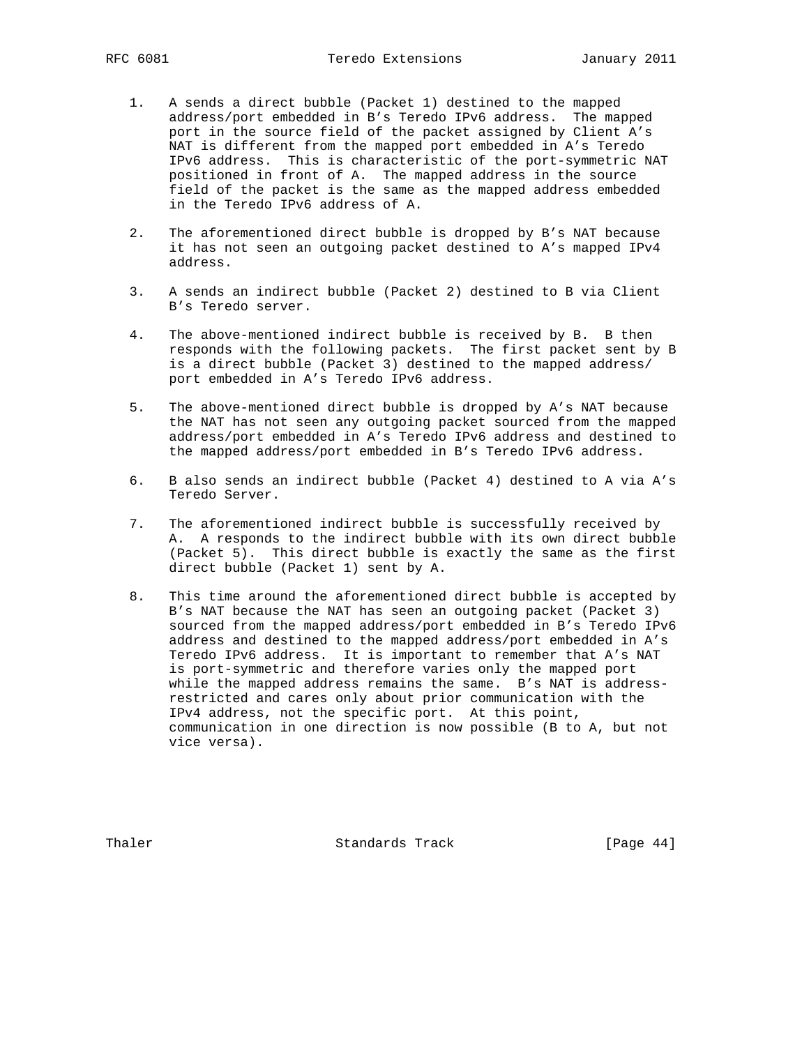1. A sends a direct bubble (Packet 1) destined to the mapped address/port embedded in B's Teredo IPv6 address. The mapped port in the source field of the packet assigned by Client A's NAT is different from the mapped port embedded in A's Teredo IPv6 address. This is characteristic of the port-symmetric NAT positioned in front of A. The mapped address in the source field of the packet is the same as the mapped address embedded in the Teredo IPv6 address of A.

2. The aforementioned direct bubble is dropped by B's NAT because it has not seen an outgoing packet destined to A's mapped IPv4 address.

3. A sends an indirect bubble (Packet 2) destined to B via Client B's Teredo server.

4. The above-mentioned indirect bubble is received by B. B then responds with the following packets. The first packet sent by B is a direct bubble (Packet 3) destined to the mapped address/port embedded in A's Teredo IPv6 address.

5. The above-mentioned direct bubble is dropped by A's NAT because the NAT has not seen any outgoing packet sourced from the mapped address/port embedded in A's Teredo IPv6 address and destined to the mapped address/port embedded in B's Teredo IPv6 address.

6. B also sends an indirect bubble (Packet 4) destined to A via A's Teredo Server.

7. The aforementioned indirect bubble is successfully received by A. A responds to the indirect bubble with its own direct bubble (Packet 5). This direct bubble is exactly the same as the first direct bubble (Packet 1) sent by A.

8. This time around the aforementioned direct bubble is accepted by B's NAT because the NAT has seen an outgoing packet (Packet 3) sourced from the mapped address/port embedded in B's Teredo IPv6 address and destined to the mapped address/port embedded in A's Teredo IPv6 address. It is important to remember that A's NAT is port-symmetric and therefore varies only the mapped port while the mapped address remains the same. B's NAT is address-restricted and cares only about prior communication with the IPv4 address, not the specific port. At this point, communication in one direction is now possible (B to A, but not vice versa).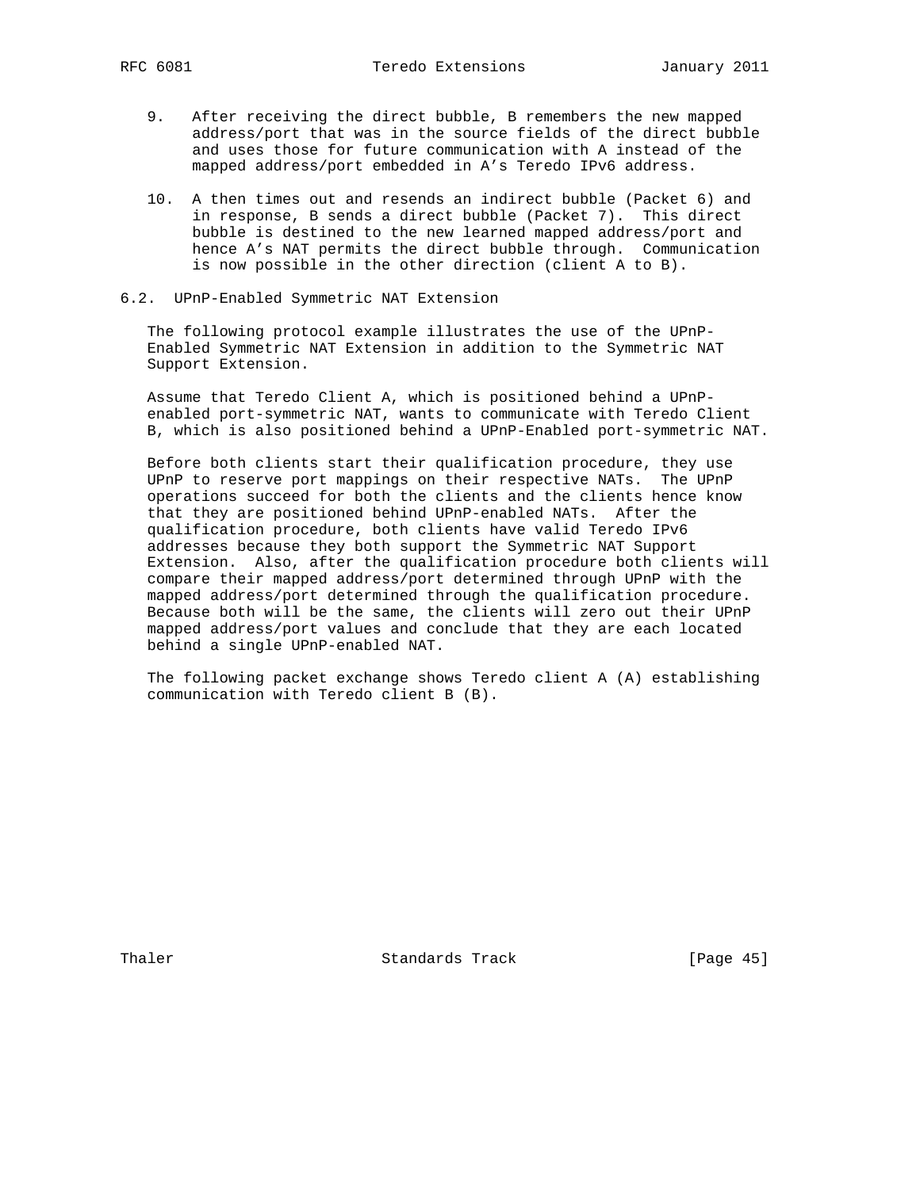9. After receiving the direct bubble, B remembers the new mapped address/port that was in the source fields of the direct bubble and uses those for future communication with A instead of the mapped address/port embedded in A's Teredo IPv6 address.

10. A then times out and resends an indirect bubble (Packet 6) and in response, B sends a direct bubble (Packet 7). This direct bubble is destined to the new learned mapped address/port and hence A's NAT permits the direct bubble through. Communication is now possible in the other direction (client A to B).

### 6.2. UPnP-Enabled Symmetric NAT Extension

The following protocol example illustrates the use of the UPnP-Enabled Symmetric NAT Extension in addition to the Symmetric NAT Support Extension.

Assume that Teredo Client A, which is positioned behind a UPnP-enabled port-symmetric NAT, wants to communicate with Teredo Client B, which is also positioned behind a UPnP-Enabled port-symmetric NAT.

Before both clients start their qualification procedure, they use UPnP to reserve port mappings on their respective NATs. The UPnP operations succeed for both the clients and the clients hence know that they are positioned behind UPnP-enabled NATs. After the qualification procedure, both clients have valid Teredo IPv6 addresses because they both support the Symmetric NAT Support Extension. Also, after the qualification procedure both clients will compare their mapped address/port determined through UPnP with the mapped address/port determined through the qualification procedure. Because both will be the same, the clients will zero out their UPnP mapped address/port values and conclude that they are each located behind a single UPnP-enabled NAT.

The following packet exchange shows Teredo client A (A) establishing communication with Teredo client B (B).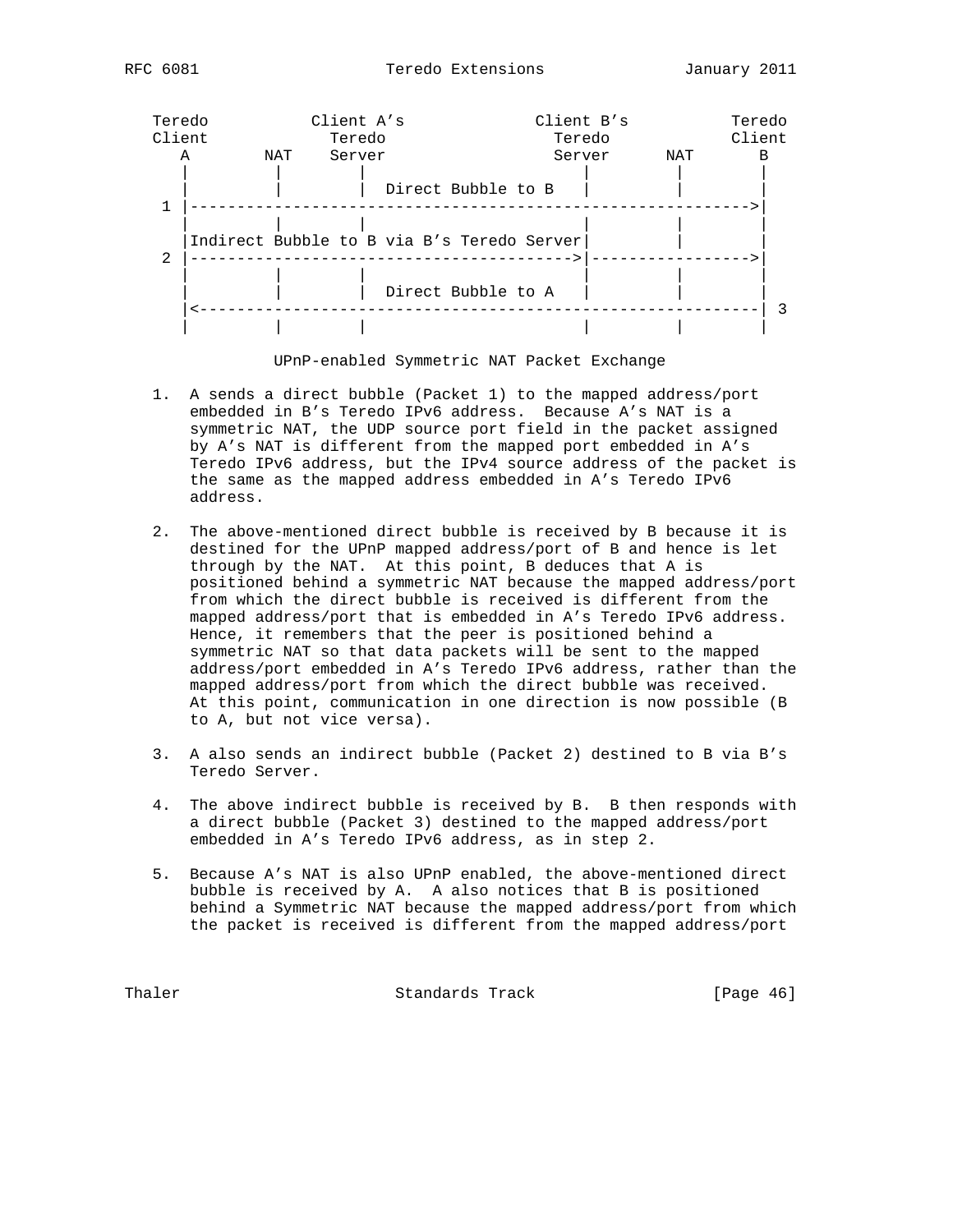```
   Teredo           Client A's              Client B's           Teredo
   Client           Teredo                  Teredo               Client
      A       NAT    Server                  Server      NAT       B
      |        |       |                       |          |         |
      |        |       |  Direct Bubble to B   |          |         |
    1 |------------------------------------------------------------>|
      |        |       |                       |          |         |
      |Indirect Bubble to B via B's Teredo Server|        |         |
    2 |--------------------------------------->|----------------->|
      |        |       |                       |          |         |
      |        |       |  Direct Bubble to A   |          |         |
      |<------------------------------------------------------------| 3
      |        |       |                       |          |         |
```

UPnP-enabled Symmetric NAT Packet Exchange

1. A sends a direct bubble (Packet 1) to the mapped address/port embedded in B's Teredo IPv6 address. Because A's NAT is a symmetric NAT, the UDP source port field in the packet assigned by A's NAT is different from the mapped port embedded in A's Teredo IPv6 address, but the IPv4 source address of the packet is the same as the mapped address embedded in A's Teredo IPv6 address.

2. The above-mentioned direct bubble is received by B because it is destined for the UPnP mapped address/port of B and hence is let through by the NAT. At this point, B deduces that A is positioned behind a symmetric NAT because the mapped address/port from which the direct bubble is received is different from the mapped address/port that is embedded in A's Teredo IPv6 address. Hence, it remembers that the peer is positioned behind a symmetric NAT so that data packets will be sent to the mapped address/port embedded in A's Teredo IPv6 address, rather than the mapped address/port from which the direct bubble was received. At this point, communication in one direction is now possible (B to A, but not vice versa).

3. A also sends an indirect bubble (Packet 2) destined to B via B's Teredo Server.

4. The above indirect bubble is received by B. B then responds with a direct bubble (Packet 3) destined to the mapped address/port embedded in A's Teredo IPv6 address, as in step 2.

5. Because A's NAT is also UPnP enabled, the above-mentioned direct bubble is received by A. A also notices that B is positioned behind a Symmetric NAT because the mapped address/port from which the packet is received is different from the mapped address/port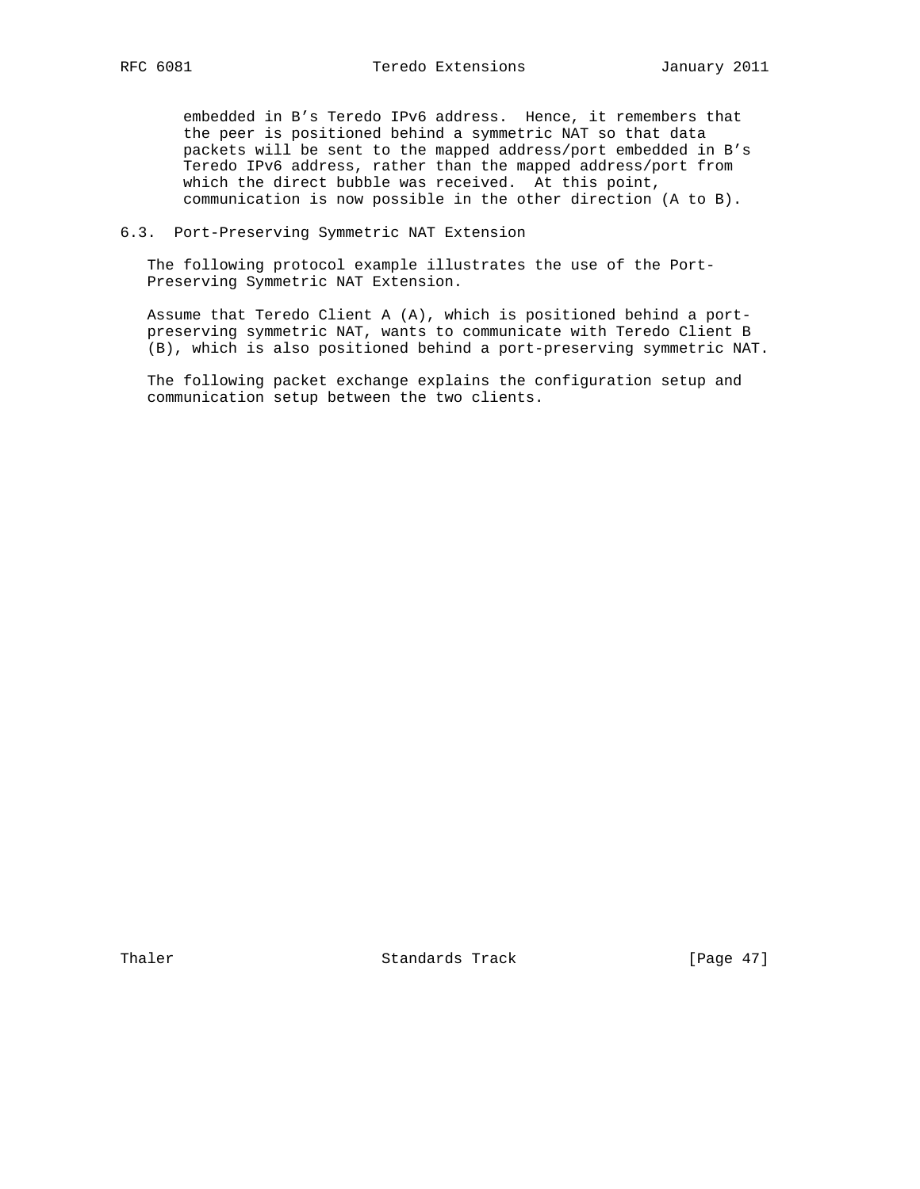embedded in B’s Teredo IPv6 address. Hence, it remembers that the peer is positioned behind a symmetric NAT so that data packets will be sent to the mapped address/port embedded in B’s Teredo IPv6 address, rather than the mapped address/port from which the direct bubble was received. At this point, communication is now possible in the other direction (A to B).

### 6.3. Port-Preserving Symmetric NAT Extension

The following protocol example illustrates the use of the Port-Preserving Symmetric NAT Extension.

Assume that Teredo Client A (A), which is positioned behind a port-preserving symmetric NAT, wants to communicate with Teredo Client B (B), which is also positioned behind a port-preserving symmetric NAT.

The following packet exchange explains the configuration setup and communication setup between the two clients.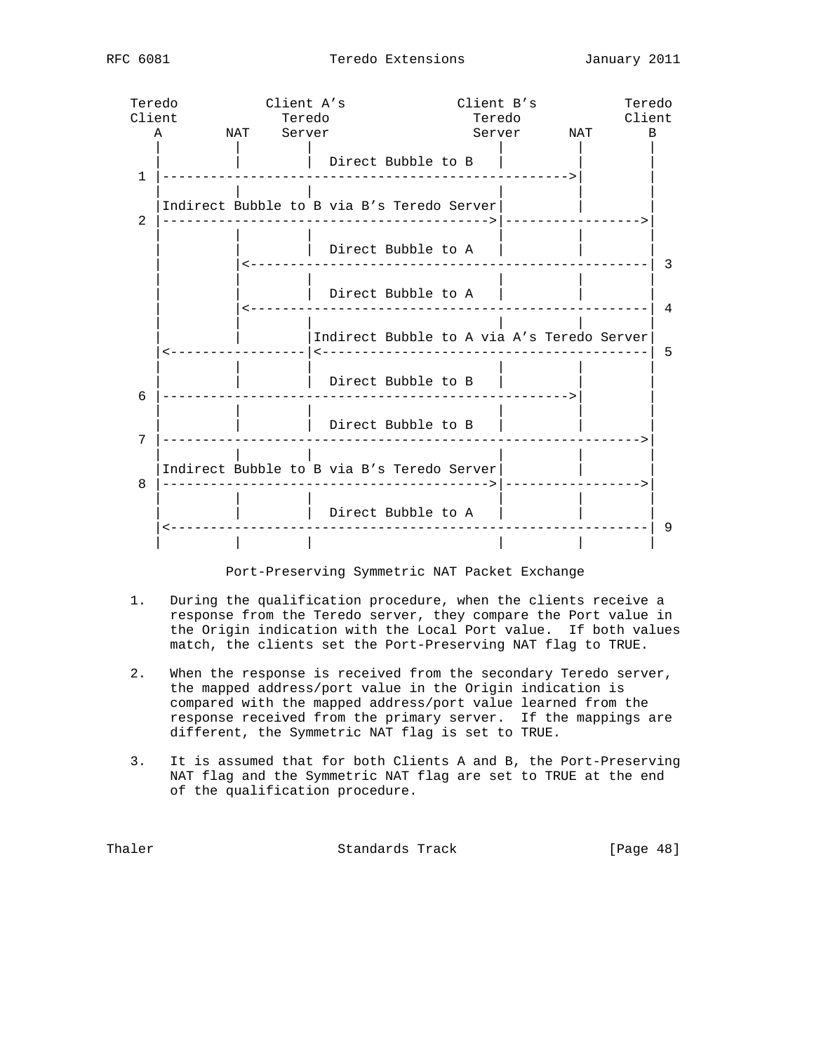```
   Teredo           Client A's             Client B's           Teredo
   Client             Teredo                 Teredo             Client
      A        NAT    Server                 Server      NAT       B
      |         |        |                      |         |        |
      |         |        |  Direct Bubble to B  |         |        |
    1 |------------------------------------------------->|        |
      |         |        |                      |         |        |
      |Indirect Bubble to B via B's Teredo Server|        |        |
    2 |---------------------------------------->|---------------->|
      |         |        |                      |         |        |
      |         |        |  Direct Bubble to A  |         |        |
      |         |<-------------------------------------------------| 3
      |         |        |                      |         |        |
      |         |        |  Direct Bubble to A  |         |        |
      |         |<-------------------------------------------------| 4
      |         |        |                      |         |        |
      |         |        |Indirect Bubble to A via A's Teredo Server|
      |<----------------|<-----------------------------------------| 5
      |         |        |                      |         |        |
      |         |        |  Direct Bubble to B  |         |        |
    6 |------------------------------------------------->|        |
      |         |        |                      |         |        |
      |         |        |  Direct Bubble to B  |         |        |
    7 |---------------------------------------------------------->|
      |         |        |                      |         |        |
      |Indirect Bubble to B via B's Teredo Server|        |        |
    8 |---------------------------------------->|---------------->|
      |         |        |                      |         |        |
      |         |        |  Direct Bubble to A  |         |        |
      |<-----------------------------------------------------------| 9
      |         |        |                      |         |        |
```

Port-Preserving Symmetric NAT Packet Exchange

1. During the qualification procedure, when the clients receive a response from the Teredo server, they compare the Port value in the Origin indication with the Local Port value. If both values match, the clients set the Port-Preserving NAT flag to TRUE.

2. When the response is received from the secondary Teredo server, the mapped address/port value in the Origin indication is compared with the mapped address/port value learned from the response received from the primary server. If the mappings are different, the Symmetric NAT flag is set to TRUE.

3. It is assumed that for both Clients A and B, the Port-Preserving NAT flag and the Symmetric NAT flag are set to TRUE at the end of the qualification procedure.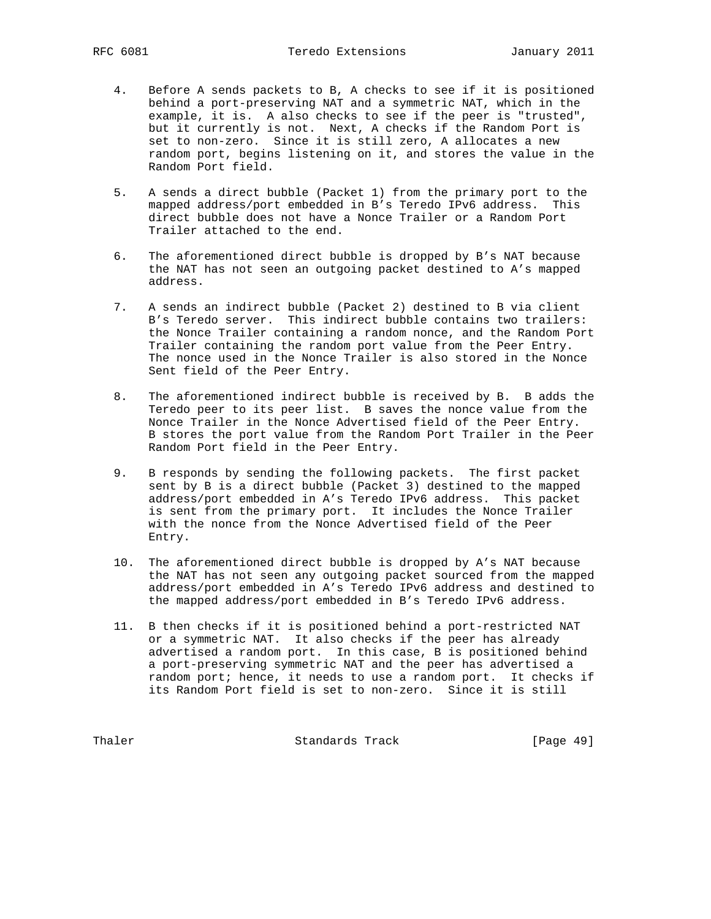4. Before A sends packets to B, A checks to see if it is positioned behind a port-preserving NAT and a symmetric NAT, which in the example, it is. A also checks to see if the peer is "trusted", but it currently is not. Next, A checks if the Random Port is set to non-zero. Since it is still zero, A allocates a new random port, begins listening on it, and stores the value in the Random Port field.

5. A sends a direct bubble (Packet 1) from the primary port to the mapped address/port embedded in B's Teredo IPv6 address. This direct bubble does not have a Nonce Trailer or a Random Port Trailer attached to the end.

6. The aforementioned direct bubble is dropped by B's NAT because the NAT has not seen an outgoing packet destined to A's mapped address.

7. A sends an indirect bubble (Packet 2) destined to B via client B's Teredo server. This indirect bubble contains two trailers: the Nonce Trailer containing a random nonce, and the Random Port Trailer containing the random port value from the Peer Entry. The nonce used in the Nonce Trailer is also stored in the Nonce Sent field of the Peer Entry.

8. The aforementioned indirect bubble is received by B. B adds the Teredo peer to its peer list. B saves the nonce value from the Nonce Trailer in the Nonce Advertised field of the Peer Entry. B stores the port value from the Random Port Trailer in the Peer Random Port field in the Peer Entry.

9. B responds by sending the following packets. The first packet sent by B is a direct bubble (Packet 3) destined to the mapped address/port embedded in A's Teredo IPv6 address. This packet is sent from the primary port. It includes the Nonce Trailer with the nonce from the Nonce Advertised field of the Peer Entry.

10. The aforementioned direct bubble is dropped by A's NAT because the NAT has not seen any outgoing packet sourced from the mapped address/port embedded in A's Teredo IPv6 address and destined to the mapped address/port embedded in B's Teredo IPv6 address.

11. B then checks if it is positioned behind a port-restricted NAT or a symmetric NAT. It also checks if the peer has already advertised a random port. In this case, B is positioned behind a port-preserving symmetric NAT and the peer has advertised a random port; hence, it needs to use a random port. It checks if its Random Port field is set to non-zero. Since it is still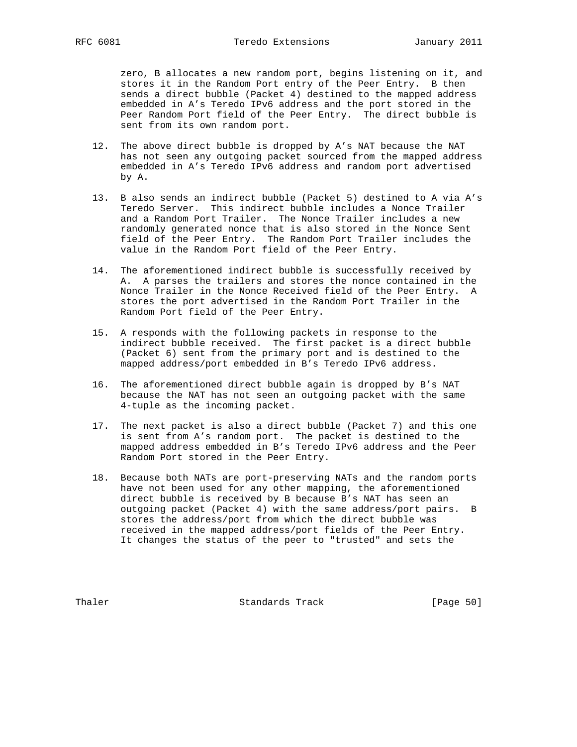zero, B allocates a new random port, begins listening on it, and stores it in the Random Port entry of the Peer Entry. B then sends a direct bubble (Packet 4) destined to the mapped address embedded in A's Teredo IPv6 address and the port stored in the Peer Random Port field of the Peer Entry. The direct bubble is sent from its own random port.

12. The above direct bubble is dropped by A's NAT because the NAT has not seen any outgoing packet sourced from the mapped address embedded in A's Teredo IPv6 address and random port advertised by A.

13. B also sends an indirect bubble (Packet 5) destined to A via A's Teredo Server. This indirect bubble includes a Nonce Trailer and a Random Port Trailer. The Nonce Trailer includes a new randomly generated nonce that is also stored in the Nonce Sent field of the Peer Entry. The Random Port Trailer includes the value in the Random Port field of the Peer Entry.

14. The aforementioned indirect bubble is successfully received by A. A parses the trailers and stores the nonce contained in the Nonce Trailer in the Nonce Received field of the Peer Entry. A stores the port advertised in the Random Port Trailer in the Random Port field of the Peer Entry.

15. A responds with the following packets in response to the indirect bubble received. The first packet is a direct bubble (Packet 6) sent from the primary port and is destined to the mapped address/port embedded in B's Teredo IPv6 address.

16. The aforementioned direct bubble again is dropped by B's NAT because the NAT has not seen an outgoing packet with the same 4-tuple as the incoming packet.

17. The next packet is also a direct bubble (Packet 7) and this one is sent from A's random port. The packet is destined to the mapped address embedded in B's Teredo IPv6 address and the Peer Random Port stored in the Peer Entry.

18. Because both NATs are port-preserving NATs and the random ports have not been used for any other mapping, the aforementioned direct bubble is received by B because B's NAT has seen an outgoing packet (Packet 4) with the same address/port pairs. B stores the address/port from which the direct bubble was received in the mapped address/port fields of the Peer Entry. It changes the status of the peer to "trusted" and sets the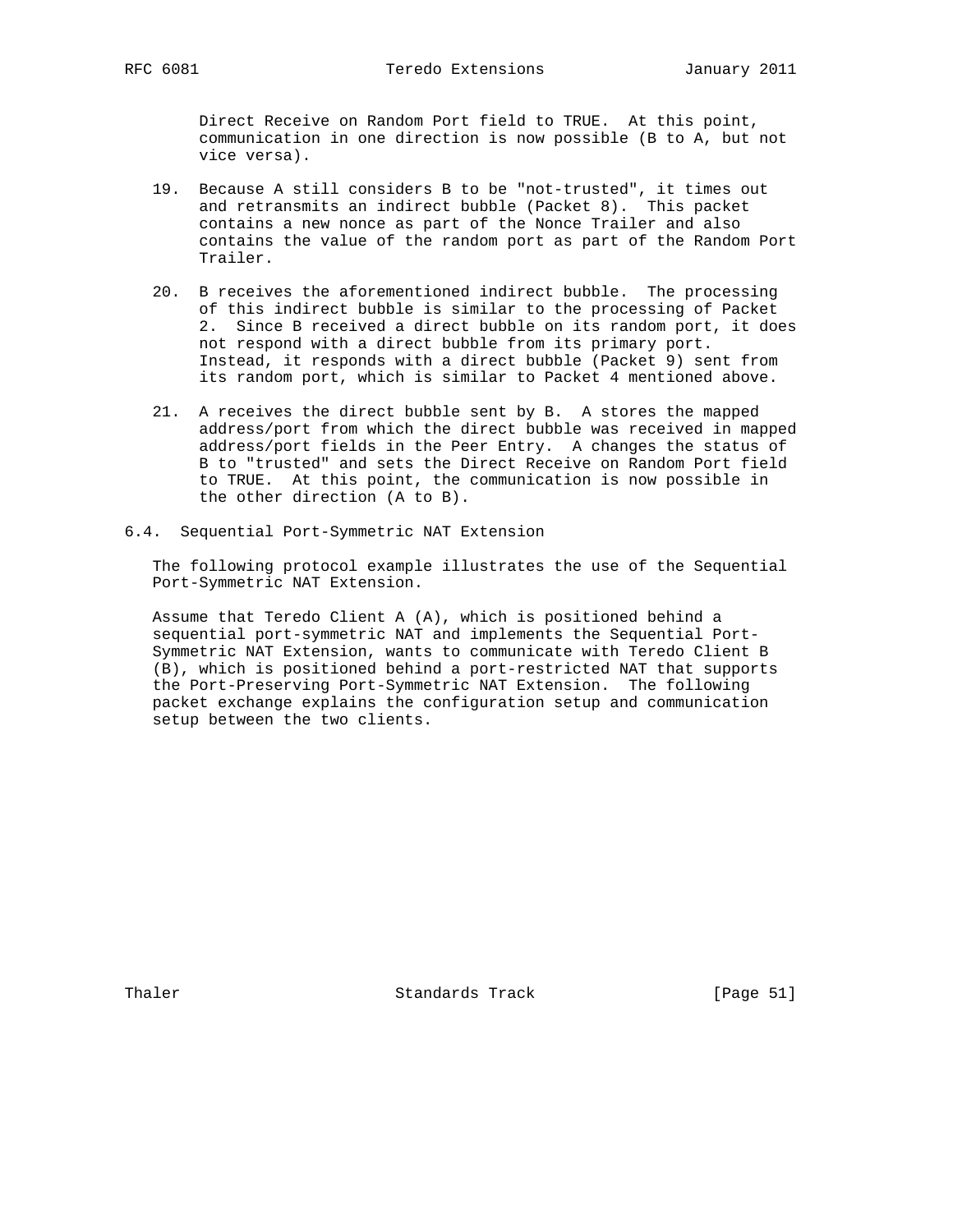Direct Receive on Random Port field to TRUE. At this point, communication in one direction is now possible (B to A, but not vice versa).

19. Because A still considers B to be "not-trusted", it times out and retransmits an indirect bubble (Packet 8). This packet contains a new nonce as part of the Nonce Trailer and also contains the value of the random port as part of the Random Port Trailer.

20. B receives the aforementioned indirect bubble. The processing of this indirect bubble is similar to the processing of Packet 2. Since B received a direct bubble on its random port, it does not respond with a direct bubble from its primary port. Instead, it responds with a direct bubble (Packet 9) sent from its random port, which is similar to Packet 4 mentioned above.

21. A receives the direct bubble sent by B. A stores the mapped address/port from which the direct bubble was received in mapped address/port fields in the Peer Entry. A changes the status of B to "trusted" and sets the Direct Receive on Random Port field to TRUE. At this point, the communication is now possible in the other direction (A to B).

### 6.4. Sequential Port-Symmetric NAT Extension

The following protocol example illustrates the use of the Sequential Port-Symmetric NAT Extension.

Assume that Teredo Client A (A), which is positioned behind a sequential port-symmetric NAT and implements the Sequential Port-Symmetric NAT Extension, wants to communicate with Teredo Client B (B), which is positioned behind a port-restricted NAT that supports the Port-Preserving Port-Symmetric NAT Extension. The following packet exchange explains the configuration setup and communication setup between the two clients.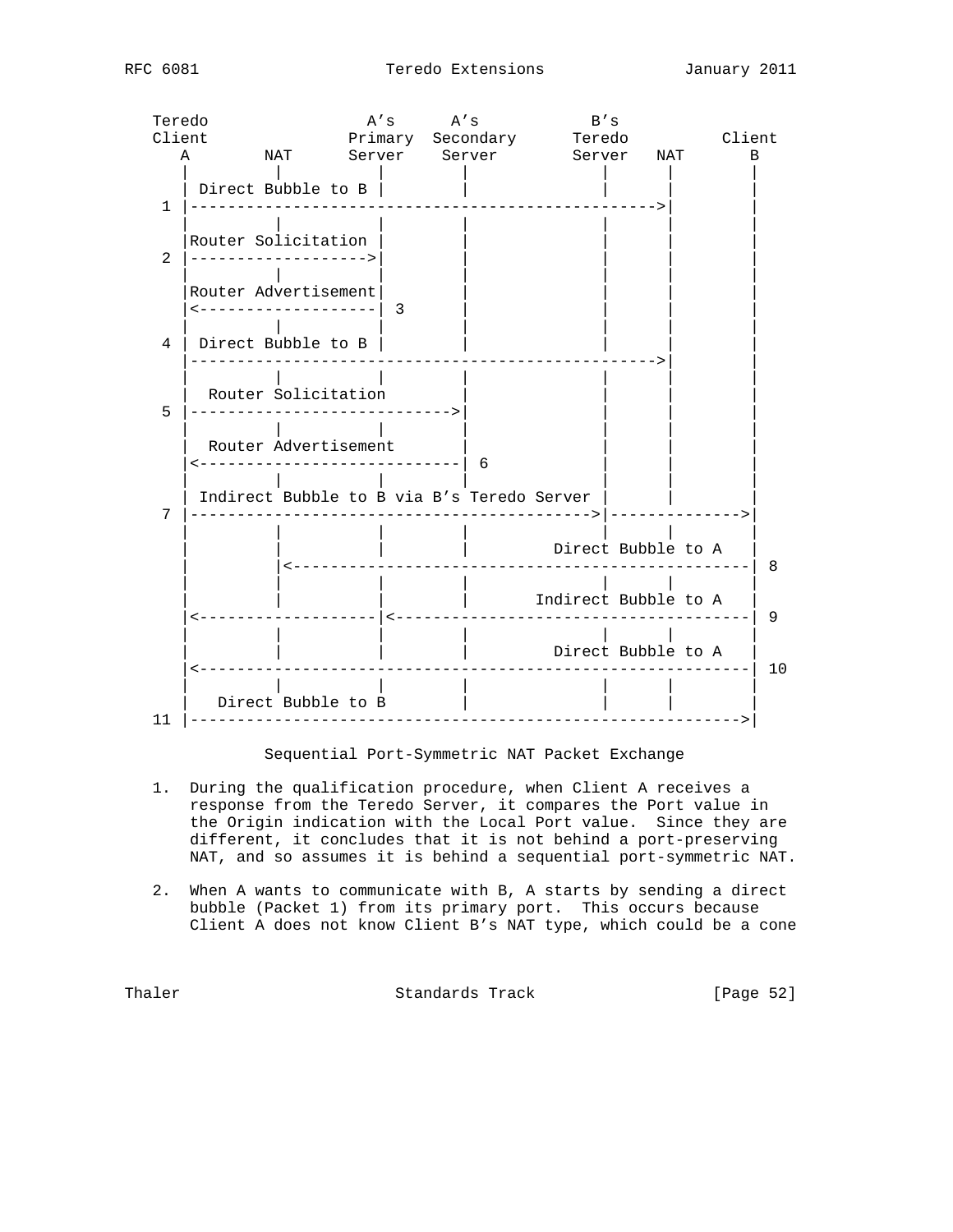```
   Teredo               A's      A's           B's
   Client              Primary  Secondary      Teredo          Client
      A        NAT      Server    Server       Server   NAT       B
      |         |         |         |             |      |        |
      | Direct Bubble to B |        |             |      |        |
    1 |------------------------------------------------->|        |
      |         |         |         |             |      |        |
      |Router Solicitation |        |             |      |        |
    2 |------------------->|        |             |      |        |
      |         |         |         |             |      |        |
      |Router Advertisement|        |             |      |        |
      |<-------------------| 3      |             |      |        |
      |         |         |         |             |      |        |
    4 | Direct Bubble to B |        |             |      |        |
      |------------------------------------------------->|        |
      |         |         |         |             |      |        |
      |  Router Solicitation        |             |      |        |
    5 |---------------------------->|             |      |        |
      |         |         |         |             |      |        |
      |  Router Advertisement       |             |      |        |
      |<----------------------------| 6           |      |        |
      |         |         |         |             |      |        |
      | Indirect Bubble to B via B's Teredo Server |      |        |
    7 |------------------------------------------->|-------------->|
      |         |         |         |             |      |        |
      |         |         |         |        Direct Bubble to A   |
      |         |<----------------------------------------------| 8
      |         |         |         |             |      |        |
      |         |         |         |      Indirect Bubble to A   |
      |<-------------------|<-------------------------------------| 9
      |         |         |         |             |      |        |
      |         |         |         |        Direct Bubble to A   |
      |<----------------------------------------------------------| 10
      |         |         |         |             |      |        |
      |   Direct Bubble to B        |             |      |        |
   11 |---------------------------------------------------------->|

              Sequential Port-Symmetric NAT Packet Exchange
```

1. During the qualification procedure, when Client A receives a response from the Teredo Server, it compares the Port value in the Origin indication with the Local Port value. Since they are different, it concludes that it is not behind a port-preserving NAT, and so assumes it is behind a sequential port-symmetric NAT.

2. When A wants to communicate with B, A starts by sending a direct bubble (Packet 1) from its primary port. This occurs because Client A does not know Client B's NAT type, which could be a cone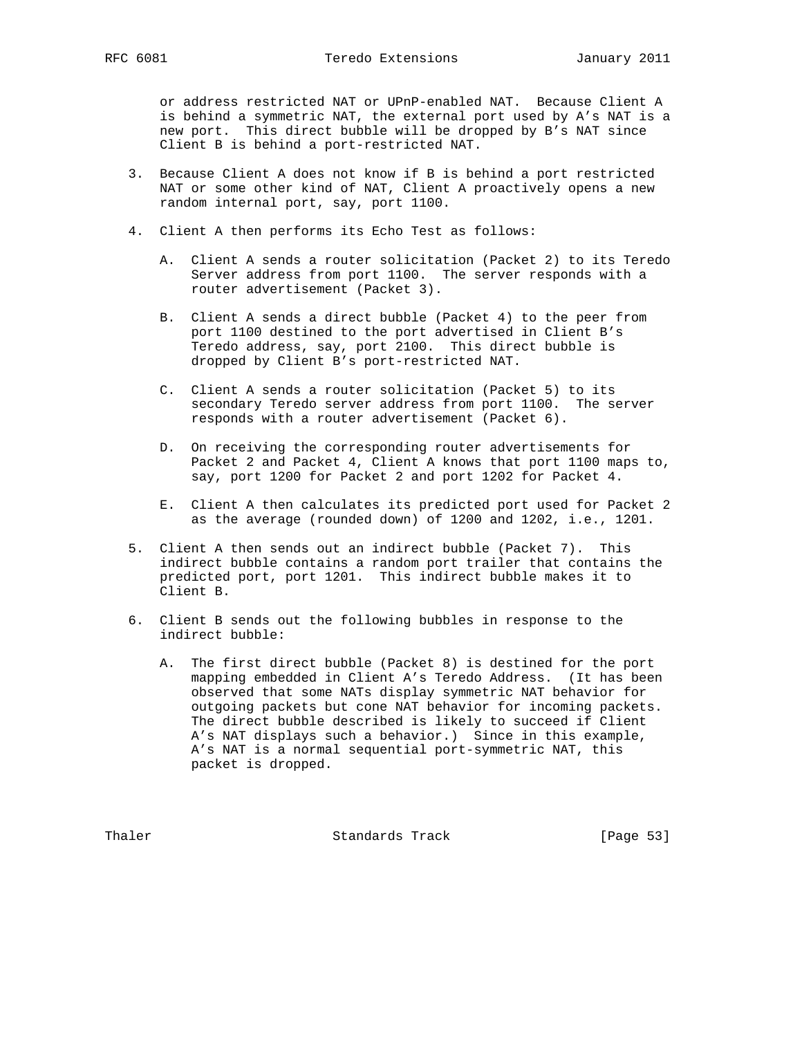or address restricted NAT or UPnP-enabled NAT. Because Client A is behind a symmetric NAT, the external port used by A's NAT is a new port. This direct bubble will be dropped by B's NAT since Client B is behind a port-restricted NAT.

3. Because Client A does not know if B is behind a port restricted NAT or some other kind of NAT, Client A proactively opens a new random internal port, say, port 1100.

4. Client A then performs its Echo Test as follows:

   A. Client A sends a router solicitation (Packet 2) to its Teredo Server address from port 1100. The server responds with a router advertisement (Packet 3).

   B. Client A sends a direct bubble (Packet 4) to the peer from port 1100 destined to the port advertised in Client B's Teredo address, say, port 2100. This direct bubble is dropped by Client B's port-restricted NAT.

   C. Client A sends a router solicitation (Packet 5) to its secondary Teredo server address from port 1100. The server responds with a router advertisement (Packet 6).

   D. On receiving the corresponding router advertisements for Packet 2 and Packet 4, Client A knows that port 1100 maps to, say, port 1200 for Packet 2 and port 1202 for Packet 4.

   E. Client A then calculates its predicted port used for Packet 2 as the average (rounded down) of 1200 and 1202, i.e., 1201.

5. Client A then sends out an indirect bubble (Packet 7). This indirect bubble contains a random port trailer that contains the predicted port, port 1201. This indirect bubble makes it to Client B.

6. Client B sends out the following bubbles in response to the indirect bubble:

   A. The first direct bubble (Packet 8) is destined for the port mapping embedded in Client A's Teredo Address. (It has been observed that some NATs display symmetric NAT behavior for outgoing packets but cone NAT behavior for incoming packets. The direct bubble described is likely to succeed if Client A's NAT displays such a behavior.) Since in this example, A's NAT is a normal sequential port-symmetric NAT, this packet is dropped.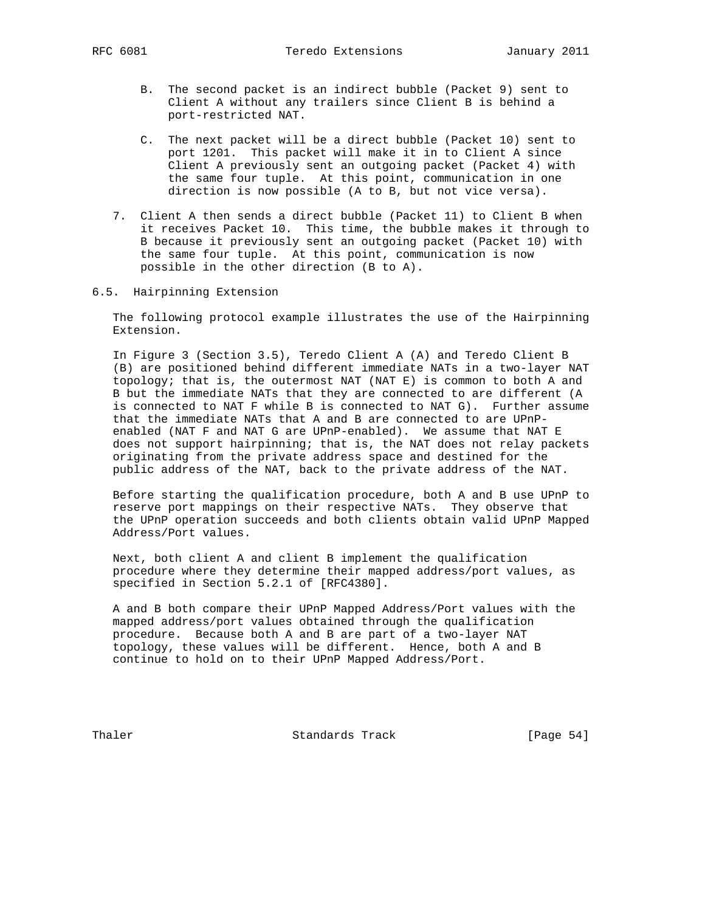B. The second packet is an indirect bubble (Packet 9) sent to Client A without any trailers since Client B is behind a port-restricted NAT.

C. The next packet will be a direct bubble (Packet 10) sent to port 1201. This packet will make it in to Client A since Client A previously sent an outgoing packet (Packet 4) with the same four tuple. At this point, communication in one direction is now possible (A to B, but not vice versa).

7. Client A then sends a direct bubble (Packet 11) to Client B when it receives Packet 10. This time, the bubble makes it through to B because it previously sent an outgoing packet (Packet 10) with the same four tuple. At this point, communication is now possible in the other direction (B to A).

## 6.5. Hairpinning Extension

The following protocol example illustrates the use of the Hairpinning Extension.

In Figure 3 (Section 3.5), Teredo Client A (A) and Teredo Client B (B) are positioned behind different immediate NATs in a two-layer NAT topology; that is, the outermost NAT (NAT E) is common to both A and B but the immediate NATs that they are connected to are different (A is connected to NAT F while B is connected to NAT G). Further assume that the immediate NATs that A and B are connected to are UPnP-enabled (NAT F and NAT G are UPnP-enabled). We assume that NAT E does not support hairpinning; that is, the NAT does not relay packets originating from the private address space and destined for the public address of the NAT, back to the private address of the NAT.

Before starting the qualification procedure, both A and B use UPnP to reserve port mappings on their respective NATs. They observe that the UPnP operation succeeds and both clients obtain valid UPnP Mapped Address/Port values.

Next, both client A and client B implement the qualification procedure where they determine their mapped address/port values, as specified in Section 5.2.1 of [RFC4380].

A and B both compare their UPnP Mapped Address/Port values with the mapped address/port values obtained through the qualification procedure. Because both A and B are part of a two-layer NAT topology, these values will be different. Hence, both A and B continue to hold on to their UPnP Mapped Address/Port.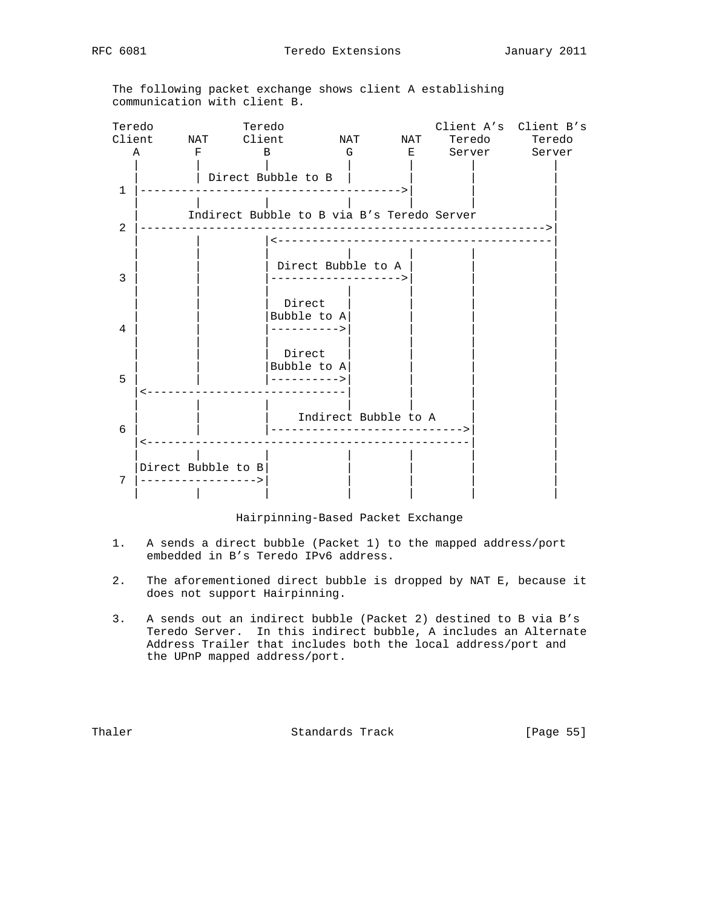The following packet exchange shows client A establishing communication with client B.

```
Teredo            Teredo                       Client A's  Client B's
Client     NAT    Client        NAT      NAT    Teredo      Teredo
   A        F        B           G        E     Server      Server
   |        |        |           |        |        |           |
   |        | Direct Bubble to B |        |        |           |
 1 |------------------------------------->|        |           |
   |        |        |           |        |        |           |
   |       Indirect Bubble to B via B's Teredo Server          |
 2 |---------------------------------------------------------->|
   |        |        |<----------------------------------------|
   |        |        |           |        |        |           |
   |        |        | Direct Bubble to A |        |           |
 3 |        |        |------------------->|        |           |
   |        |        |           |        |        |           |
   |        |        |  Direct   |        |        |           |
   |        |        |Bubble to A|        |        |           |
 4 |        |        |---------->|        |        |           |
   |        |        |           |        |        |           |
   |        |        |  Direct   |        |        |           |
   |        |        |Bubble to A|        |        |           |
 5 |        |        |---------->|        |        |           |
   |<----------------------------|        |        |           |
   |        |        |           |        |        |           |
   |        |        |    Indirect Bubble to A     |           |
 6 |        |        |---------------------------->|           |
   |<----------------------------------------------|           |
   |        |        |           |        |        |           |
   |Direct Bubble to B|          |        |        |           |
 7 |----------------->|          |        |        |           |
   |        |        |           |        |        |           |
```

Hairpinning-Based Packet Exchange

1. A sends a direct bubble (Packet 1) to the mapped address/port embedded in B's Teredo IPv6 address.

2. The aforementioned direct bubble is dropped by NAT E, because it does not support Hairpinning.

3. A sends out an indirect bubble (Packet 2) destined to B via B's Teredo Server. In this indirect bubble, A includes an Alternate Address Trailer that includes both the local address/port and the UPnP mapped address/port.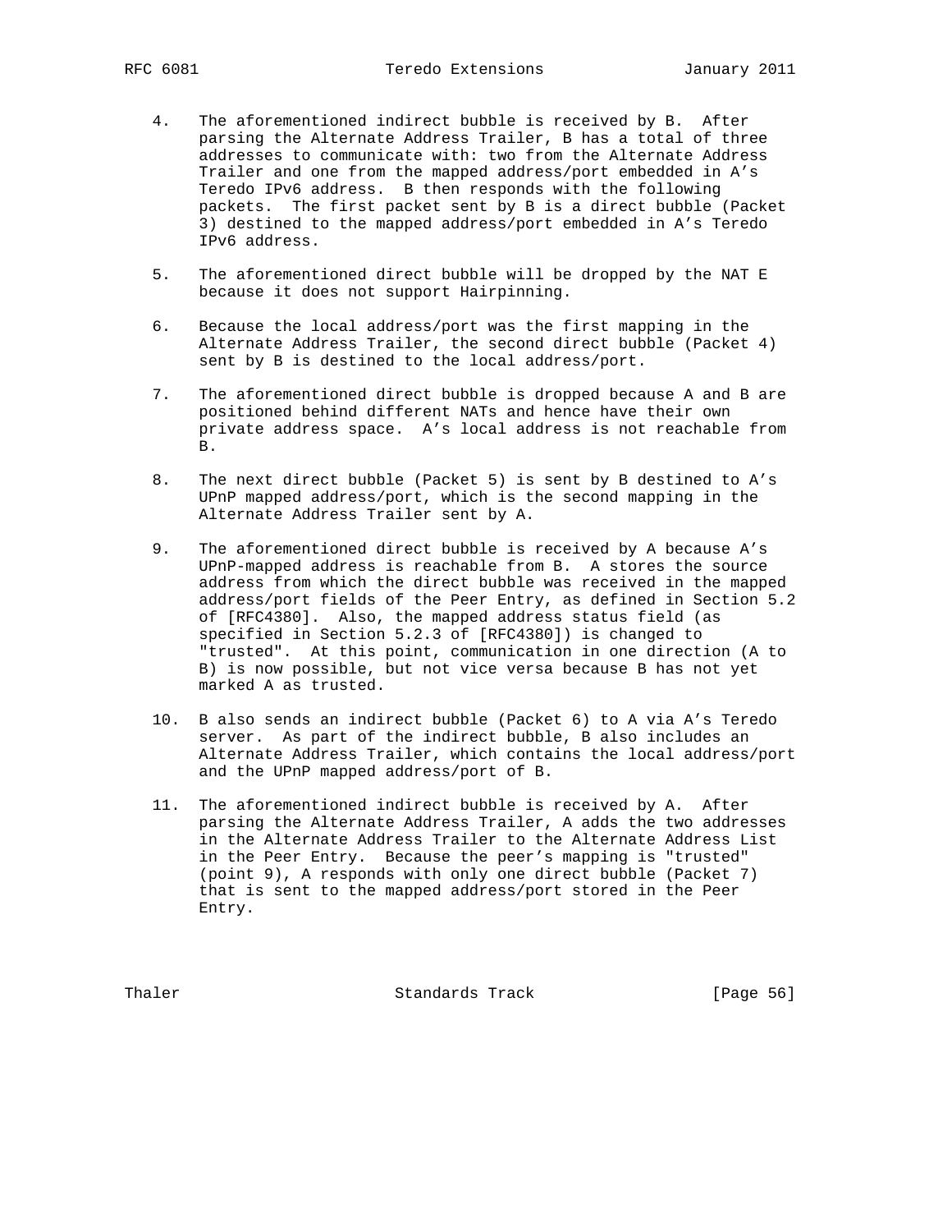4. The aforementioned indirect bubble is received by B. After parsing the Alternate Address Trailer, B has a total of three addresses to communicate with: two from the Alternate Address Trailer and one from the mapped address/port embedded in A's Teredo IPv6 address. B then responds with the following packets. The first packet sent by B is a direct bubble (Packet 3) destined to the mapped address/port embedded in A's Teredo IPv6 address.

5. The aforementioned direct bubble will be dropped by the NAT E because it does not support Hairpinning.

6. Because the local address/port was the first mapping in the Alternate Address Trailer, the second direct bubble (Packet 4) sent by B is destined to the local address/port.

7. The aforementioned direct bubble is dropped because A and B are positioned behind different NATs and hence have their own private address space. A's local address is not reachable from B.

8. The next direct bubble (Packet 5) is sent by B destined to A's UPnP mapped address/port, which is the second mapping in the Alternate Address Trailer sent by A.

9. The aforementioned direct bubble is received by A because A's UPnP-mapped address is reachable from B. A stores the source address from which the direct bubble was received in the mapped address/port fields of the Peer Entry, as defined in Section 5.2 of [RFC4380]. Also, the mapped address status field (as specified in Section 5.2.3 of [RFC4380]) is changed to "trusted". At this point, communication in one direction (A to B) is now possible, but not vice versa because B has not yet marked A as trusted.

10. B also sends an indirect bubble (Packet 6) to A via A's Teredo server. As part of the indirect bubble, B also includes an Alternate Address Trailer, which contains the local address/port and the UPnP mapped address/port of B.

11. The aforementioned indirect bubble is received by A. After parsing the Alternate Address Trailer, A adds the two addresses in the Alternate Address Trailer to the Alternate Address List in the Peer Entry. Because the peer's mapping is "trusted" (point 9), A responds with only one direct bubble (Packet 7) that is sent to the mapped address/port stored in the Peer Entry.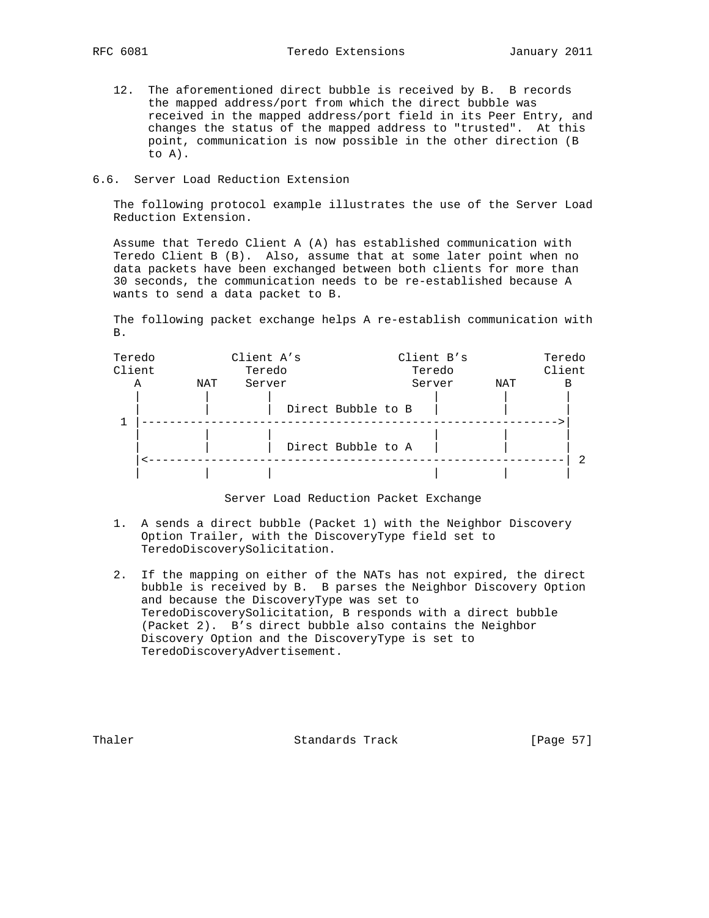12. The aforementioned direct bubble is received by B. B records the mapped address/port from which the direct bubble was received in the mapped address/port field in its Peer Entry, and changes the status of the mapped address to "trusted". At this point, communication is now possible in the other direction (B to A).

### 6.6. Server Load Reduction Extension

The following protocol example illustrates the use of the Server Load Reduction Extension.

Assume that Teredo Client A (A) has established communication with Teredo Client B (B). Also, assume that at some later point when no data packets have been exchanged between both clients for more than 30 seconds, the communication needs to be re-established because A wants to send a data packet to B.

The following packet exchange helps A re-establish communication with B.

```
Teredo          Client A's             Client B's          Teredo
Client            Teredo                 Teredo            Client
   A       NAT    Server                 Server      NAT       B
   |         |        |                     |         |        |
   |         |        |  Direct Bubble to B |         |        |
 1 |------------------------------------------------------------>|
   |         |        |                     |         |        |
   |         |        |  Direct Bubble to A |         |        |
   |<------------------------------------------------------------| 2
   |         |        |                     |         |        |
```

Server Load Reduction Packet Exchange

1. A sends a direct bubble (Packet 1) with the Neighbor Discovery Option Trailer, with the DiscoveryType field set to TeredoDiscoverySolicitation.

2. If the mapping on either of the NATs has not expired, the direct bubble is received by B. B parses the Neighbor Discovery Option and because the DiscoveryType was set to TeredoDiscoverySolicitation, B responds with a direct bubble (Packet 2). B's direct bubble also contains the Neighbor Discovery Option and the DiscoveryType is set to TeredoDiscoveryAdvertisement.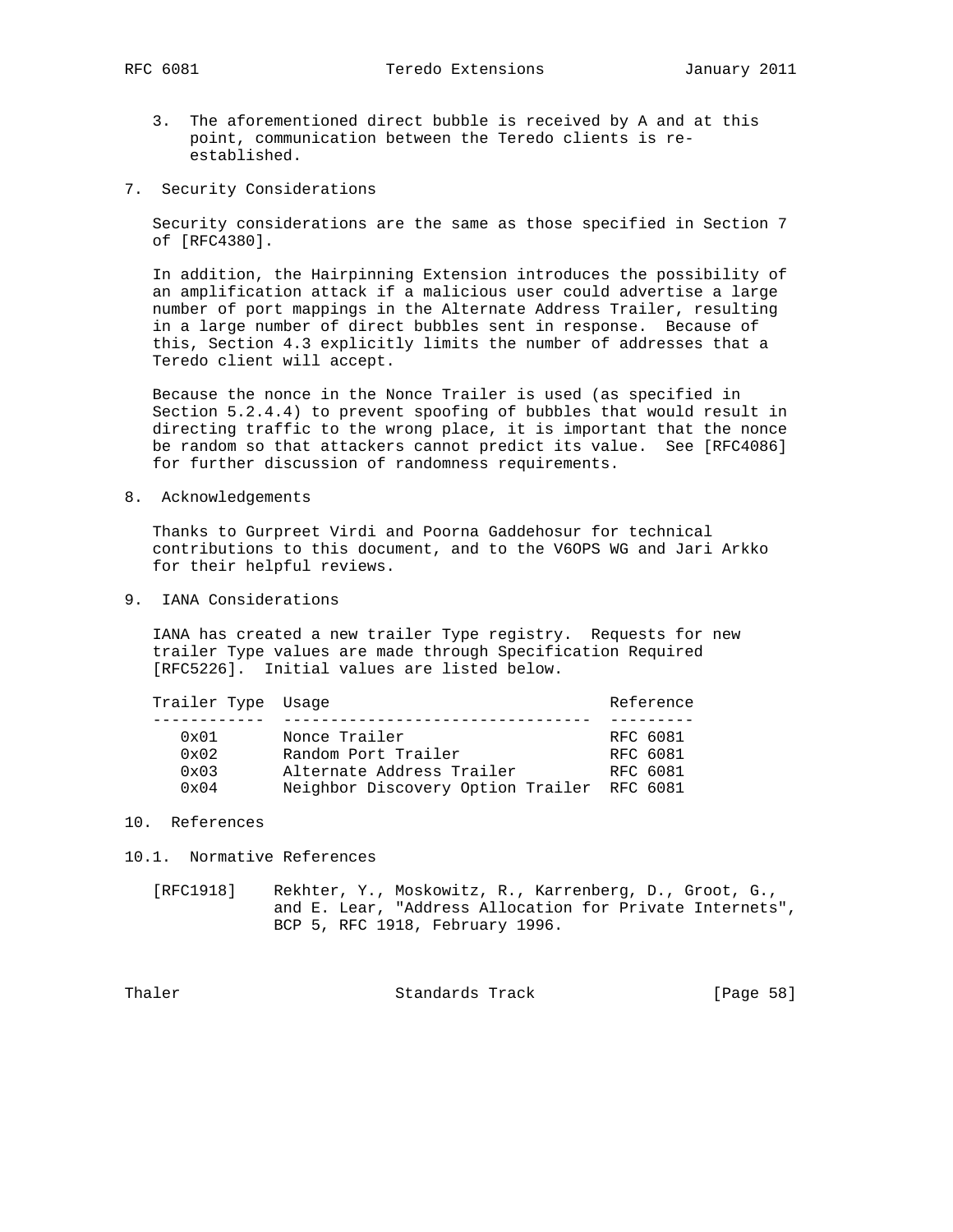3. The aforementioned direct bubble is received by A and at this point, communication between the Teredo clients is re-established.

## 7. Security Considerations

Security considerations are the same as those specified in Section 7 of [RFC4380].

In addition, the Hairpinning Extension introduces the possibility of an amplification attack if a malicious user could advertise a large number of port mappings in the Alternate Address Trailer, resulting in a large number of direct bubbles sent in response. Because of this, Section 4.3 explicitly limits the number of addresses that a Teredo client will accept.

Because the nonce in the Nonce Trailer is used (as specified in Section 5.2.4.4) to prevent spoofing of bubbles that would result in directing traffic to the wrong place, it is important that the nonce be random so that attackers cannot predict its value. See [RFC4086] for further discussion of randomness requirements.

## 8. Acknowledgements

Thanks to Gurpreet Virdi and Poorna Gaddehosur for technical contributions to this document, and to the V6OPS WG and Jari Arkko for their helpful reviews.

## 9. IANA Considerations

IANA has created a new trailer Type registry. Requests for new trailer Type values are made through Specification Required [RFC5226]. Initial values are listed below.

| Trailer Type | Usage | Reference |
|---|---|---|
| 0x01 | Nonce Trailer | RFC 6081 |
| 0x02 | Random Port Trailer | RFC 6081 |
| 0x03 | Alternate Address Trailer | RFC 6081 |
| 0x04 | Neighbor Discovery Option Trailer | RFC 6081 |

## 10. References

### 10.1. Normative References

[RFC1918] Rekhter, Y., Moskowitz, R., Karrenberg, D., Groot, G., and E. Lear, "Address Allocation for Private Internets", BCP 5, RFC 1918, February 1996.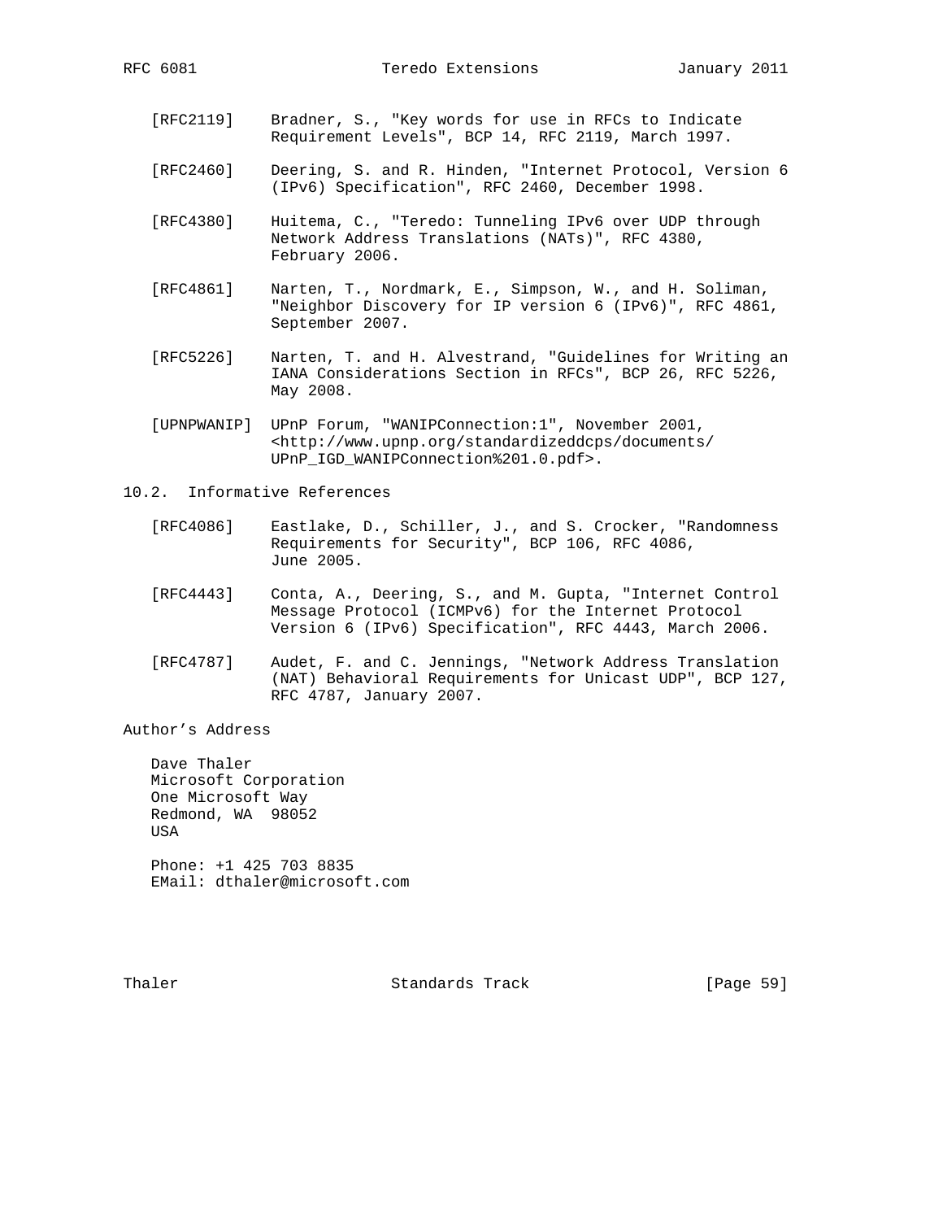[RFC2119] Bradner, S., "Key words for use in RFCs to Indicate Requirement Levels", BCP 14, RFC 2119, March 1997.

[RFC2460] Deering, S. and R. Hinden, "Internet Protocol, Version 6 (IPv6) Specification", RFC 2460, December 1998.

[RFC4380] Huitema, C., "Teredo: Tunneling IPv6 over UDP through Network Address Translations (NATs)", RFC 4380, February 2006.

[RFC4861] Narten, T., Nordmark, E., Simpson, W., and H. Soliman, "Neighbor Discovery for IP version 6 (IPv6)", RFC 4861, September 2007.

[RFC5226] Narten, T. and H. Alvestrand, "Guidelines for Writing an IANA Considerations Section in RFCs", BCP 26, RFC 5226, May 2008.

[UPNPWANIP] UPnP Forum, "WANIPConnection:1", November 2001, <http://www.upnp.org/standardizeddcps/documents/UPnP_IGD_WANIPConnection%201.0.pdf>.

## 10.2. Informative References

[RFC4086] Eastlake, D., Schiller, J., and S. Crocker, "Randomness Requirements for Security", BCP 106, RFC 4086, June 2005.

[RFC4443] Conta, A., Deering, S., and M. Gupta, "Internet Control Message Protocol (ICMPv6) for the Internet Protocol Version 6 (IPv6) Specification", RFC 4443, March 2006.

[RFC4787] Audet, F. and C. Jennings, "Network Address Translation (NAT) Behavioral Requirements for Unicast UDP", BCP 127, RFC 4787, January 2007.

## Author's Address

Dave Thaler
Microsoft Corporation
One Microsoft Way
Redmond, WA 98052
USA

Phone: +1 425 703 8835
EMail: dthaler@microsoft.com